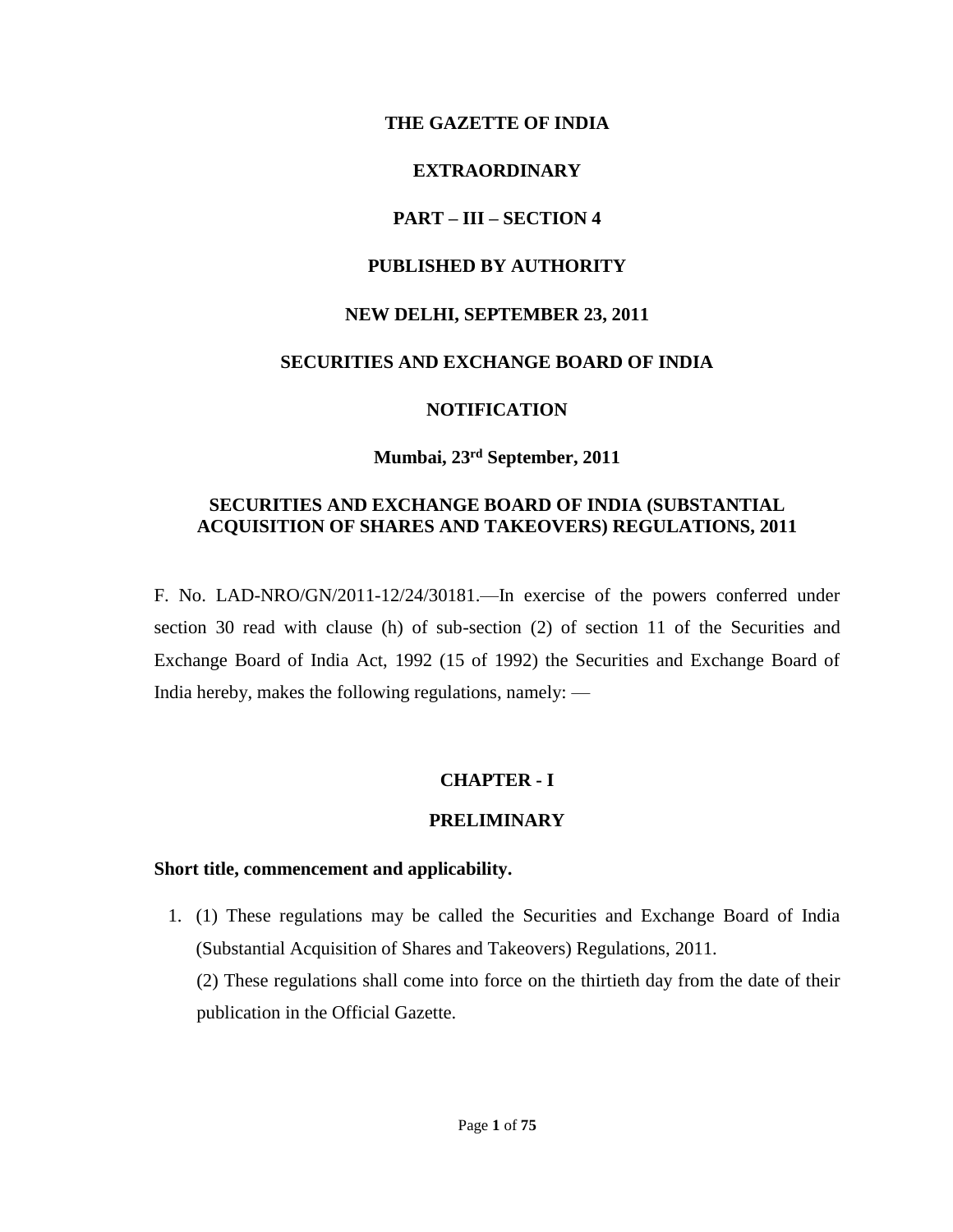**THE GAZETTE OF INDIA**

**EXTRAORDINARY**

**PART – III – SECTION 4**

**PUBLISHED BY AUTHORITY**

**NEW DELHI, SEPTEMBER 23, 2011**

**SECURITIES AND EXCHANGE BOARD OF INDIA**

**NOTIFICATION**

**Mumbai, 23rd September, 2011**

# SECURITIES AND EXCHANGE BOARD OF INDIA (SUBSTANTIAL ACQUISITION OF SHARES AND TAKEOVERS) REGULATIONS, 2011

F. No. LAD-NRO/GN/2011-12/24/30181.—In exercise of the powers conferred under section 30 read with clause (h) of sub-section (2) of section 11 of the Securities and Exchange Board of India Act, 1992 (15 of 1992) the Securities and Exchange Board of India hereby, makes the following regulations, namely: —

## CHAPTER - I

## PRELIMINARY

### Short title, commencement and applicability.

1. (1) These regulations may be called the Securities and Exchange Board of India (Substantial Acquisition of Shares and Takeovers) Regulations, 2011.

   (2) These regulations shall come into force on the thirtieth day from the date of their publication in the Official Gazette.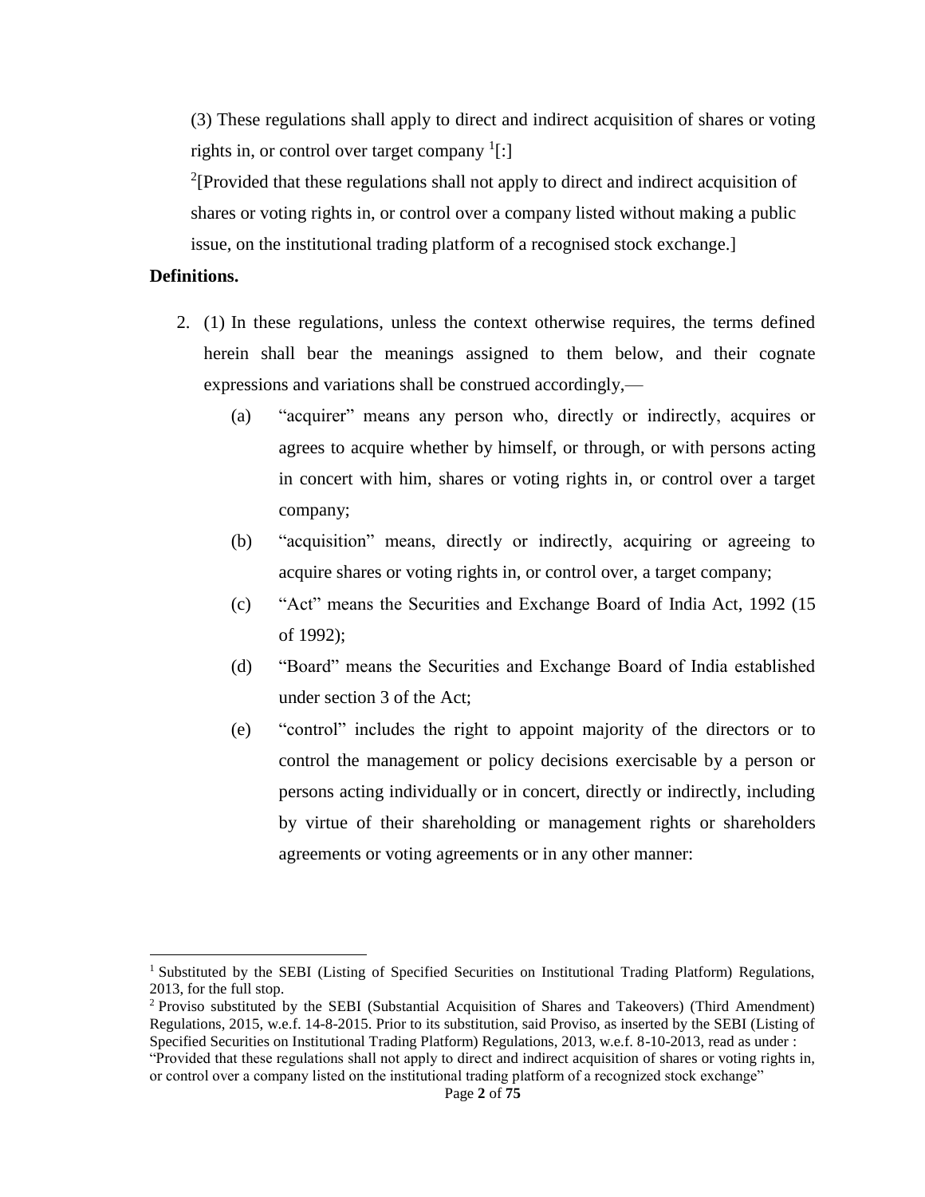(3) These regulations shall apply to direct and indirect acquisition of shares or voting rights in, or control over target company [1][:]

[2][Provided that these regulations shall not apply to direct and indirect acquisition of shares or voting rights in, or control over a company listed without making a public issue, on the institutional trading platform of a recognised stock exchange.]

**Definitions.**

2. (1) In these regulations, unless the context otherwise requires, the terms defined herein shall bear the meanings assigned to them below, and their cognate expressions and variations shall be construed accordingly,—

   (a) "acquirer" means any person who, directly or indirectly, acquires or agrees to acquire whether by himself, or through, or with persons acting in concert with him, shares or voting rights in, or control over a target company;

   (b) "acquisition" means, directly or indirectly, acquiring or agreeing to acquire shares or voting rights in, or control over, a target company;

   (c) "Act" means the Securities and Exchange Board of India Act, 1992 (15 of 1992);

   (d) "Board" means the Securities and Exchange Board of India established under section 3 of the Act;

   (e) "control" includes the right to appoint majority of the directors or to control the management or policy decisions exercisable by a person or persons acting individually or in concert, directly or indirectly, including by virtue of their shareholding or management rights or shareholders agreements or voting agreements or in any other manner:

---

[1] Substituted by the SEBI (Listing of Specified Securities on Institutional Trading Platform) Regulations, 2013, for the full stop.

[2] Proviso substituted by the SEBI (Substantial Acquisition of Shares and Takeovers) (Third Amendment) Regulations, 2015, w.e.f. 14-8-2015. Prior to its substitution, said Proviso, as inserted by the SEBI (Listing of Specified Securities on Institutional Trading Platform) Regulations, 2013, w.e.f. 8-10-2013, read as under :
"Provided that these regulations shall not apply to direct and indirect acquisition of shares or voting rights in, or control over a company listed on the institutional trading platform of a recognized stock exchange"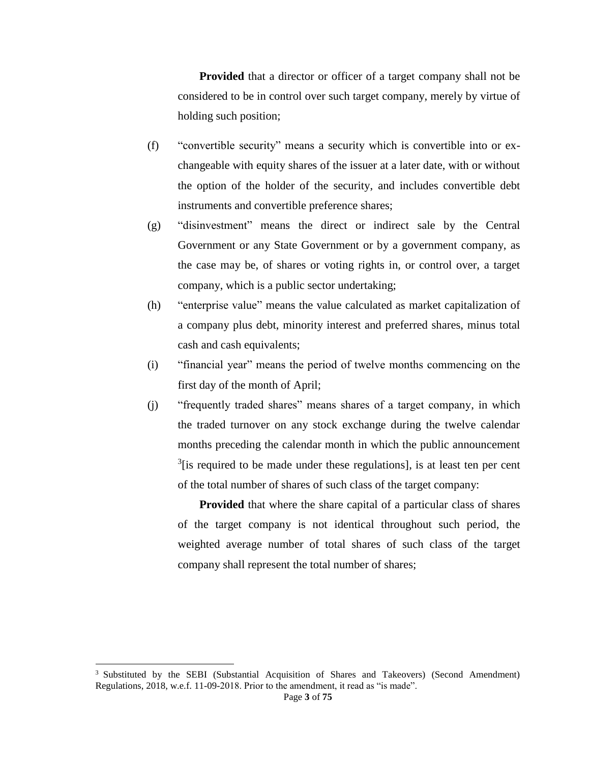**Provided** that a director or officer of a target company shall not be considered to be in control over such target company, merely by virtue of holding such position;

(f) "convertible security" means a security which is convertible into or exchangeable with equity shares of the issuer at a later date, with or without the option of the holder of the security, and includes convertible debt instruments and convertible preference shares;

(g) "disinvestment" means the direct or indirect sale by the Central Government or any State Government or by a government company, as the case may be, of shares or voting rights in, or control over, a target company, which is a public sector undertaking;

(h) "enterprise value" means the value calculated as market capitalization of a company plus debt, minority interest and preferred shares, minus total cash and cash equivalents;

(i) "financial year" means the period of twelve months commencing on the first day of the month of April;

(j) "frequently traded shares" means shares of a target company, in which the traded turnover on any stock exchange during the twelve calendar months preceding the calendar month in which the public announcement [3][is required to be made under these regulations], is at least ten per cent of the total number of shares of such class of the target company:

**Provided** that where the share capital of a particular class of shares of the target company is not identical throughout such period, the weighted average number of total shares of such class of the target company shall represent the total number of shares;

---

[3] Substituted by the SEBI (Substantial Acquisition of Shares and Takeovers) (Second Amendment) Regulations, 2018, w.e.f. 11-09-2018. Prior to the amendment, it read as "is made".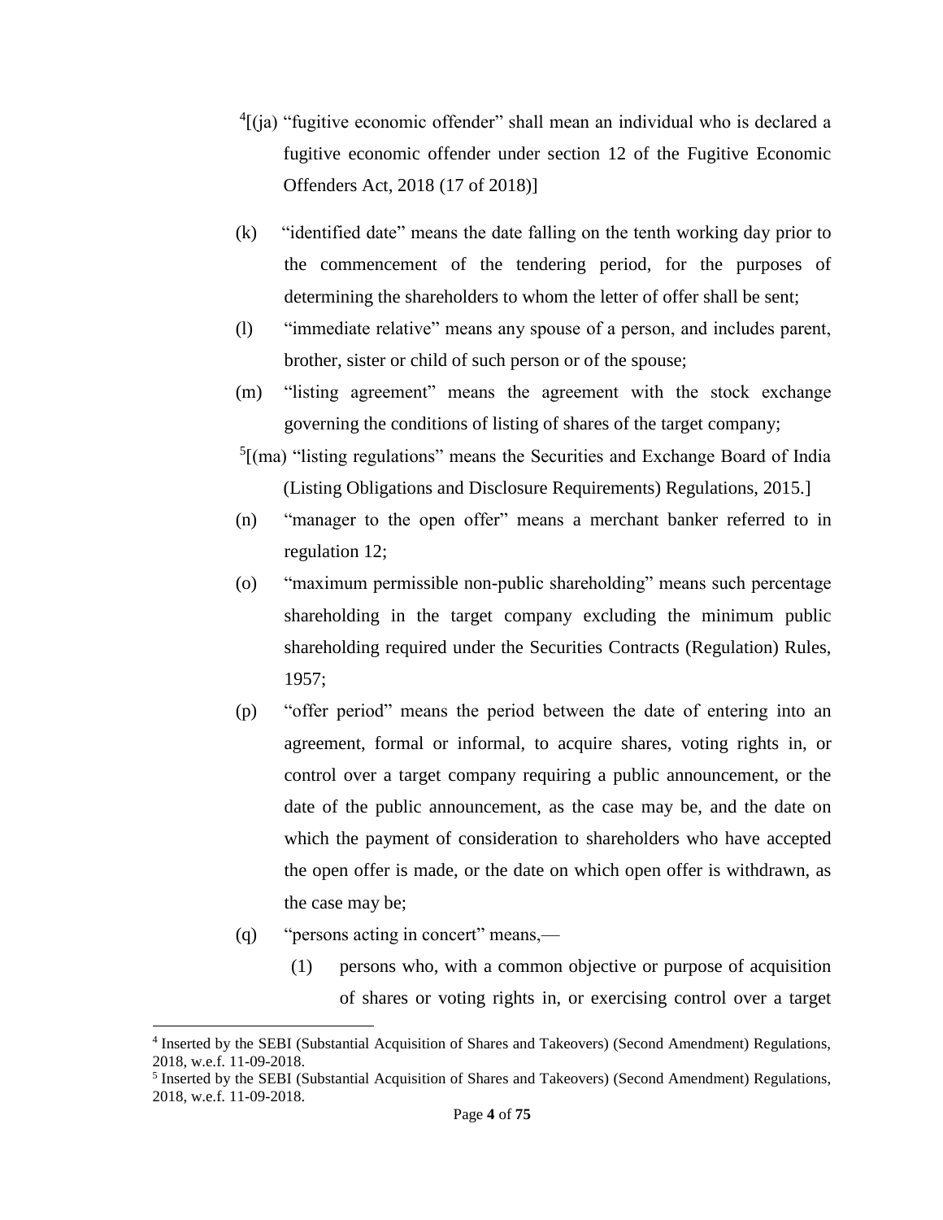[4][(ja) "fugitive economic offender" shall mean an individual who is declared a fugitive economic offender under section 12 of the Fugitive Economic Offenders Act, 2018 (17 of 2018)]

(k) "identified date" means the date falling on the tenth working day prior to the commencement of the tendering period, for the purposes of determining the shareholders to whom the letter of offer shall be sent;

(l) "immediate relative" means any spouse of a person, and includes parent, brother, sister or child of such person or of the spouse;

(m) "listing agreement" means the agreement with the stock exchange governing the conditions of listing of shares of the target company;

[5][(ma) "listing regulations" means the Securities and Exchange Board of India (Listing Obligations and Disclosure Requirements) Regulations, 2015.]

(n) "manager to the open offer" means a merchant banker referred to in regulation 12;

(o) "maximum permissible non-public shareholding" means such percentage shareholding in the target company excluding the minimum public shareholding required under the Securities Contracts (Regulation) Rules, 1957;

(p) "offer period" means the period between the date of entering into an agreement, formal or informal, to acquire shares, voting rights in, or control over a target company requiring a public announcement, or the date of the public announcement, as the case may be, and the date on which the payment of consideration to shareholders who have accepted the open offer is made, or the date on which open offer is withdrawn, as the case may be;

(q) "persons acting in concert" means,—

(1) persons who, with a common objective or purpose of acquisition of shares or voting rights in, or exercising control over a target

---

[4] Inserted by the SEBI (Substantial Acquisition of Shares and Takeovers) (Second Amendment) Regulations, 2018, w.e.f. 11-09-2018.

[5] Inserted by the SEBI (Substantial Acquisition of Shares and Takeovers) (Second Amendment) Regulations, 2018, w.e.f. 11-09-2018.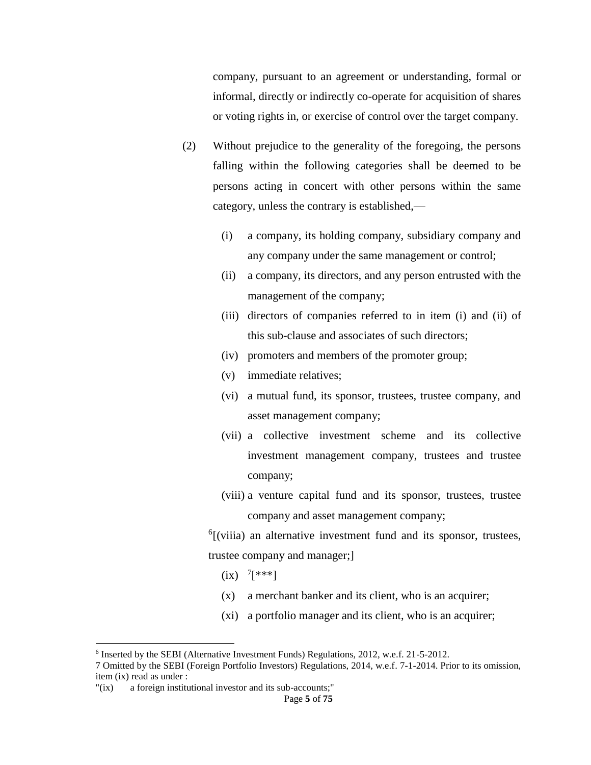company, pursuant to an agreement or understanding, formal or informal, directly or indirectly co-operate for acquisition of shares or voting rights in, or exercise of control over the target company.

(2) Without prejudice to the generality of the foregoing, the persons falling within the following categories shall be deemed to be persons acting in concert with other persons within the same category, unless the contrary is established,—

(i) a company, its holding company, subsidiary company and any company under the same management or control;

(ii) a company, its directors, and any person entrusted with the management of the company;

(iii) directors of companies referred to in item (i) and (ii) of this sub-clause and associates of such directors;

(iv) promoters and members of the promoter group;

(v) immediate relatives;

(vi) a mutual fund, its sponsor, trustees, trustee company, and asset management company;

(vii) a collective investment scheme and its collective investment management company, trustees and trustee company;

(viii) a venture capital fund and its sponsor, trustees, trustee company and asset management company;

[6][(viiia) an alternative investment fund and its sponsor, trustees, trustee company and manager;]

(ix) [7][***]

(x) a merchant banker and its client, who is an acquirer;

(xi) a portfolio manager and its client, who is an acquirer;

---

[6] Inserted by the SEBI (Alternative Investment Funds) Regulations, 2012, w.e.f. 21-5-2012.

[7] Omitted by the SEBI (Foreign Portfolio Investors) Regulations, 2014, w.e.f. 7-1-2014. Prior to its omission, item (ix) read as under :

"(ix) a foreign institutional investor and its sub-accounts;"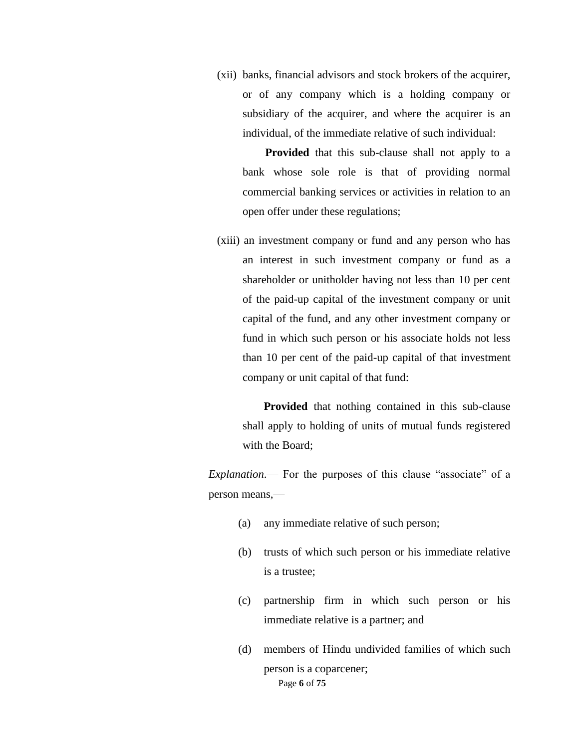(xii) banks, financial advisors and stock brokers of the acquirer, or of any company which is a holding company or subsidiary of the acquirer, and where the acquirer is an individual, of the immediate relative of such individual:

**Provided** that this sub-clause shall not apply to a bank whose sole role is that of providing normal commercial banking services or activities in relation to an open offer under these regulations;

(xiii) an investment company or fund and any person who has an interest in such investment company or fund as a shareholder or unitholder having not less than 10 per cent of the paid-up capital of the investment company or unit capital of the fund, and any other investment company or fund in which such person or his associate holds not less than 10 per cent of the paid-up capital of that investment company or unit capital of that fund:

**Provided** that nothing contained in this sub-clause shall apply to holding of units of mutual funds registered with the Board;

*Explanation*.— For the purposes of this clause "associate" of a person means,—

(a) any immediate relative of such person;

(b) trusts of which such person or his immediate relative is a trustee;

(c) partnership firm in which such person or his immediate relative is a partner; and

(d) members of Hindu undivided families of which such person is a coparcener;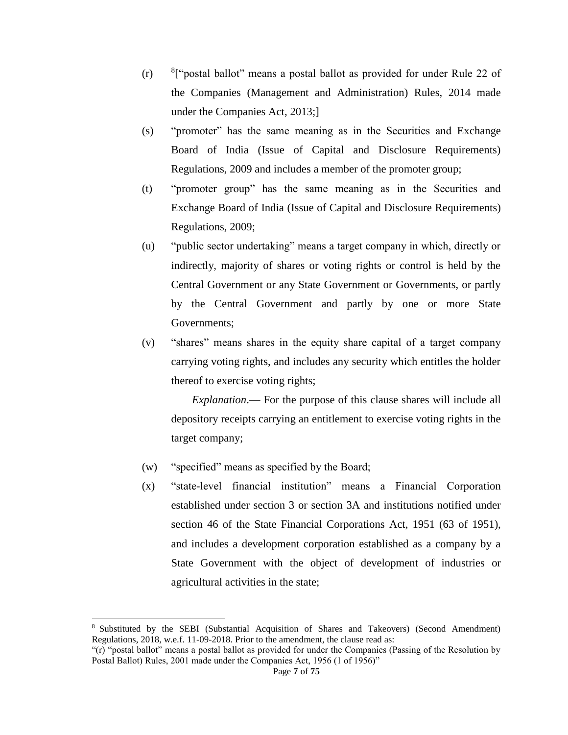(r) [8]["postal ballot" means a postal ballot as provided for under Rule 22 of the Companies (Management and Administration) Rules, 2014 made under the Companies Act, 2013;]

(s) "promoter" has the same meaning as in the Securities and Exchange Board of India (Issue of Capital and Disclosure Requirements) Regulations, 2009 and includes a member of the promoter group;

(t) "promoter group" has the same meaning as in the Securities and Exchange Board of India (Issue of Capital and Disclosure Requirements) Regulations, 2009;

(u) "public sector undertaking" means a target company in which, directly or indirectly, majority of shares or voting rights or control is held by the Central Government or any State Government or Governments, or partly by the Central Government and partly by one or more State Governments;

(v) "shares" means shares in the equity share capital of a target company carrying voting rights, and includes any security which entitles the holder thereof to exercise voting rights;

*Explanation*.— For the purpose of this clause shares will include all depository receipts carrying an entitlement to exercise voting rights in the target company;

(w) "specified" means as specified by the Board;

(x) "state-level financial institution" means a Financial Corporation established under section 3 or section 3A and institutions notified under section 46 of the State Financial Corporations Act, 1951 (63 of 1951), and includes a development corporation established as a company by a State Government with the object of development of industries or agricultural activities in the state;

---

[8] Substituted by the SEBI (Substantial Acquisition of Shares and Takeovers) (Second Amendment) Regulations, 2018, w.e.f. 11-09-2018. Prior to the amendment, the clause read as:
"(r) "postal ballot" means a postal ballot as provided for under the Companies (Passing of the Resolution by Postal Ballot) Rules, 2001 made under the Companies Act, 1956 (1 of 1956)"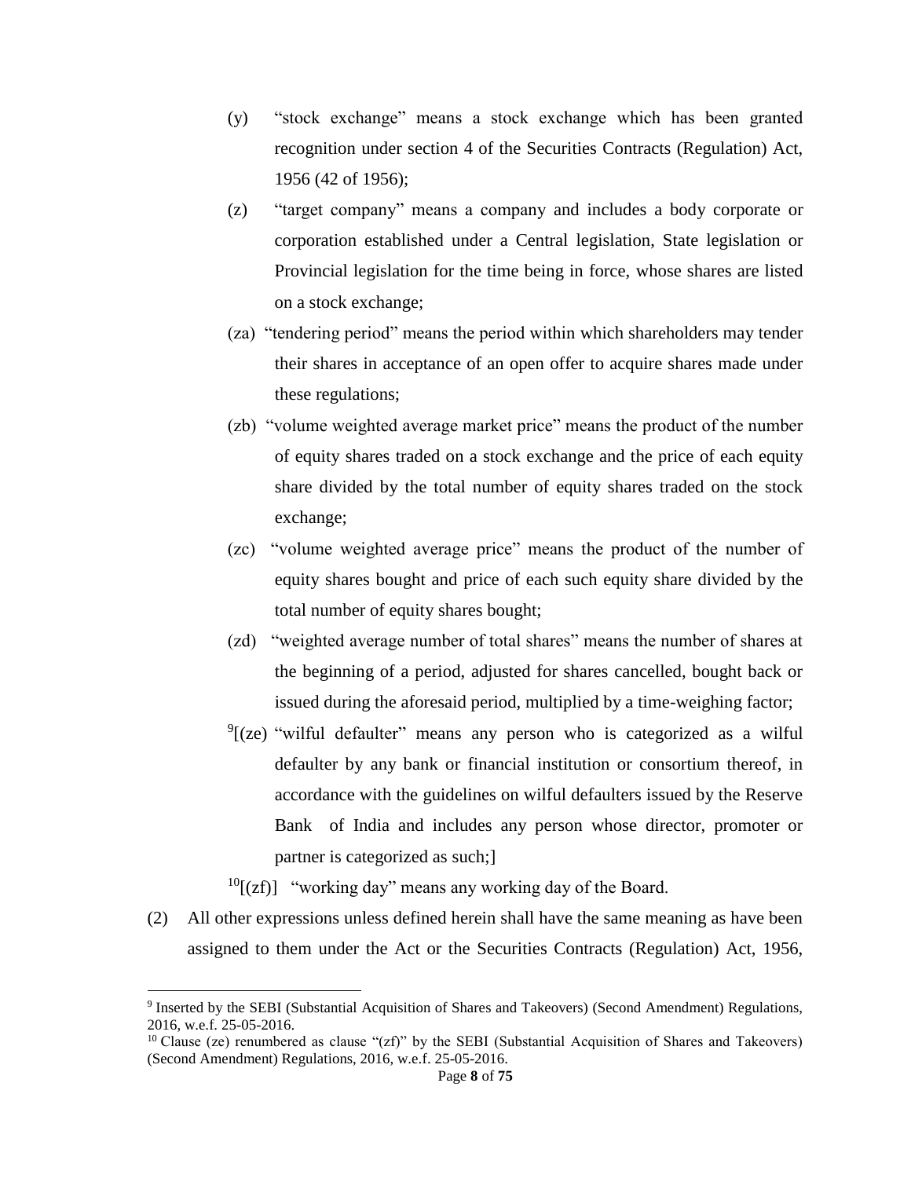(y) "stock exchange" means a stock exchange which has been granted recognition under section 4 of the Securities Contracts (Regulation) Act, 1956 (42 of 1956);

(z) "target company" means a company and includes a body corporate or corporation established under a Central legislation, State legislation or Provincial legislation for the time being in force, whose shares are listed on a stock exchange;

(za) "tendering period" means the period within which shareholders may tender their shares in acceptance of an open offer to acquire shares made under these regulations;

(zb) "volume weighted average market price" means the product of the number of equity shares traded on a stock exchange and the price of each equity share divided by the total number of equity shares traded on the stock exchange;

(zc) "volume weighted average price" means the product of the number of equity shares bought and price of each such equity share divided by the total number of equity shares bought;

(zd) "weighted average number of total shares" means the number of shares at the beginning of a period, adjusted for shares cancelled, bought back or issued during the aforesaid period, multiplied by a time-weighing factor;

[9][(ze) "wilful defaulter" means any person who is categorized as a wilful defaulter by any bank or financial institution or consortium thereof, in accordance with the guidelines on wilful defaulters issued by the Reserve Bank of India and includes any person whose director, promoter or partner is categorized as such;]

[10][(zf)] "working day" means any working day of the Board.

(2) All other expressions unless defined herein shall have the same meaning as have been assigned to them under the Act or the Securities Contracts (Regulation) Act, 1956,

---

[9] Inserted by the SEBI (Substantial Acquisition of Shares and Takeovers) (Second Amendment) Regulations, 2016, w.e.f. 25-05-2016.

[10] Clause (ze) renumbered as clause "(zf)" by the SEBI (Substantial Acquisition of Shares and Takeovers) (Second Amendment) Regulations, 2016, w.e.f. 25-05-2016.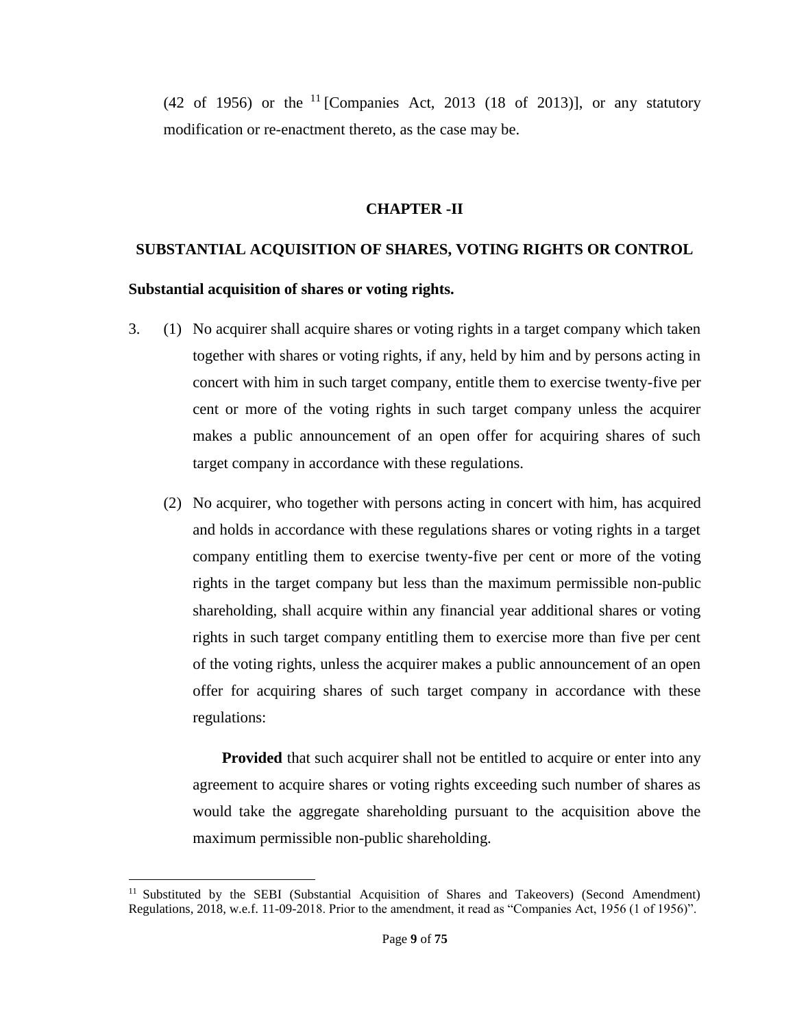(42 of 1956) or the [11] [Companies Act, 2013 (18 of 2013)], or any statutory modification or re-enactment thereto, as the case may be.

## CHAPTER -II

## SUBSTANTIAL ACQUISITION OF SHARES, VOTING RIGHTS OR CONTROL

**Substantial acquisition of shares or voting rights.**

3. (1) No acquirer shall acquire shares or voting rights in a target company which taken together with shares or voting rights, if any, held by him and by persons acting in concert with him in such target company, entitle them to exercise twenty-five per cent or more of the voting rights in such target company unless the acquirer makes a public announcement of an open offer for acquiring shares of such target company in accordance with these regulations.

(2) No acquirer, who together with persons acting in concert with him, has acquired and holds in accordance with these regulations shares or voting rights in a target company entitling them to exercise twenty-five per cent or more of the voting rights in the target company but less than the maximum permissible non-public shareholding, shall acquire within any financial year additional shares or voting rights in such target company entitling them to exercise more than five per cent of the voting rights, unless the acquirer makes a public announcement of an open offer for acquiring shares of such target company in accordance with these regulations:

**Provided** that such acquirer shall not be entitled to acquire or enter into any agreement to acquire shares or voting rights exceeding such number of shares as would take the aggregate shareholding pursuant to the acquisition above the maximum permissible non-public shareholding.

[11] Substituted by the SEBI (Substantial Acquisition of Shares and Takeovers) (Second Amendment) Regulations, 2018, w.e.f. 11-09-2018. Prior to the amendment, it read as "Companies Act, 1956 (1 of 1956)".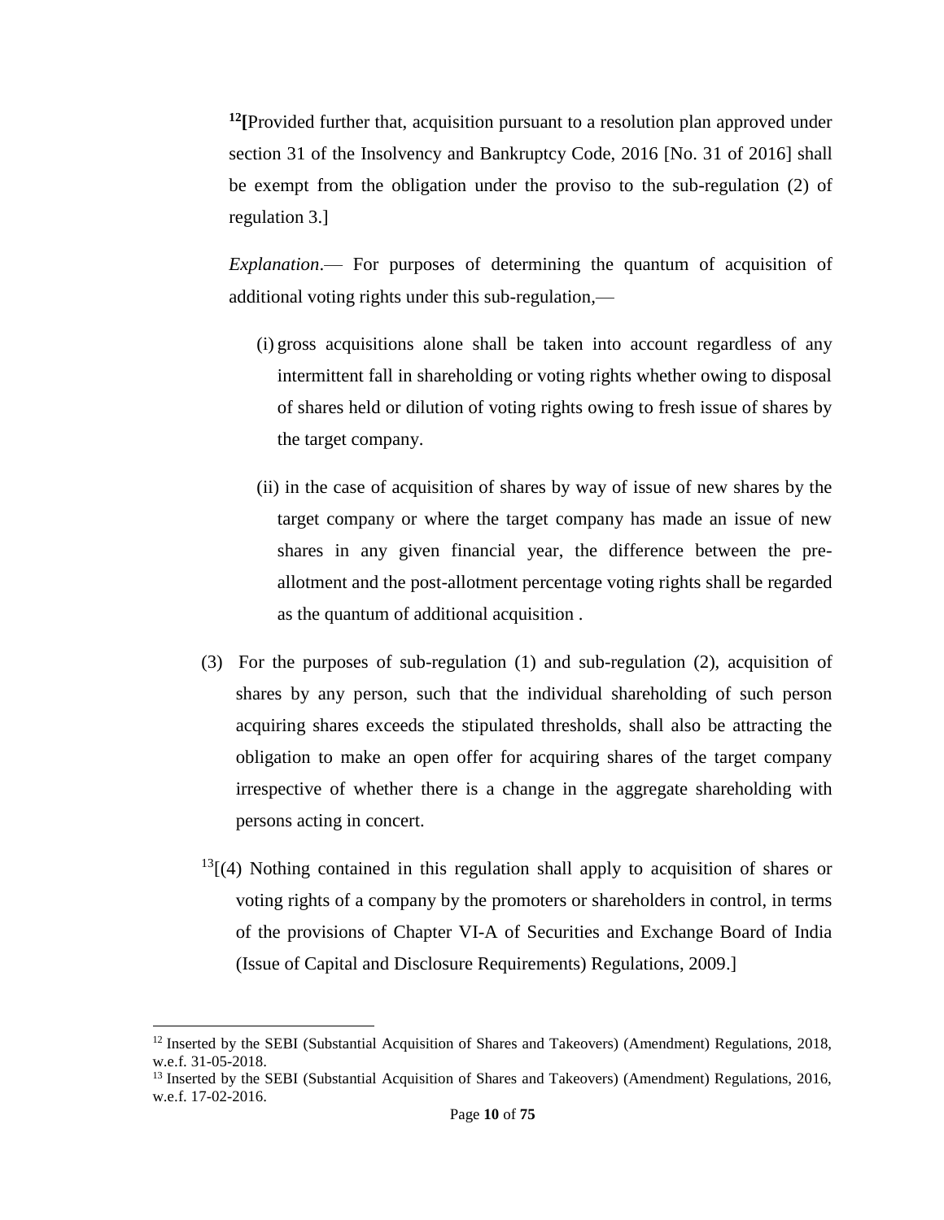[12][Provided further that, acquisition pursuant to a resolution plan approved under section 31 of the Insolvency and Bankruptcy Code, 2016 [No. 31 of 2016] shall be exempt from the obligation under the proviso to the sub-regulation (2) of regulation 3.]

*Explanation*.— For purposes of determining the quantum of acquisition of additional voting rights under this sub-regulation,—

(i) gross acquisitions alone shall be taken into account regardless of any intermittent fall in shareholding or voting rights whether owing to disposal of shares held or dilution of voting rights owing to fresh issue of shares by the target company.

(ii) in the case of acquisition of shares by way of issue of new shares by the target company or where the target company has made an issue of new shares in any given financial year, the difference between the pre-allotment and the post-allotment percentage voting rights shall be regarded as the quantum of additional acquisition .

(3) For the purposes of sub-regulation (1) and sub-regulation (2), acquisition of shares by any person, such that the individual shareholding of such person acquiring shares exceeds the stipulated thresholds, shall also be attracting the obligation to make an open offer for acquiring shares of the target company irrespective of whether there is a change in the aggregate shareholding with persons acting in concert.

[13][(4) Nothing contained in this regulation shall apply to acquisition of shares or voting rights of a company by the promoters or shareholders in control, in terms of the provisions of Chapter VI-A of Securities and Exchange Board of India (Issue of Capital and Disclosure Requirements) Regulations, 2009.]

---

[12] Inserted by the SEBI (Substantial Acquisition of Shares and Takeovers) (Amendment) Regulations, 2018, w.e.f. 31-05-2018.

[13] Inserted by the SEBI (Substantial Acquisition of Shares and Takeovers) (Amendment) Regulations, 2016, w.e.f. 17-02-2016.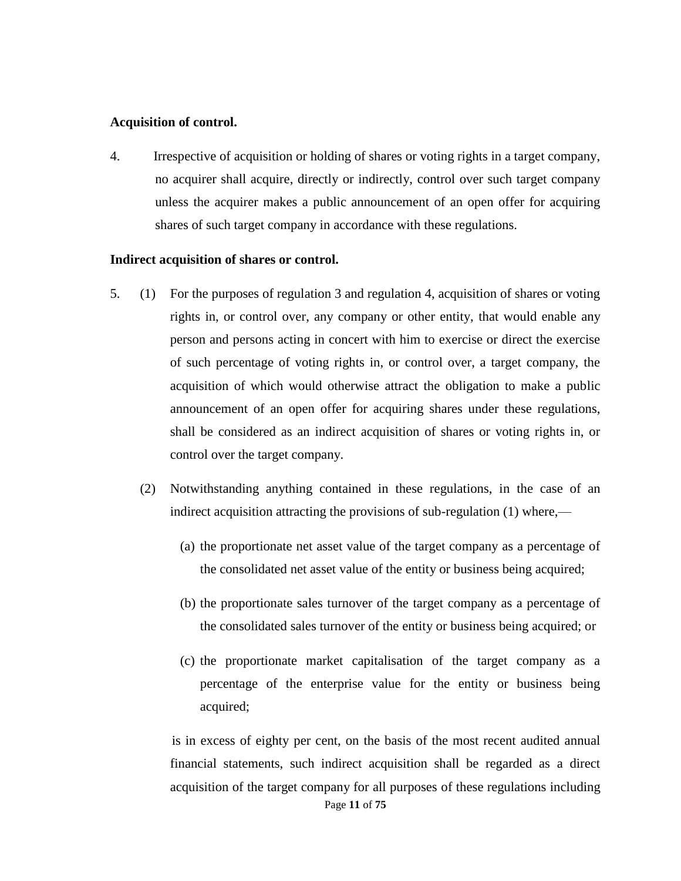**Acquisition of control.**

4. Irrespective of acquisition or holding of shares or voting rights in a target company, no acquirer shall acquire, directly or indirectly, control over such target company unless the acquirer makes a public announcement of an open offer for acquiring shares of such target company in accordance with these regulations.

**Indirect acquisition of shares or control.**

5. (1) For the purposes of regulation 3 and regulation 4, acquisition of shares or voting rights in, or control over, any company or other entity, that would enable any person and persons acting in concert with him to exercise or direct the exercise of such percentage of voting rights in, or control over, a target company, the acquisition of which would otherwise attract the obligation to make a public announcement of an open offer for acquiring shares under these regulations, shall be considered as an indirect acquisition of shares or voting rights in, or control over the target company.

(2) Notwithstanding anything contained in these regulations, in the case of an indirect acquisition attracting the provisions of sub-regulation (1) where,—

(a) the proportionate net asset value of the target company as a percentage of the consolidated net asset value of the entity or business being acquired;

(b) the proportionate sales turnover of the target company as a percentage of the consolidated sales turnover of the entity or business being acquired; or

(c) the proportionate market capitalisation of the target company as a percentage of the enterprise value for the entity or business being acquired;

is in excess of eighty per cent, on the basis of the most recent audited annual financial statements, such indirect acquisition shall be regarded as a direct acquisition of the target company for all purposes of these regulations including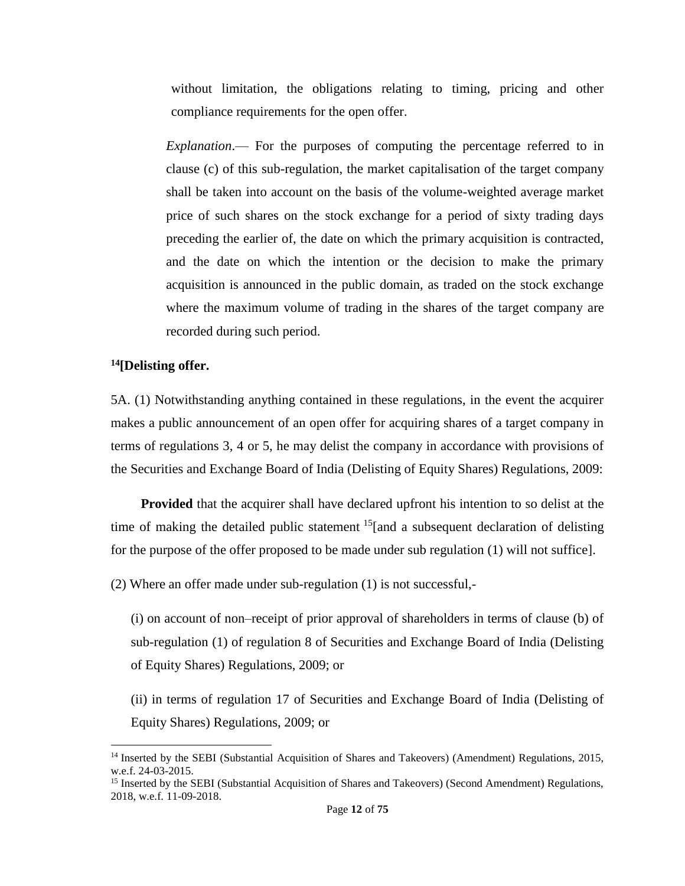without limitation, the obligations relating to timing, pricing and other compliance requirements for the open offer.

*Explanation*.— For the purposes of computing the percentage referred to in clause (c) of this sub-regulation, the market capitalisation of the target company shall be taken into account on the basis of the volume-weighted average market price of such shares on the stock exchange for a period of sixty trading days preceding the earlier of, the date on which the primary acquisition is contracted, and the date on which the intention or the decision to make the primary acquisition is announced in the public domain, as traded on the stock exchange where the maximum volume of trading in the shares of the target company are recorded during such period.

**[14][Delisting offer.**

5A. (1) Notwithstanding anything contained in these regulations, in the event the acquirer makes a public announcement of an open offer for acquiring shares of a target company in terms of regulations 3, 4 or 5, he may delist the company in accordance with provisions of the Securities and Exchange Board of India (Delisting of Equity Shares) Regulations, 2009:

**Provided** that the acquirer shall have declared upfront his intention to so delist at the time of making the detailed public statement [15][and a subsequent declaration of delisting for the purpose of the offer proposed to be made under sub regulation (1) will not suffice].

(2) Where an offer made under sub-regulation (1) is not successful,-

(i) on account of non–receipt of prior approval of shareholders in terms of clause (b) of sub-regulation (1) of regulation 8 of Securities and Exchange Board of India (Delisting of Equity Shares) Regulations, 2009; or

(ii) in terms of regulation 17 of Securities and Exchange Board of India (Delisting of Equity Shares) Regulations, 2009; or

---

[14] Inserted by the SEBI (Substantial Acquisition of Shares and Takeovers) (Amendment) Regulations, 2015, w.e.f. 24-03-2015.

[15] Inserted by the SEBI (Substantial Acquisition of Shares and Takeovers) (Second Amendment) Regulations, 2018, w.e.f. 11-09-2018.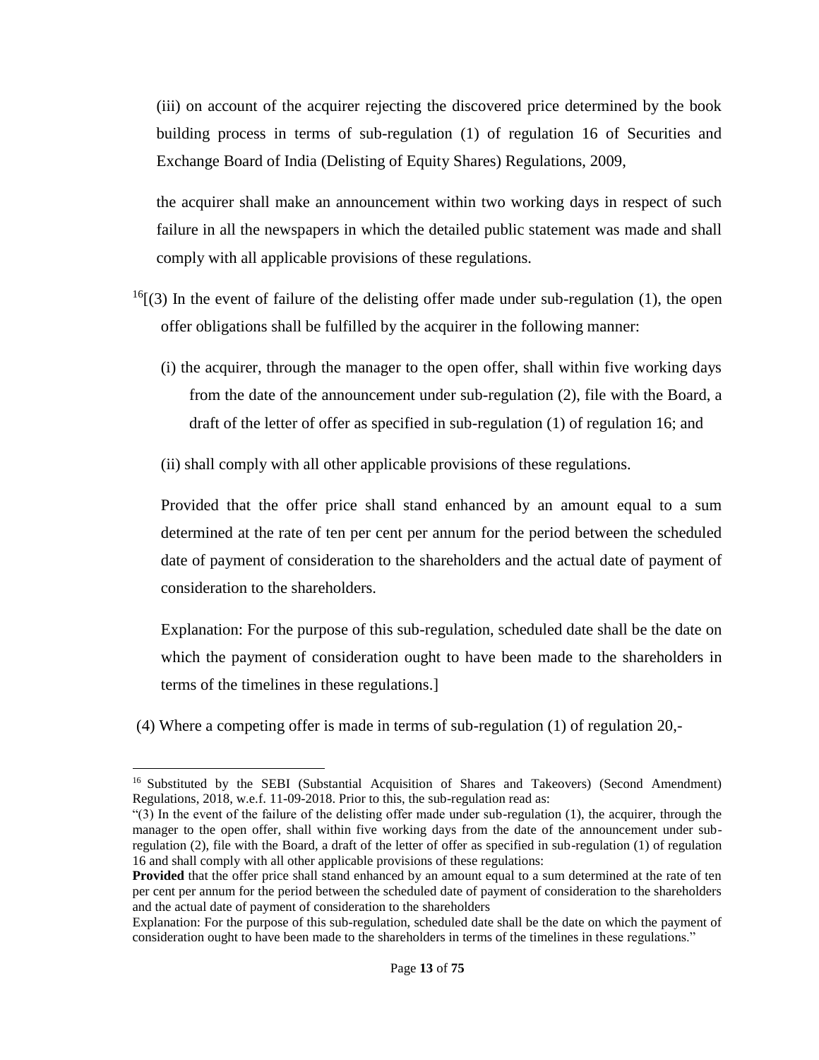(iii) on account of the acquirer rejecting the discovered price determined by the book building process in terms of sub-regulation (1) of regulation 16 of Securities and Exchange Board of India (Delisting of Equity Shares) Regulations, 2009,

the acquirer shall make an announcement within two working days in respect of such failure in all the newspapers in which the detailed public statement was made and shall comply with all applicable provisions of these regulations.

[16][(3) In the event of failure of the delisting offer made under sub-regulation (1), the open offer obligations shall be fulfilled by the acquirer in the following manner:

(i) the acquirer, through the manager to the open offer, shall within five working days from the date of the announcement under sub-regulation (2), file with the Board, a draft of the letter of offer as specified in sub-regulation (1) of regulation 16; and

(ii) shall comply with all other applicable provisions of these regulations.

Provided that the offer price shall stand enhanced by an amount equal to a sum determined at the rate of ten per cent per annum for the period between the scheduled date of payment of consideration to the shareholders and the actual date of payment of consideration to the shareholders.

Explanation: For the purpose of this sub-regulation, scheduled date shall be the date on which the payment of consideration ought to have been made to the shareholders in terms of the timelines in these regulations.]

(4) Where a competing offer is made in terms of sub-regulation (1) of regulation 20,-

---

[16] Substituted by the SEBI (Substantial Acquisition of Shares and Takeovers) (Second Amendment) Regulations, 2018, w.e.f. 11-09-2018. Prior to this, the sub-regulation read as:

"(3) In the event of the failure of the delisting offer made under sub-regulation (1), the acquirer, through the manager to the open offer, shall within five working days from the date of the announcement under sub-regulation (2), file with the Board, a draft of the letter of offer as specified in sub-regulation (1) of regulation 16 and shall comply with all other applicable provisions of these regulations:

**Provided** that the offer price shall stand enhanced by an amount equal to a sum determined at the rate of ten per cent per annum for the period between the scheduled date of payment of consideration to the shareholders and the actual date of payment of consideration to the shareholders

Explanation: For the purpose of this sub-regulation, scheduled date shall be the date on which the payment of consideration ought to have been made to the shareholders in terms of the timelines in these regulations."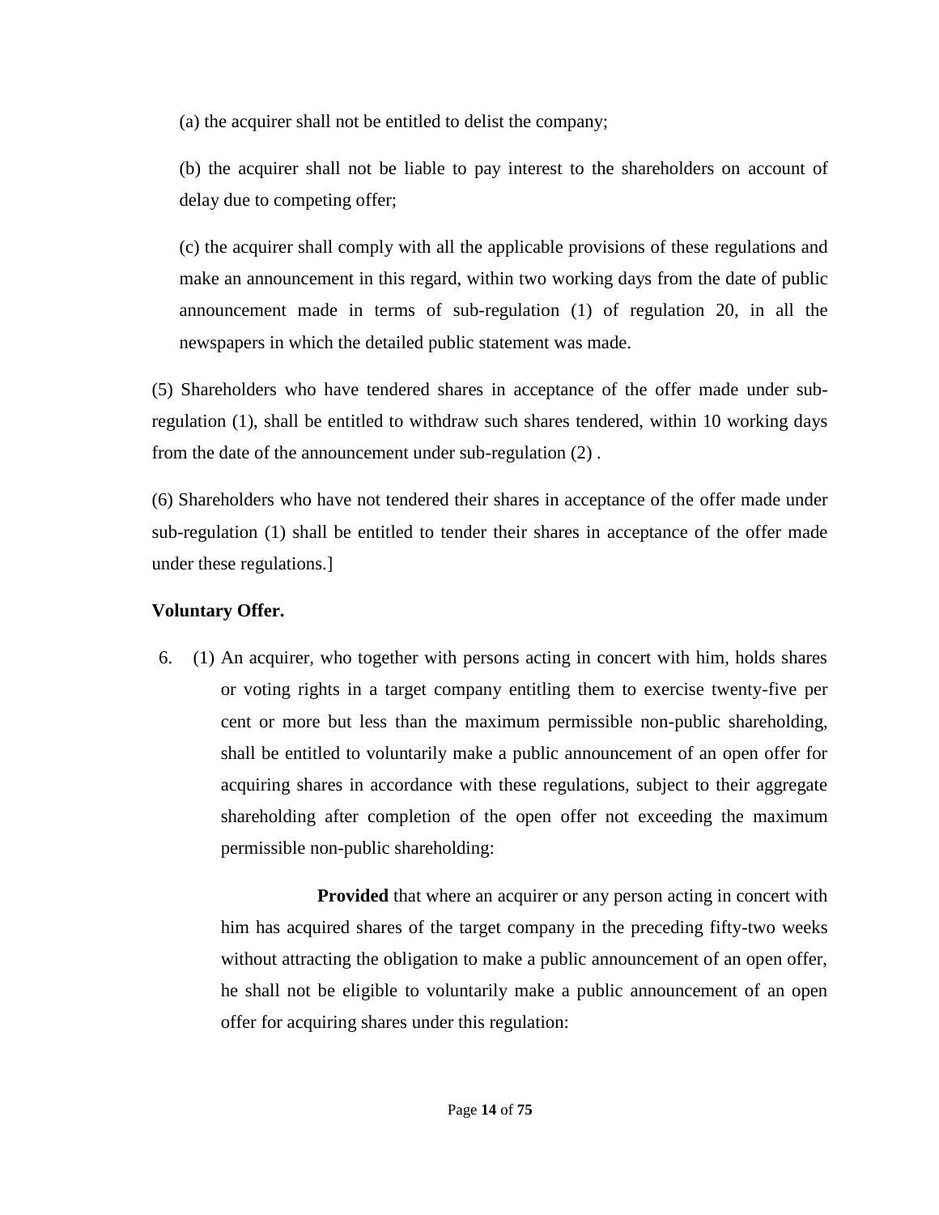(a) the acquirer shall not be entitled to delist the company;

(b) the acquirer shall not be liable to pay interest to the shareholders on account of delay due to competing offer;

(c) the acquirer shall comply with all the applicable provisions of these regulations and make an announcement in this regard, within two working days from the date of public announcement made in terms of sub-regulation (1) of regulation 20, in all the newspapers in which the detailed public statement was made.

(5) Shareholders who have tendered shares in acceptance of the offer made under sub-regulation (1), shall be entitled to withdraw such shares tendered, within 10 working days from the date of the announcement under sub-regulation (2) .

(6) Shareholders who have not tendered their shares in acceptance of the offer made under sub-regulation (1) shall be entitled to tender their shares in acceptance of the offer made under these regulations.]

**Voluntary Offer.**

6. (1) An acquirer, who together with persons acting in concert with him, holds shares or voting rights in a target company entitling them to exercise twenty-five per cent or more but less than the maximum permissible non-public shareholding, shall be entitled to voluntarily make a public announcement of an open offer for acquiring shares in accordance with these regulations, subject to their aggregate shareholding after completion of the open offer not exceeding the maximum permissible non-public shareholding:

**Provided** that where an acquirer or any person acting in concert with him has acquired shares of the target company in the preceding fifty-two weeks without attracting the obligation to make a public announcement of an open offer, he shall not be eligible to voluntarily make a public announcement of an open offer for acquiring shares under this regulation: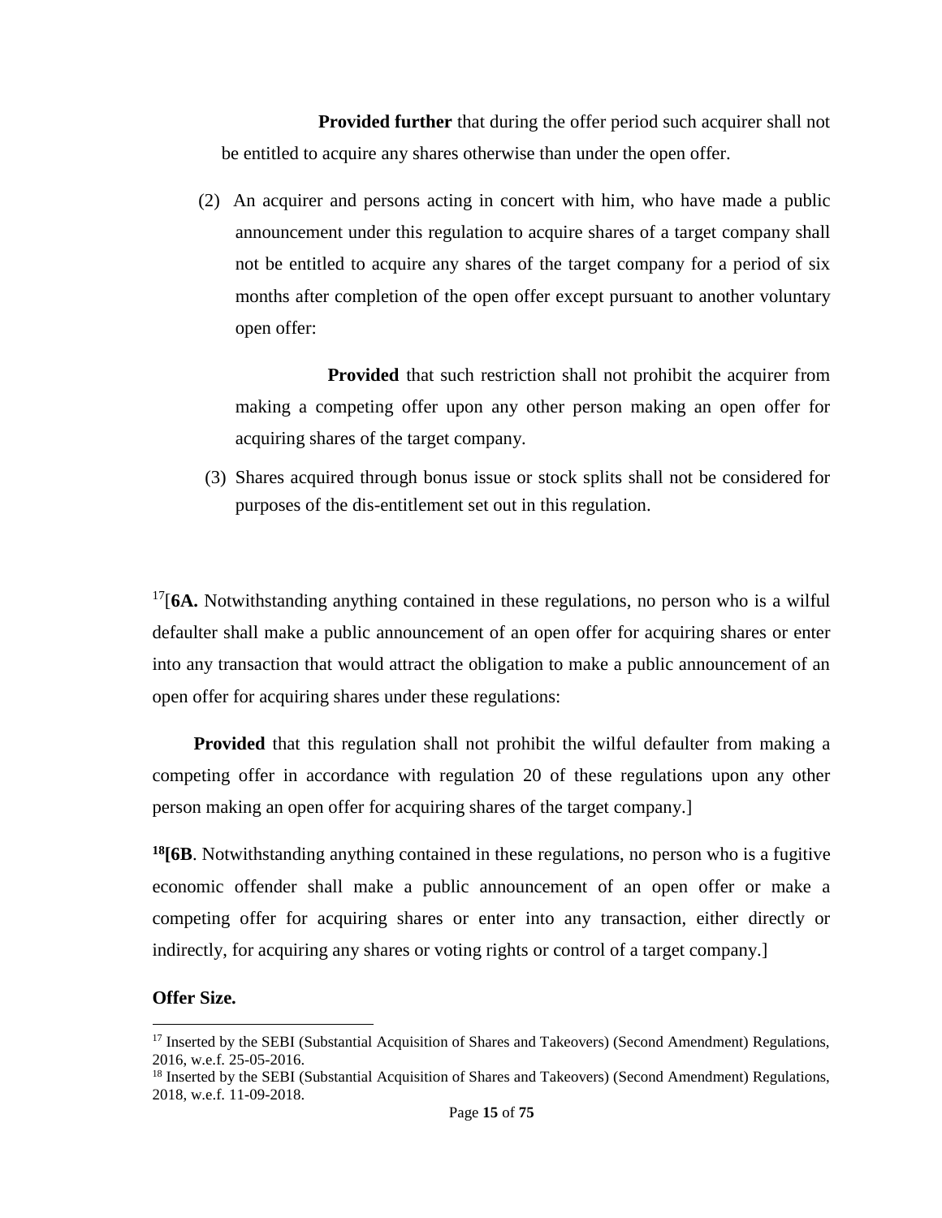**Provided further** that during the offer period such acquirer shall not be entitled to acquire any shares otherwise than under the open offer.

(2) An acquirer and persons acting in concert with him, who have made a public announcement under this regulation to acquire shares of a target company shall not be entitled to acquire any shares of the target company for a period of six months after completion of the open offer except pursuant to another voluntary open offer:

**Provided** that such restriction shall not prohibit the acquirer from making a competing offer upon any other person making an open offer for acquiring shares of the target company.

(3) Shares acquired through bonus issue or stock splits shall not be considered for purposes of the dis-entitlement set out in this regulation.

[17][**6A.** Notwithstanding anything contained in these regulations, no person who is a wilful defaulter shall make a public announcement of an open offer for acquiring shares or enter into any transaction that would attract the obligation to make a public announcement of an open offer for acquiring shares under these regulations:

**Provided** that this regulation shall not prohibit the wilful defaulter from making a competing offer in accordance with regulation 20 of these regulations upon any other person making an open offer for acquiring shares of the target company.]

[18]**[6B**. Notwithstanding anything contained in these regulations, no person who is a fugitive economic offender shall make a public announcement of an open offer or make a competing offer for acquiring shares or enter into any transaction, either directly or indirectly, for acquiring any shares or voting rights or control of a target company.]

**Offer Size.**

[17] Inserted by the SEBI (Substantial Acquisition of Shares and Takeovers) (Second Amendment) Regulations, 2016, w.e.f. 25-05-2016.

[18] Inserted by the SEBI (Substantial Acquisition of Shares and Takeovers) (Second Amendment) Regulations, 2018, w.e.f. 11-09-2018.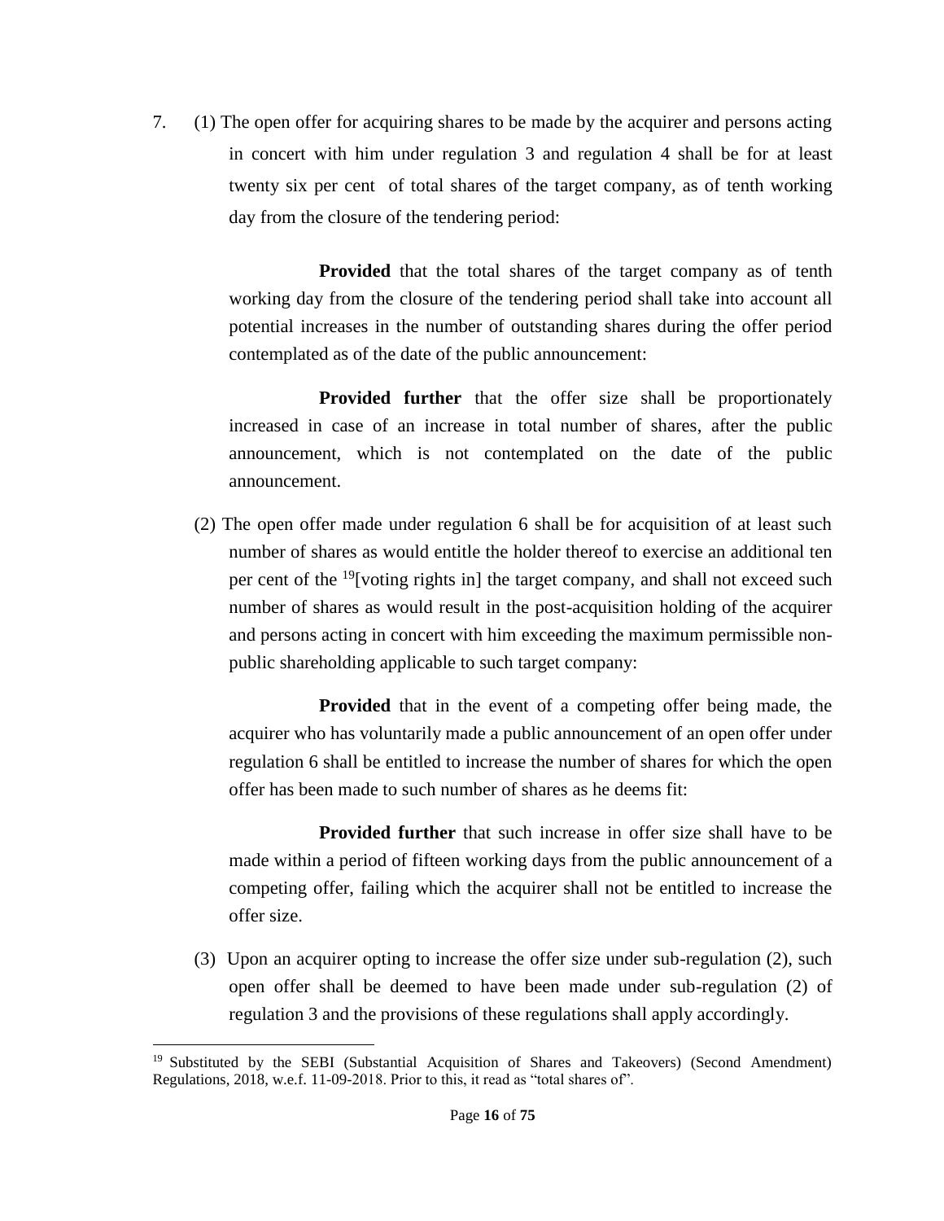7. (1) The open offer for acquiring shares to be made by the acquirer and persons acting in concert with him under regulation 3 and regulation 4 shall be for at least twenty six per cent of total shares of the target company, as of tenth working day from the closure of the tendering period:

**Provided** that the total shares of the target company as of tenth working day from the closure of the tendering period shall take into account all potential increases in the number of outstanding shares during the offer period contemplated as of the date of the public announcement:

**Provided further** that the offer size shall be proportionately increased in case of an increase in total number of shares, after the public announcement, which is not contemplated on the date of the public announcement.

(2) The open offer made under regulation 6 shall be for acquisition of at least such number of shares as would entitle the holder thereof to exercise an additional ten per cent of the [19][voting rights in] the target company, and shall not exceed such number of shares as would result in the post-acquisition holding of the acquirer and persons acting in concert with him exceeding the maximum permissible non-public shareholding applicable to such target company:

**Provided** that in the event of a competing offer being made, the acquirer who has voluntarily made a public announcement of an open offer under regulation 6 shall be entitled to increase the number of shares for which the open offer has been made to such number of shares as he deems fit:

**Provided further** that such increase in offer size shall have to be made within a period of fifteen working days from the public announcement of a competing offer, failing which the acquirer shall not be entitled to increase the offer size.

(3) Upon an acquirer opting to increase the offer size under sub-regulation (2), such open offer shall be deemed to have been made under sub-regulation (2) of regulation 3 and the provisions of these regulations shall apply accordingly.

---

[19] Substituted by the SEBI (Substantial Acquisition of Shares and Takeovers) (Second Amendment) Regulations, 2018, w.e.f. 11-09-2018. Prior to this, it read as "total shares of".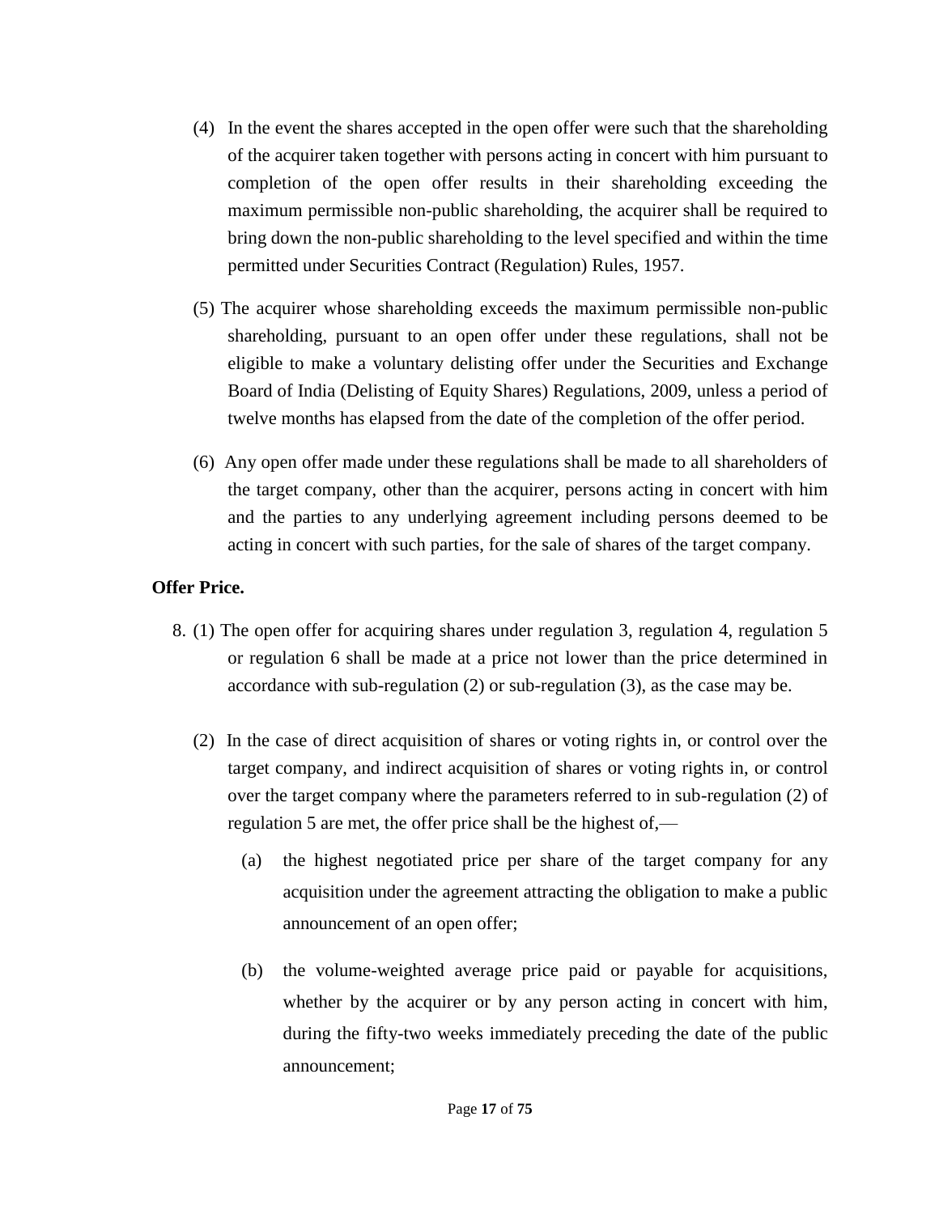(4) In the event the shares accepted in the open offer were such that the shareholding of the acquirer taken together with persons acting in concert with him pursuant to completion of the open offer results in their shareholding exceeding the maximum permissible non-public shareholding, the acquirer shall be required to bring down the non-public shareholding to the level specified and within the time permitted under Securities Contract (Regulation) Rules, 1957.

(5) The acquirer whose shareholding exceeds the maximum permissible non-public shareholding, pursuant to an open offer under these regulations, shall not be eligible to make a voluntary delisting offer under the Securities and Exchange Board of India (Delisting of Equity Shares) Regulations, 2009, unless a period of twelve months has elapsed from the date of the completion of the offer period.

(6) Any open offer made under these regulations shall be made to all shareholders of the target company, other than the acquirer, persons acting in concert with him and the parties to any underlying agreement including persons deemed to be acting in concert with such parties, for the sale of shares of the target company.

**Offer Price.**

8. (1) The open offer for acquiring shares under regulation 3, regulation 4, regulation 5 or regulation 6 shall be made at a price not lower than the price determined in accordance with sub-regulation (2) or sub-regulation (3), as the case may be.

(2) In the case of direct acquisition of shares or voting rights in, or control over the target company, and indirect acquisition of shares or voting rights in, or control over the target company where the parameters referred to in sub-regulation (2) of regulation 5 are met, the offer price shall be the highest of,—

(a) the highest negotiated price per share of the target company for any acquisition under the agreement attracting the obligation to make a public announcement of an open offer;

(b) the volume-weighted average price paid or payable for acquisitions, whether by the acquirer or by any person acting in concert with him, during the fifty-two weeks immediately preceding the date of the public announcement;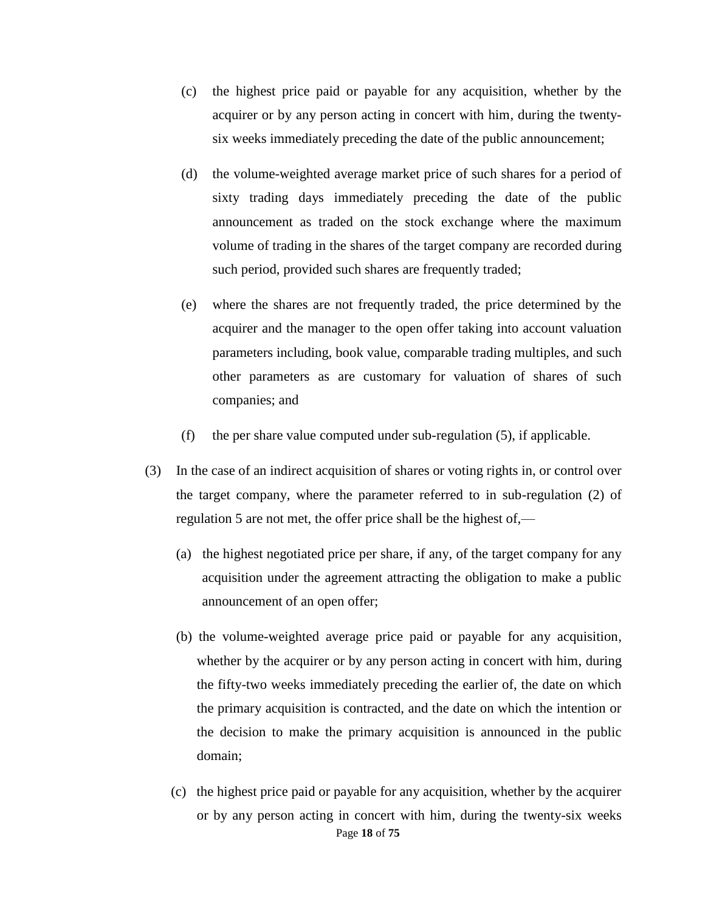(c) the highest price paid or payable for any acquisition, whether by the acquirer or by any person acting in concert with him, during the twenty-six weeks immediately preceding the date of the public announcement;

(d) the volume-weighted average market price of such shares for a period of sixty trading days immediately preceding the date of the public announcement as traded on the stock exchange where the maximum volume of trading in the shares of the target company are recorded during such period, provided such shares are frequently traded;

(e) where the shares are not frequently traded, the price determined by the acquirer and the manager to the open offer taking into account valuation parameters including, book value, comparable trading multiples, and such other parameters as are customary for valuation of shares of such companies; and

(f) the per share value computed under sub-regulation (5), if applicable.

(3) In the case of an indirect acquisition of shares or voting rights in, or control over the target company, where the parameter referred to in sub-regulation (2) of regulation 5 are not met, the offer price shall be the highest of,—

(a) the highest negotiated price per share, if any, of the target company for any acquisition under the agreement attracting the obligation to make a public announcement of an open offer;

(b) the volume-weighted average price paid or payable for any acquisition, whether by the acquirer or by any person acting in concert with him, during the fifty-two weeks immediately preceding the earlier of, the date on which the primary acquisition is contracted, and the date on which the intention or the decision to make the primary acquisition is announced in the public domain;

(c) the highest price paid or payable for any acquisition, whether by the acquirer or by any person acting in concert with him, during the twenty-six weeks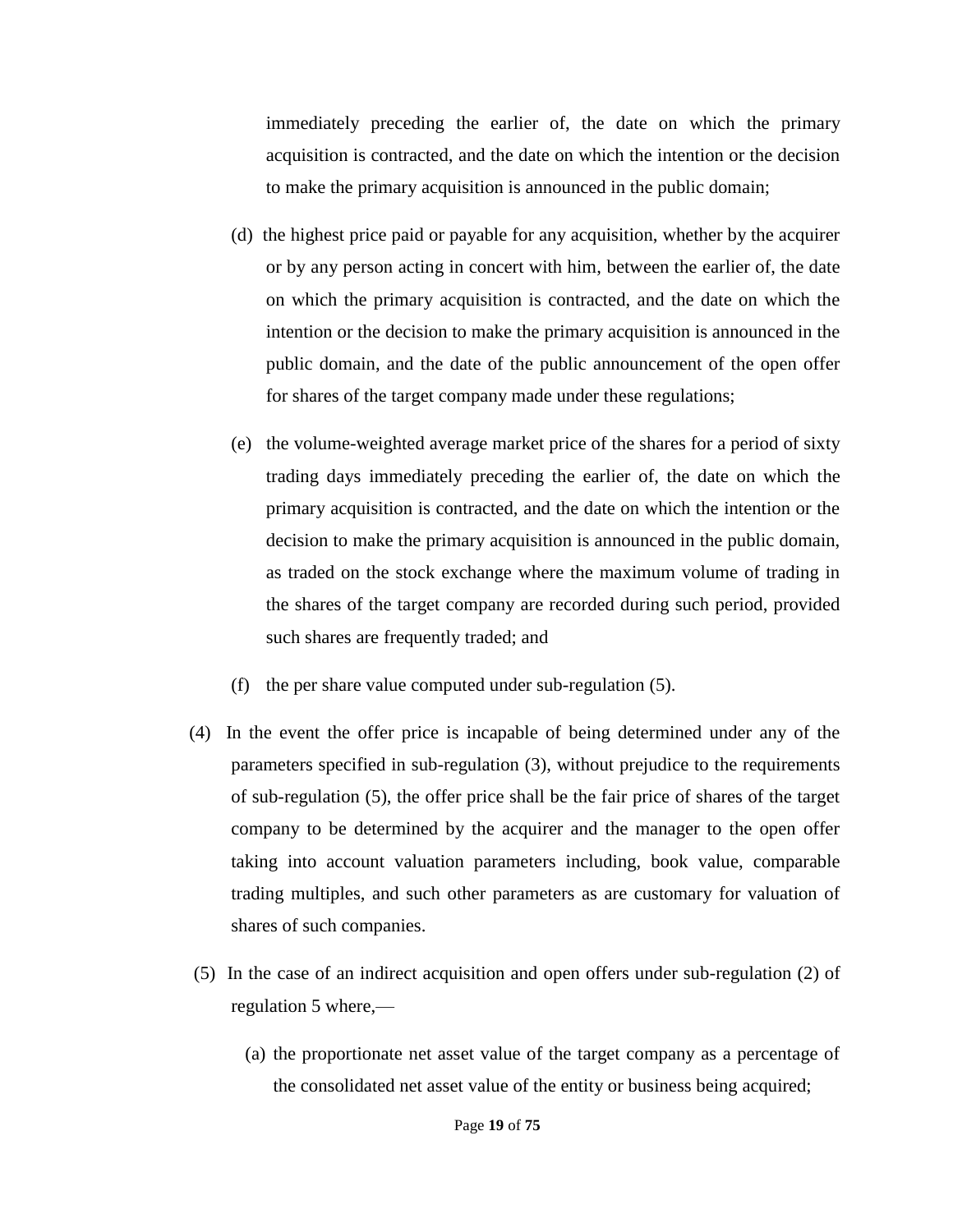immediately preceding the earlier of, the date on which the primary acquisition is contracted, and the date on which the intention or the decision to make the primary acquisition is announced in the public domain;

(d) the highest price paid or payable for any acquisition, whether by the acquirer or by any person acting in concert with him, between the earlier of, the date on which the primary acquisition is contracted, and the date on which the intention or the decision to make the primary acquisition is announced in the public domain, and the date of the public announcement of the open offer for shares of the target company made under these regulations;

(e) the volume-weighted average market price of the shares for a period of sixty trading days immediately preceding the earlier of, the date on which the primary acquisition is contracted, and the date on which the intention or the decision to make the primary acquisition is announced in the public domain, as traded on the stock exchange where the maximum volume of trading in the shares of the target company are recorded during such period, provided such shares are frequently traded; and

(f) the per share value computed under sub-regulation (5).

(4) In the event the offer price is incapable of being determined under any of the parameters specified in sub-regulation (3), without prejudice to the requirements of sub-regulation (5), the offer price shall be the fair price of shares of the target company to be determined by the acquirer and the manager to the open offer taking into account valuation parameters including, book value, comparable trading multiples, and such other parameters as are customary for valuation of shares of such companies.

(5) In the case of an indirect acquisition and open offers under sub-regulation (2) of regulation 5 where,—

(a) the proportionate net asset value of the target company as a percentage of the consolidated net asset value of the entity or business being acquired;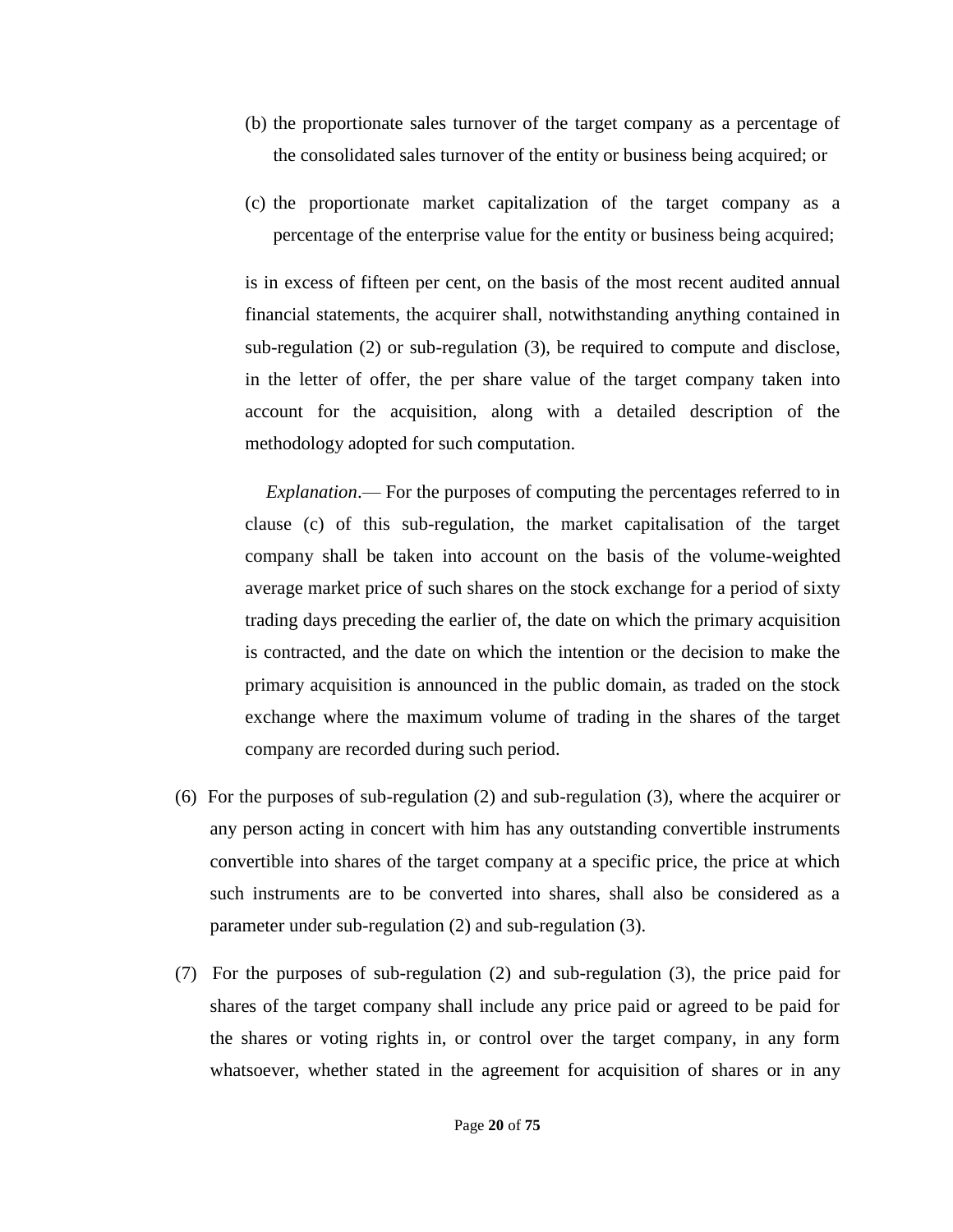(b) the proportionate sales turnover of the target company as a percentage of the consolidated sales turnover of the entity or business being acquired; or

(c) the proportionate market capitalization of the target company as a percentage of the enterprise value for the entity or business being acquired;

is in excess of fifteen per cent, on the basis of the most recent audited annual financial statements, the acquirer shall, notwithstanding anything contained in sub-regulation (2) or sub-regulation (3), be required to compute and disclose, in the letter of offer, the per share value of the target company taken into account for the acquisition, along with a detailed description of the methodology adopted for such computation.

*Explanation*.— For the purposes of computing the percentages referred to in clause (c) of this sub-regulation, the market capitalisation of the target company shall be taken into account on the basis of the volume-weighted average market price of such shares on the stock exchange for a period of sixty trading days preceding the earlier of, the date on which the primary acquisition is contracted, and the date on which the intention or the decision to make the primary acquisition is announced in the public domain, as traded on the stock exchange where the maximum volume of trading in the shares of the target company are recorded during such period.

(6) For the purposes of sub-regulation (2) and sub-regulation (3), where the acquirer or any person acting in concert with him has any outstanding convertible instruments convertible into shares of the target company at a specific price, the price at which such instruments are to be converted into shares, shall also be considered as a parameter under sub-regulation (2) and sub-regulation (3).

(7) For the purposes of sub-regulation (2) and sub-regulation (3), the price paid for shares of the target company shall include any price paid or agreed to be paid for the shares or voting rights in, or control over the target company, in any form whatsoever, whether stated in the agreement for acquisition of shares or in any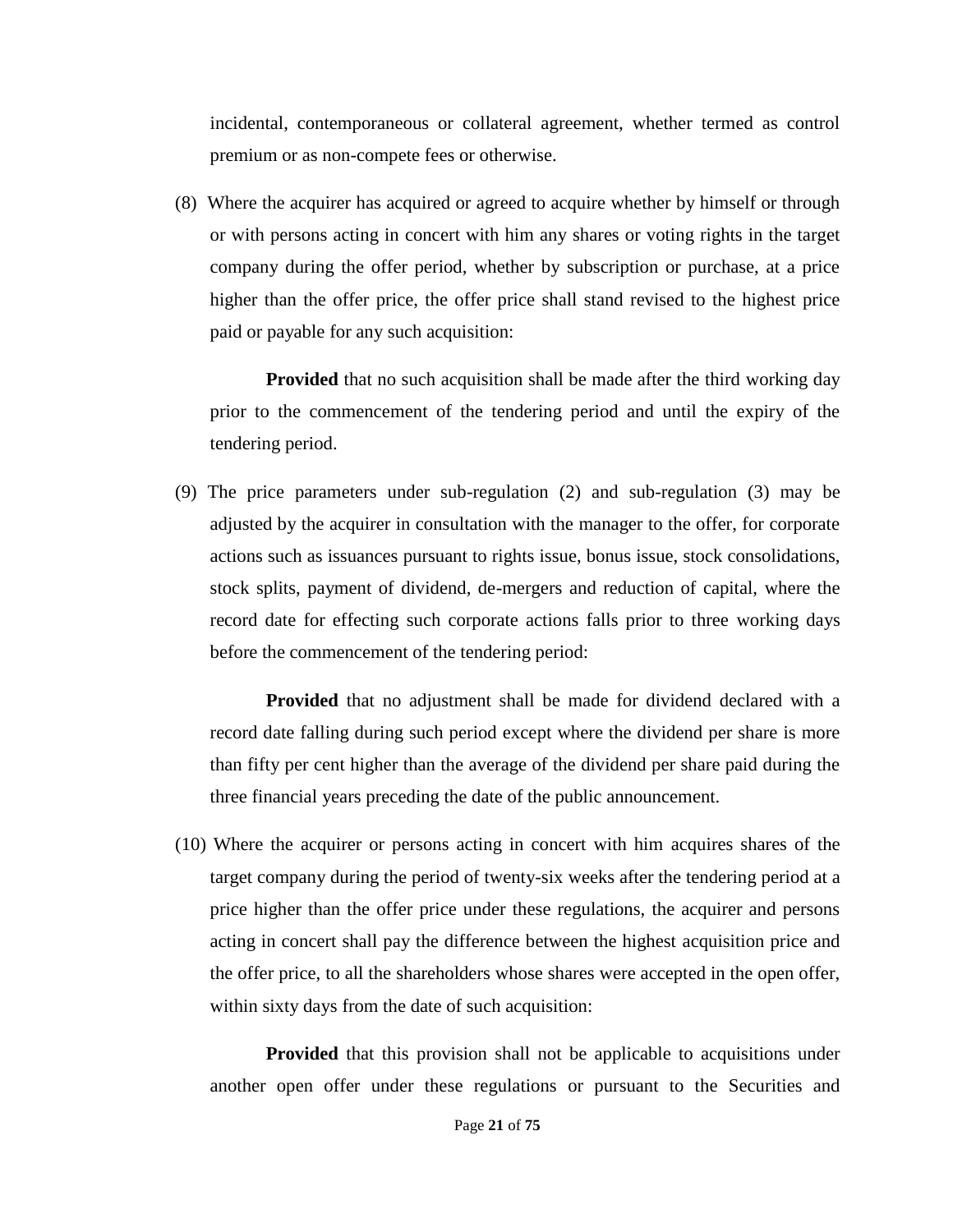incidental, contemporaneous or collateral agreement, whether termed as control premium or as non-compete fees or otherwise.

(8) Where the acquirer has acquired or agreed to acquire whether by himself or through or with persons acting in concert with him any shares or voting rights in the target company during the offer period, whether by subscription or purchase, at a price higher than the offer price, the offer price shall stand revised to the highest price paid or payable for any such acquisition:

**Provided** that no such acquisition shall be made after the third working day prior to the commencement of the tendering period and until the expiry of the tendering period.

(9) The price parameters under sub-regulation (2) and sub-regulation (3) may be adjusted by the acquirer in consultation with the manager to the offer, for corporate actions such as issuances pursuant to rights issue, bonus issue, stock consolidations, stock splits, payment of dividend, de-mergers and reduction of capital, where the record date for effecting such corporate actions falls prior to three working days before the commencement of the tendering period:

**Provided** that no adjustment shall be made for dividend declared with a record date falling during such period except where the dividend per share is more than fifty per cent higher than the average of the dividend per share paid during the three financial years preceding the date of the public announcement.

(10) Where the acquirer or persons acting in concert with him acquires shares of the target company during the period of twenty-six weeks after the tendering period at a price higher than the offer price under these regulations, the acquirer and persons acting in concert shall pay the difference between the highest acquisition price and the offer price, to all the shareholders whose shares were accepted in the open offer, within sixty days from the date of such acquisition:

**Provided** that this provision shall not be applicable to acquisitions under another open offer under these regulations or pursuant to the Securities and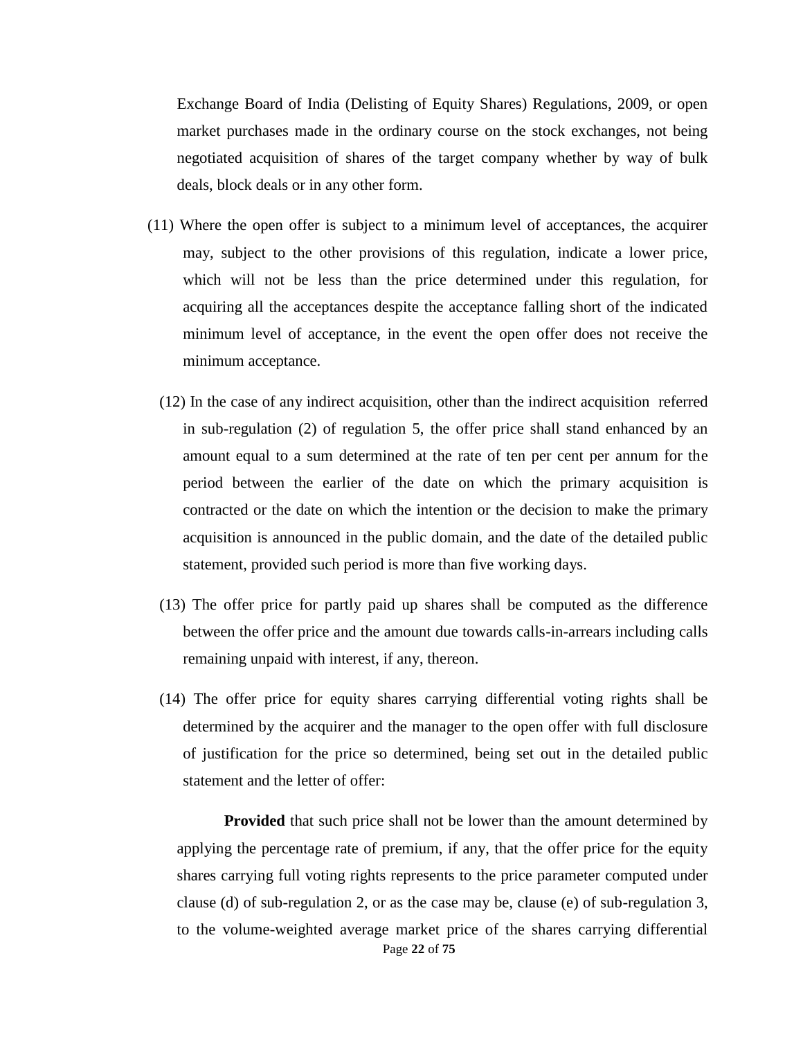Exchange Board of India (Delisting of Equity Shares) Regulations, 2009, or open market purchases made in the ordinary course on the stock exchanges, not being negotiated acquisition of shares of the target company whether by way of bulk deals, block deals or in any other form.

(11) Where the open offer is subject to a minimum level of acceptances, the acquirer may, subject to the other provisions of this regulation, indicate a lower price, which will not be less than the price determined under this regulation, for acquiring all the acceptances despite the acceptance falling short of the indicated minimum level of acceptance, in the event the open offer does not receive the minimum acceptance.

(12) In the case of any indirect acquisition, other than the indirect acquisition referred in sub-regulation (2) of regulation 5, the offer price shall stand enhanced by an amount equal to a sum determined at the rate of ten per cent per annum for the period between the earlier of the date on which the primary acquisition is contracted or the date on which the intention or the decision to make the primary acquisition is announced in the public domain, and the date of the detailed public statement, provided such period is more than five working days.

(13) The offer price for partly paid up shares shall be computed as the difference between the offer price and the amount due towards calls-in-arrears including calls remaining unpaid with interest, if any, thereon.

(14) The offer price for equity shares carrying differential voting rights shall be determined by the acquirer and the manager to the open offer with full disclosure of justification for the price so determined, being set out in the detailed public statement and the letter of offer:

**Provided** that such price shall not be lower than the amount determined by applying the percentage rate of premium, if any, that the offer price for the equity shares carrying full voting rights represents to the price parameter computed under clause (d) of sub-regulation 2, or as the case may be, clause (e) of sub-regulation 3, to the volume-weighted average market price of the shares carrying differential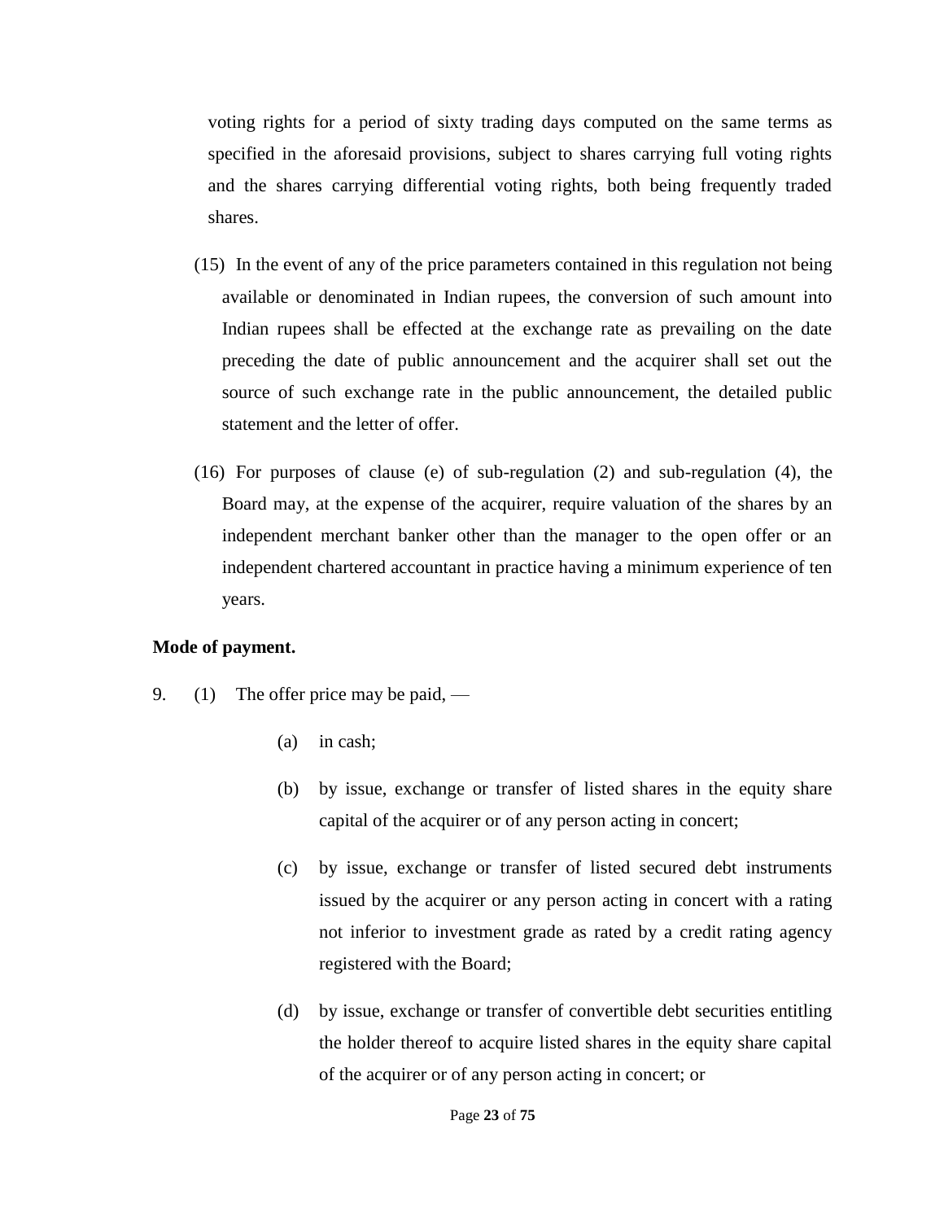voting rights for a period of sixty trading days computed on the same terms as specified in the aforesaid provisions, subject to shares carrying full voting rights and the shares carrying differential voting rights, both being frequently traded shares.

(15) In the event of any of the price parameters contained in this regulation not being available or denominated in Indian rupees, the conversion of such amount into Indian rupees shall be effected at the exchange rate as prevailing on the date preceding the date of public announcement and the acquirer shall set out the source of such exchange rate in the public announcement, the detailed public statement and the letter of offer.

(16) For purposes of clause (e) of sub-regulation (2) and sub-regulation (4), the Board may, at the expense of the acquirer, require valuation of the shares by an independent merchant banker other than the manager to the open offer or an independent chartered accountant in practice having a minimum experience of ten years.

**Mode of payment.**

9. (1) The offer price may be paid, —

(a) in cash;

(b) by issue, exchange or transfer of listed shares in the equity share capital of the acquirer or of any person acting in concert;

(c) by issue, exchange or transfer of listed secured debt instruments issued by the acquirer or any person acting in concert with a rating not inferior to investment grade as rated by a credit rating agency registered with the Board;

(d) by issue, exchange or transfer of convertible debt securities entitling the holder thereof to acquire listed shares in the equity share capital of the acquirer or of any person acting in concert; or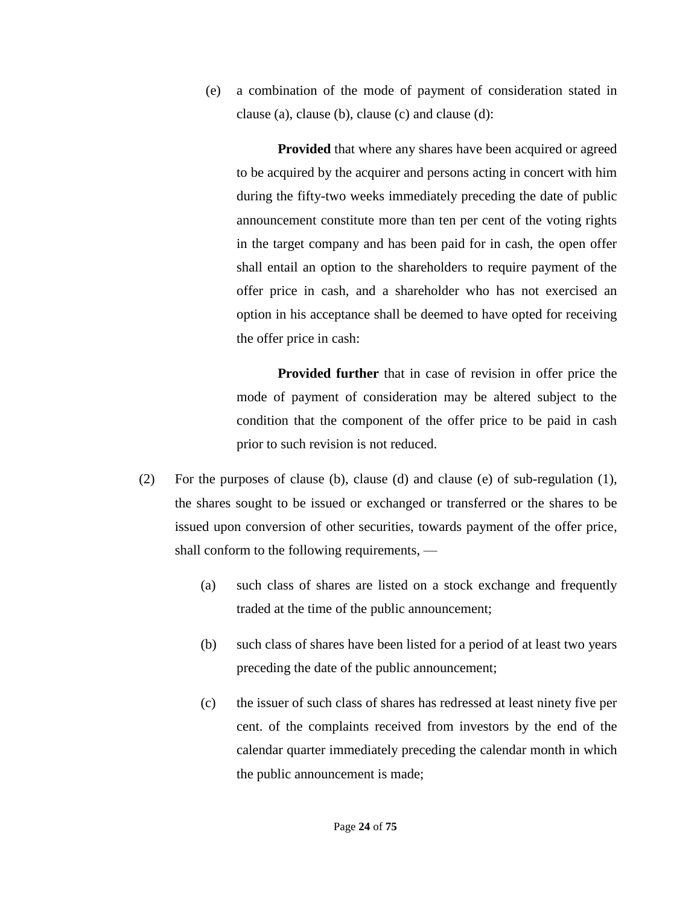(e) a combination of the mode of payment of consideration stated in clause (a), clause (b), clause (c) and clause (d):

**Provided** that where any shares have been acquired or agreed to be acquired by the acquirer and persons acting in concert with him during the fifty-two weeks immediately preceding the date of public announcement constitute more than ten per cent of the voting rights in the target company and has been paid for in cash, the open offer shall entail an option to the shareholders to require payment of the offer price in cash, and a shareholder who has not exercised an option in his acceptance shall be deemed to have opted for receiving the offer price in cash:

**Provided further** that in case of revision in offer price the mode of payment of consideration may be altered subject to the condition that the component of the offer price to be paid in cash prior to such revision is not reduced.

(2) For the purposes of clause (b), clause (d) and clause (e) of sub-regulation (1), the shares sought to be issued or exchanged or transferred or the shares to be issued upon conversion of other securities, towards payment of the offer price, shall conform to the following requirements, —

(a) such class of shares are listed on a stock exchange and frequently traded at the time of the public announcement;

(b) such class of shares have been listed for a period of at least two years preceding the date of the public announcement;

(c) the issuer of such class of shares has redressed at least ninety five per cent. of the complaints received from investors by the end of the calendar quarter immediately preceding the calendar month in which the public announcement is made;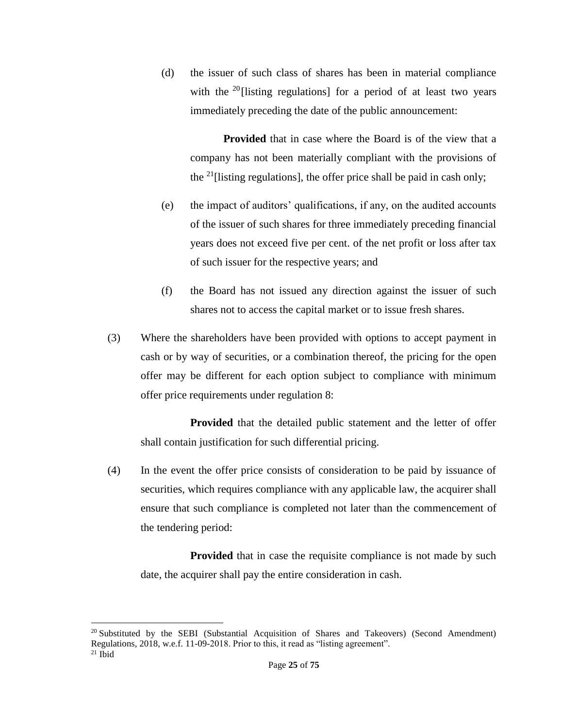(d) the issuer of such class of shares has been in material compliance with the [20][listing regulations] for a period of at least two years immediately preceding the date of the public announcement:

**Provided** that in case where the Board is of the view that a company has not been materially compliant with the provisions of the [21][listing regulations], the offer price shall be paid in cash only;

(e) the impact of auditors' qualifications, if any, on the audited accounts of the issuer of such shares for three immediately preceding financial years does not exceed five per cent. of the net profit or loss after tax of such issuer for the respective years; and

(f) the Board has not issued any direction against the issuer of such shares not to access the capital market or to issue fresh shares.

(3) Where the shareholders have been provided with options to accept payment in cash or by way of securities, or a combination thereof, the pricing for the open offer may be different for each option subject to compliance with minimum offer price requirements under regulation 8:

**Provided** that the detailed public statement and the letter of offer shall contain justification for such differential pricing.

(4) In the event the offer price consists of consideration to be paid by issuance of securities, which requires compliance with any applicable law, the acquirer shall ensure that such compliance is completed not later than the commencement of the tendering period:

**Provided** that in case the requisite compliance is not made by such date, the acquirer shall pay the entire consideration in cash.

---

[20] Substituted by the SEBI (Substantial Acquisition of Shares and Takeovers) (Second Amendment) Regulations, 2018, w.e.f. 11-09-2018. Prior to this, it read as "listing agreement".

[21] Ibid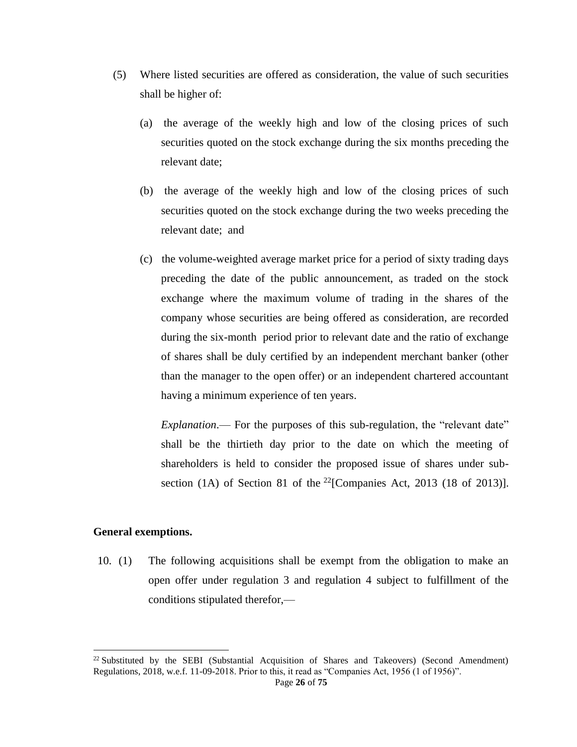(5) Where listed securities are offered as consideration, the value of such securities shall be higher of:

(a) the average of the weekly high and low of the closing prices of such securities quoted on the stock exchange during the six months preceding the relevant date;

(b) the average of the weekly high and low of the closing prices of such securities quoted on the stock exchange during the two weeks preceding the relevant date; and

(c) the volume-weighted average market price for a period of sixty trading days preceding the date of the public announcement, as traded on the stock exchange where the maximum volume of trading in the shares of the company whose securities are being offered as consideration, are recorded during the six-month period prior to relevant date and the ratio of exchange of shares shall be duly certified by an independent merchant banker (other than the manager to the open offer) or an independent chartered accountant having a minimum experience of ten years.

*Explanation*.— For the purposes of this sub-regulation, the "relevant date" shall be the thirtieth day prior to the date on which the meeting of shareholders is held to consider the proposed issue of shares under sub-section (1A) of Section 81 of the [22][Companies Act, 2013 (18 of 2013)].

**General exemptions.**

10. (1) The following acquisitions shall be exempt from the obligation to make an open offer under regulation 3 and regulation 4 subject to fulfillment of the conditions stipulated therefor,—

---

[22] Substituted by the SEBI (Substantial Acquisition of Shares and Takeovers) (Second Amendment) Regulations, 2018, w.e.f. 11-09-2018. Prior to this, it read as "Companies Act, 1956 (1 of 1956)".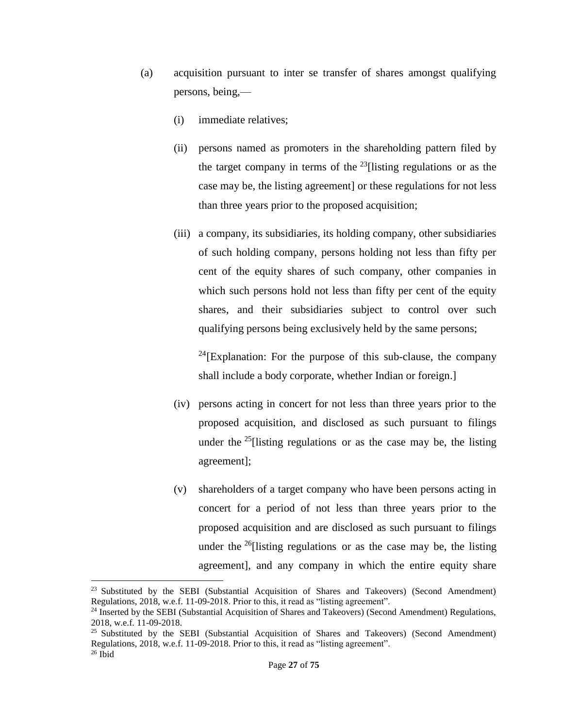(a) acquisition pursuant to inter se transfer of shares amongst qualifying persons, being,—

   (i) immediate relatives;

   (ii) persons named as promoters in the shareholding pattern filed by the target company in terms of the [23][listing regulations or as the case may be, the listing agreement] or these regulations for not less than three years prior to the proposed acquisition;

   (iii) a company, its subsidiaries, its holding company, other subsidiaries of such holding company, persons holding not less than fifty per cent of the equity shares of such company, other companies in which such persons hold not less than fifty per cent of the equity shares, and their subsidiaries subject to control over such qualifying persons being exclusively held by the same persons;

   [24][Explanation: For the purpose of this sub-clause, the company shall include a body corporate, whether Indian or foreign.]

   (iv) persons acting in concert for not less than three years prior to the proposed acquisition, and disclosed as such pursuant to filings under the [25][listing regulations or as the case may be, the listing agreement];

   (v) shareholders of a target company who have been persons acting in concert for a period of not less than three years prior to the proposed acquisition and are disclosed as such pursuant to filings under the [26][listing regulations or as the case may be, the listing agreement], and any company in which the entire equity share

---

[23] Substituted by the SEBI (Substantial Acquisition of Shares and Takeovers) (Second Amendment) Regulations, 2018, w.e.f. 11-09-2018. Prior to this, it read as "listing agreement".

[24] Inserted by the SEBI (Substantial Acquisition of Shares and Takeovers) (Second Amendment) Regulations, 2018, w.e.f. 11-09-2018.

[25] Substituted by the SEBI (Substantial Acquisition of Shares and Takeovers) (Second Amendment) Regulations, 2018, w.e.f. 11-09-2018. Prior to this, it read as "listing agreement".

[26] Ibid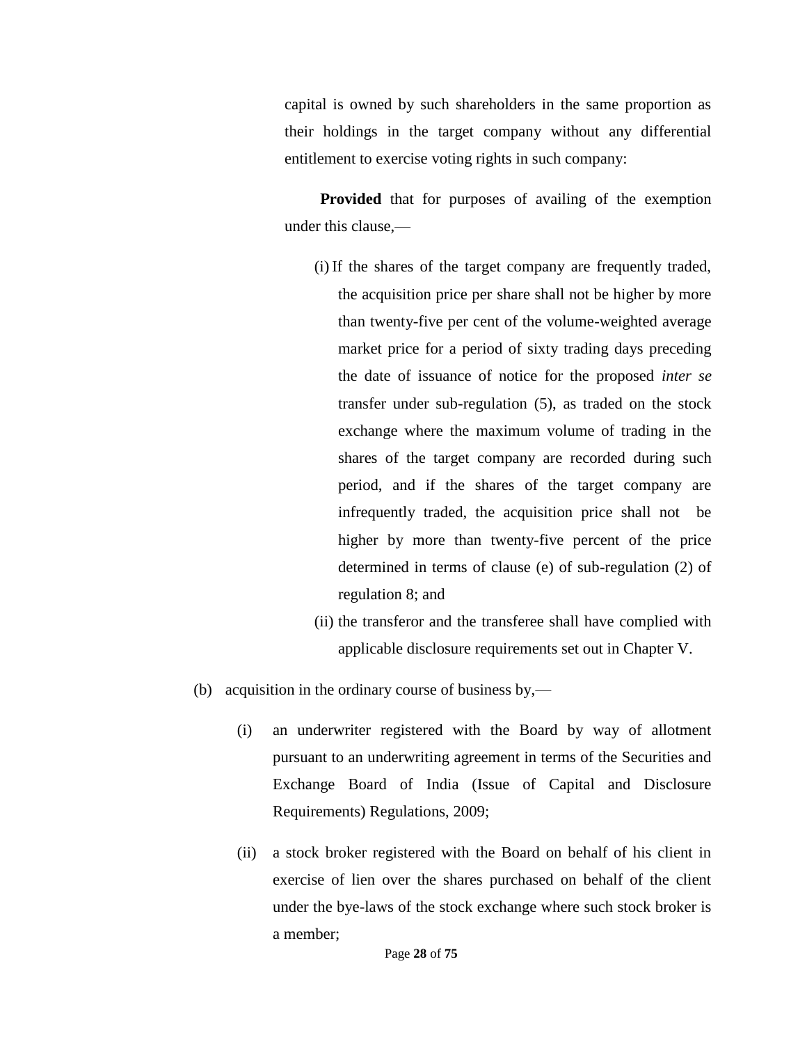capital is owned by such shareholders in the same proportion as their holdings in the target company without any differential entitlement to exercise voting rights in such company:

**Provided** that for purposes of availing of the exemption under this clause,—

(i) If the shares of the target company are frequently traded, the acquisition price per share shall not be higher by more than twenty-five per cent of the volume-weighted average market price for a period of sixty trading days preceding the date of issuance of notice for the proposed *inter se* transfer under sub-regulation (5), as traded on the stock exchange where the maximum volume of trading in the shares of the target company are recorded during such period, and if the shares of the target company are infrequently traded, the acquisition price shall not be higher by more than twenty-five percent of the price determined in terms of clause (e) of sub-regulation (2) of regulation 8; and

(ii) the transferor and the transferee shall have complied with applicable disclosure requirements set out in Chapter V.

(b) acquisition in the ordinary course of business by,—

(i) an underwriter registered with the Board by way of allotment pursuant to an underwriting agreement in terms of the Securities and Exchange Board of India (Issue of Capital and Disclosure Requirements) Regulations, 2009;

(ii) a stock broker registered with the Board on behalf of his client in exercise of lien over the shares purchased on behalf of the client under the bye-laws of the stock exchange where such stock broker is a member;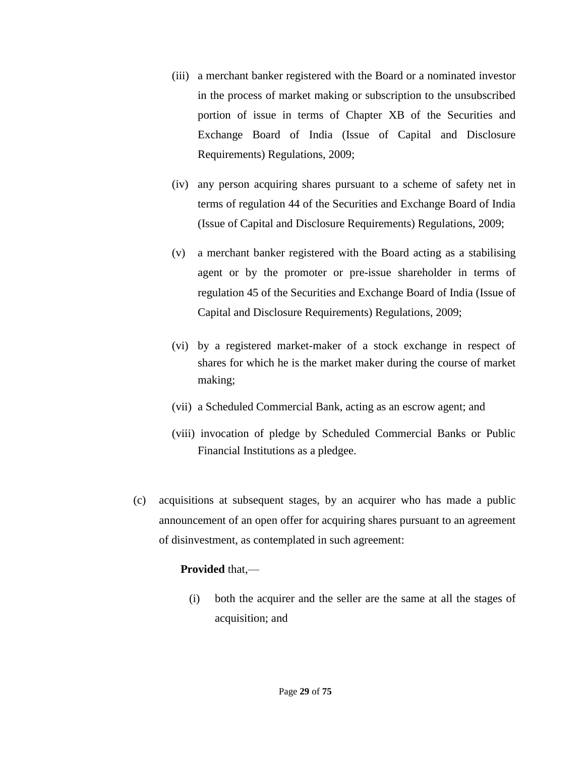(iii) a merchant banker registered with the Board or a nominated investor in the process of market making or subscription to the unsubscribed portion of issue in terms of Chapter XB of the Securities and Exchange Board of India (Issue of Capital and Disclosure Requirements) Regulations, 2009;

(iv) any person acquiring shares pursuant to a scheme of safety net in terms of regulation 44 of the Securities and Exchange Board of India (Issue of Capital and Disclosure Requirements) Regulations, 2009;

(v) a merchant banker registered with the Board acting as a stabilising agent or by the promoter or pre-issue shareholder in terms of regulation 45 of the Securities and Exchange Board of India (Issue of Capital and Disclosure Requirements) Regulations, 2009;

(vi) by a registered market-maker of a stock exchange in respect of shares for which he is the market maker during the course of market making;

(vii) a Scheduled Commercial Bank, acting as an escrow agent; and

(viii) invocation of pledge by Scheduled Commercial Banks or Public Financial Institutions as a pledgee.

(c) acquisitions at subsequent stages, by an acquirer who has made a public announcement of an open offer for acquiring shares pursuant to an agreement of disinvestment, as contemplated in such agreement:

**Provided** that,—

(i) both the acquirer and the seller are the same at all the stages of acquisition; and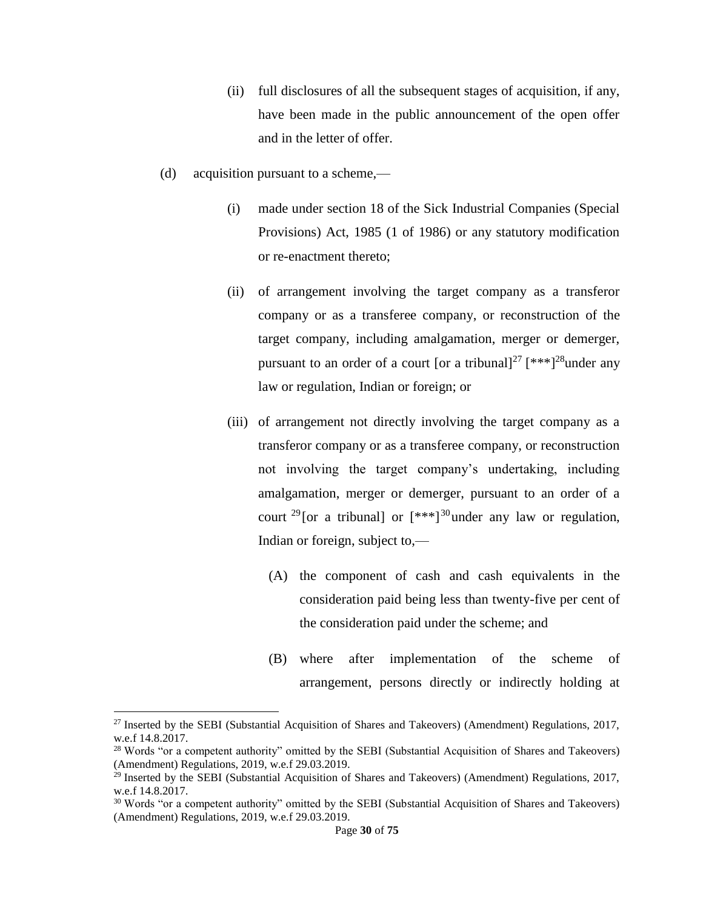(ii) full disclosures of all the subsequent stages of acquisition, if any, have been made in the public announcement of the open offer and in the letter of offer.

(d) acquisition pursuant to a scheme,—

(i) made under section 18 of the Sick Industrial Companies (Special Provisions) Act, 1985 (1 of 1986) or any statutory modification or re-enactment thereto;

(ii) of arrangement involving the target company as a transferor company or as a transferee company, or reconstruction of the target company, including amalgamation, merger or demerger, pursuant to an order of a court [or a tribunal][27] [***][28]under any law or regulation, Indian or foreign; or

(iii) of arrangement not directly involving the target company as a transferor company or as a transferee company, or reconstruction not involving the target company's undertaking, including amalgamation, merger or demerger, pursuant to an order of a court [29][or a tribunal] or [***][30]under any law or regulation, Indian or foreign, subject to,—

(A) the component of cash and cash equivalents in the consideration paid being less than twenty-five per cent of the consideration paid under the scheme; and

(B) where after implementation of the scheme of arrangement, persons directly or indirectly holding at

---

[27] Inserted by the SEBI (Substantial Acquisition of Shares and Takeovers) (Amendment) Regulations, 2017, w.e.f 14.8.2017.

[28] Words "or a competent authority" omitted by the SEBI (Substantial Acquisition of Shares and Takeovers) (Amendment) Regulations, 2019, w.e.f 29.03.2019.

[29] Inserted by the SEBI (Substantial Acquisition of Shares and Takeovers) (Amendment) Regulations, 2017, w.e.f 14.8.2017.

[30] Words "or a competent authority" omitted by the SEBI (Substantial Acquisition of Shares and Takeovers) (Amendment) Regulations, 2019, w.e.f 29.03.2019.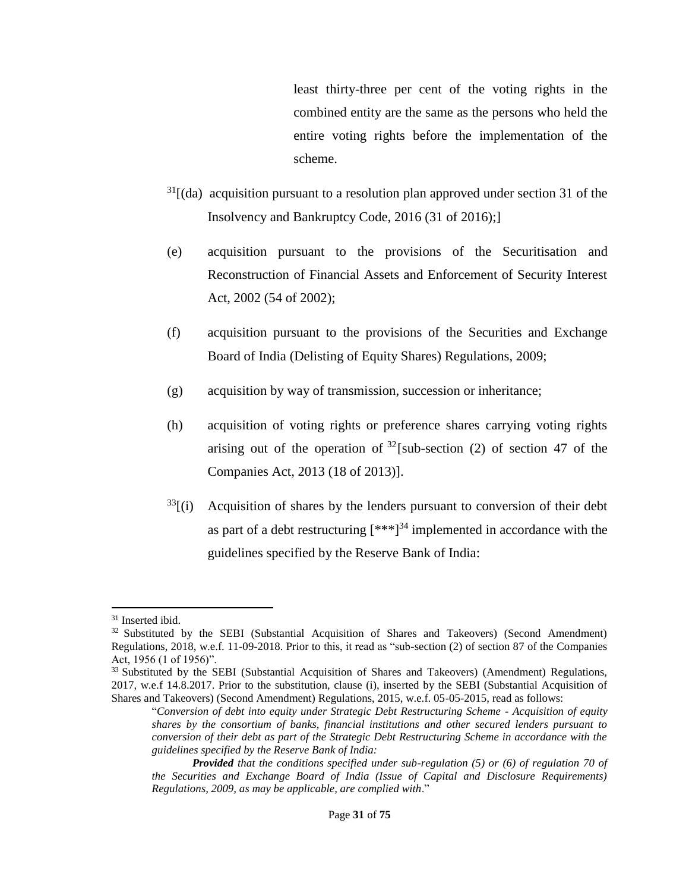least thirty-three per cent of the voting rights in the combined entity are the same as the persons who held the entire voting rights before the implementation of the scheme.

[31][(da) acquisition pursuant to a resolution plan approved under section 31 of the Insolvency and Bankruptcy Code, 2016 (31 of 2016);]

(e) acquisition pursuant to the provisions of the Securitisation and Reconstruction of Financial Assets and Enforcement of Security Interest Act, 2002 (54 of 2002);

(f) acquisition pursuant to the provisions of the Securities and Exchange Board of India (Delisting of Equity Shares) Regulations, 2009;

(g) acquisition by way of transmission, succession or inheritance;

(h) acquisition of voting rights or preference shares carrying voting rights arising out of the operation of [32][sub-section (2) of section 47 of the Companies Act, 2013 (18 of 2013)].

[33][(i) Acquisition of shares by the lenders pursuant to conversion of their debt as part of a debt restructuring [***][34] implemented in accordance with the guidelines specified by the Reserve Bank of India:

---

[31] Inserted ibid.

[32] Substituted by the SEBI (Substantial Acquisition of Shares and Takeovers) (Second Amendment) Regulations, 2018, w.e.f. 11-09-2018. Prior to this, it read as "sub-section (2) of section 87 of the Companies Act, 1956 (1 of 1956)".

[33] Substituted by the SEBI (Substantial Acquisition of Shares and Takeovers) (Amendment) Regulations, 2017, w.e.f 14.8.2017. Prior to the substitution, clause (i), inserted by the SEBI (Substantial Acquisition of Shares and Takeovers) (Second Amendment) Regulations, 2015, w.e.f. 05-05-2015, read as follows:

> "*Conversion of debt into equity under Strategic Debt Restructuring Scheme - Acquisition of equity shares by the consortium of banks, financial institutions and other secured lenders pursuant to conversion of their debt as part of the Strategic Debt Restructuring Scheme in accordance with the guidelines specified by the Reserve Bank of India:*
>
> ***Provided** that the conditions specified under sub-regulation (5) or (6) of regulation 70 of the Securities and Exchange Board of India (Issue of Capital and Disclosure Requirements) Regulations, 2009, as may be applicable, are complied with*."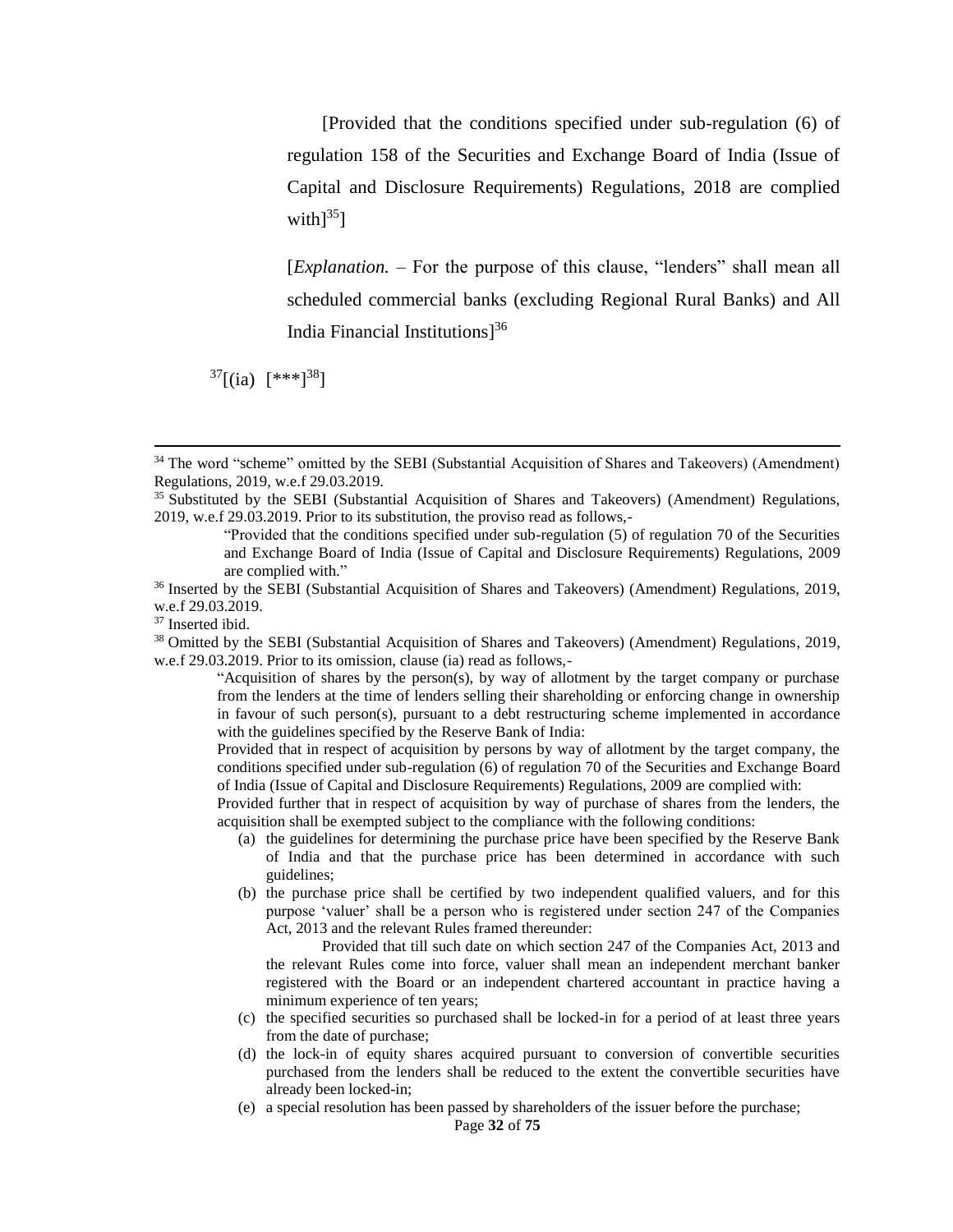[Provided that the conditions specified under sub-regulation (6) of regulation 158 of the Securities and Exchange Board of India (Issue of Capital and Disclosure Requirements) Regulations, 2018 are complied with][35]]

[*Explanation.* – For the purpose of this clause, "lenders" shall mean all scheduled commercial banks (excluding Regional Rural Banks) and All India Financial Institutions][36]

[37][(ia) [***][38]]

---

[34] The word "scheme" omitted by the SEBI (Substantial Acquisition of Shares and Takeovers) (Amendment) Regulations, 2019, w.e.f 29.03.2019.

[35] Substituted by the SEBI (Substantial Acquisition of Shares and Takeovers) (Amendment) Regulations, 2019, w.e.f 29.03.2019. Prior to its substitution, the proviso read as follows,-

> "Provided that the conditions specified under sub-regulation (5) of regulation 70 of the Securities and Exchange Board of India (Issue of Capital and Disclosure Requirements) Regulations, 2009 are complied with."

[36] Inserted by the SEBI (Substantial Acquisition of Shares and Takeovers) (Amendment) Regulations, 2019, w.e.f 29.03.2019.

[37] Inserted ibid.

[38] Omitted by the SEBI (Substantial Acquisition of Shares and Takeovers) (Amendment) Regulations, 2019, w.e.f 29.03.2019. Prior to its omission, clause (ia) read as follows,-

> "Acquisition of shares by the person(s), by way of allotment by the target company or purchase from the lenders at the time of lenders selling their shareholding or enforcing change in ownership in favour of such person(s), pursuant to a debt restructuring scheme implemented in accordance with the guidelines specified by the Reserve Bank of India:
>
> Provided that in respect of acquisition by persons by way of allotment by the target company, the conditions specified under sub-regulation (6) of regulation 70 of the Securities and Exchange Board of India (Issue of Capital and Disclosure Requirements) Regulations, 2009 are complied with:
>
> Provided further that in respect of acquisition by way of purchase of shares from the lenders, the acquisition shall be exempted subject to the compliance with the following conditions:
>
> (a) the guidelines for determining the purchase price have been specified by the Reserve Bank of India and that the purchase price has been determined in accordance with such guidelines;
>
> (b) the purchase price shall be certified by two independent qualified valuers, and for this purpose 'valuer' shall be a person who is registered under section 247 of the Companies Act, 2013 and the relevant Rules framed thereunder:
>
> Provided that till such date on which section 247 of the Companies Act, 2013 and the relevant Rules come into force, valuer shall mean an independent merchant banker registered with the Board or an independent chartered accountant in practice having a minimum experience of ten years;
>
> (c) the specified securities so purchased shall be locked-in for a period of at least three years from the date of purchase;
>
> (d) the lock-in of equity shares acquired pursuant to conversion of convertible securities purchased from the lenders shall be reduced to the extent the convertible securities have already been locked-in;
>
> (e) a special resolution has been passed by shareholders of the issuer before the purchase;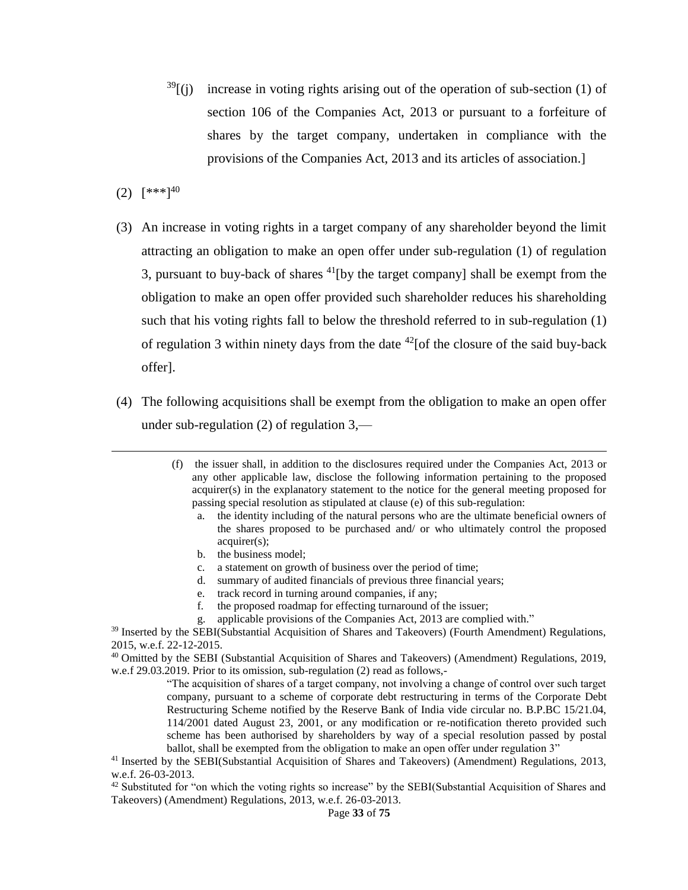[39][(j) increase in voting rights arising out of the operation of sub-section (1) of section 106 of the Companies Act, 2013 or pursuant to a forfeiture of shares by the target company, undertaken in compliance with the provisions of the Companies Act, 2013 and its articles of association.]

(2) [***][40]

(3) An increase in voting rights in a target company of any shareholder beyond the limit attracting an obligation to make an open offer under sub-regulation (1) of regulation 3, pursuant to buy-back of shares [41][by the target company] shall be exempt from the obligation to make an open offer provided such shareholder reduces his shareholding such that his voting rights fall to below the threshold referred to in sub-regulation (1) of regulation 3 within ninety days from the date [42][of the closure of the said buy-back offer].

(4) The following acquisitions shall be exempt from the obligation to make an open offer under sub-regulation (2) of regulation 3,—

---

(f) the issuer shall, in addition to the disclosures required under the Companies Act, 2013 or any other applicable law, disclose the following information pertaining to the proposed acquirer(s) in the explanatory statement to the notice for the general meeting proposed for passing special resolution as stipulated at clause (e) of this sub-regulation:

a. the identity including of the natural persons who are the ultimate beneficial owners of the shares proposed to be purchased and/ or who ultimately control the proposed acquirer(s);
b. the business model;
c. a statement on growth of business over the period of time;
d. summary of audited financials of previous three financial years;
e. track record in turning around companies, if any;
f. the proposed roadmap for effecting turnaround of the issuer;
g. applicable provisions of the Companies Act, 2013 are complied with."

[39] Inserted by the SEBI(Substantial Acquisition of Shares and Takeovers) (Fourth Amendment) Regulations, 2015, w.e.f. 22-12-2015.

[40] Omitted by the SEBI (Substantial Acquisition of Shares and Takeovers) (Amendment) Regulations, 2019, w.e.f 29.03.2019. Prior to its omission, sub-regulation (2) read as follows,-

"The acquisition of shares of a target company, not involving a change of control over such target company, pursuant to a scheme of corporate debt restructuring in terms of the Corporate Debt Restructuring Scheme notified by the Reserve Bank of India vide circular no. B.P.BC 15/21.04, 114/2001 dated August 23, 2001, or any modification or re-notification thereto provided such scheme has been authorised by shareholders by way of a special resolution passed by postal ballot, shall be exempted from the obligation to make an open offer under regulation 3"

[41] Inserted by the SEBI(Substantial Acquisition of Shares and Takeovers) (Amendment) Regulations, 2013, w.e.f. 26-03-2013.

[42] Substituted for "on which the voting rights so increase" by the SEBI(Substantial Acquisition of Shares and Takeovers) (Amendment) Regulations, 2013, w.e.f. 26-03-2013.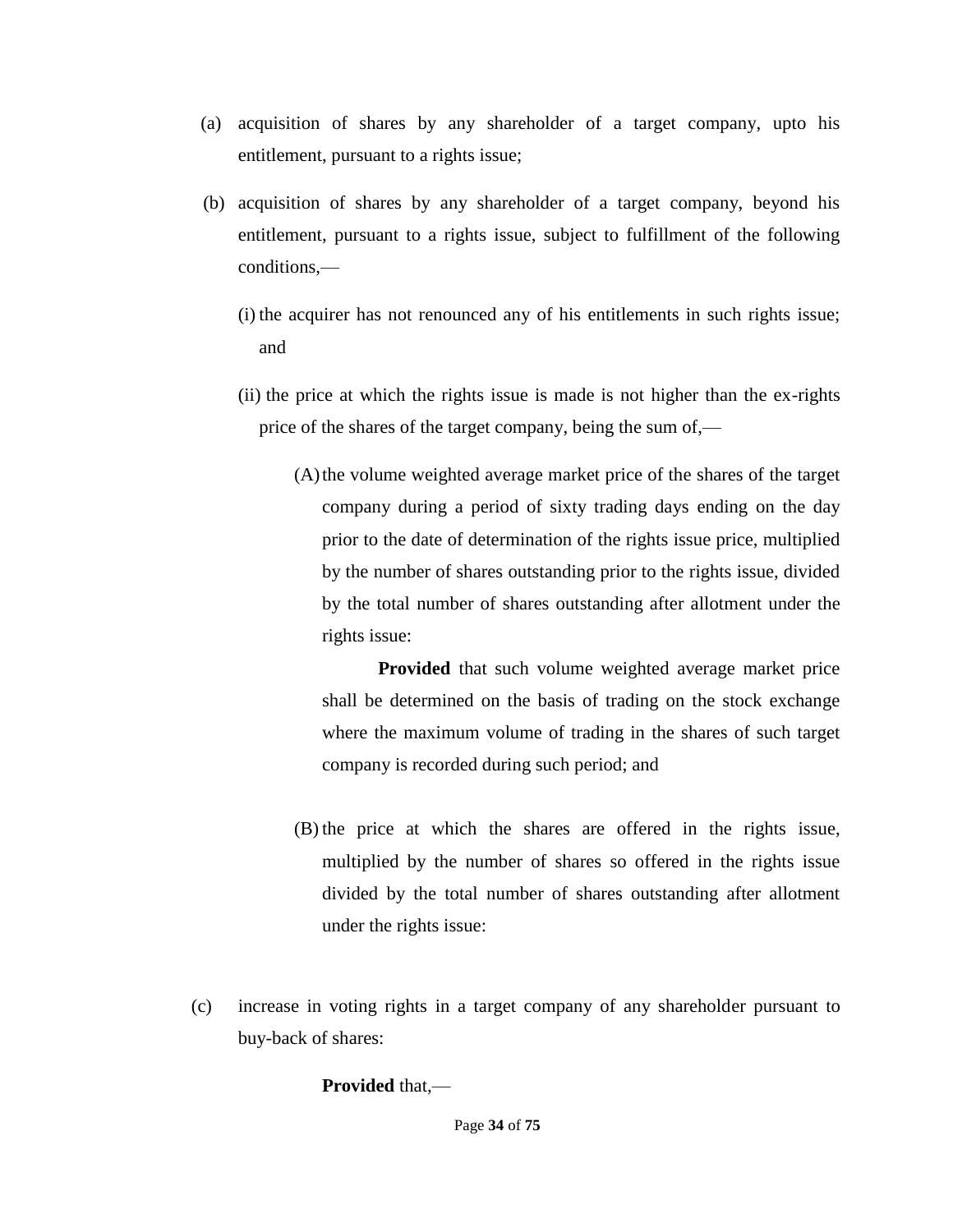(a) acquisition of shares by any shareholder of a target company, upto his entitlement, pursuant to a rights issue;

(b) acquisition of shares by any shareholder of a target company, beyond his entitlement, pursuant to a rights issue, subject to fulfillment of the following conditions,—

  (i) the acquirer has not renounced any of his entitlements in such rights issue; and

  (ii) the price at which the rights issue is made is not higher than the ex-rights price of the shares of the target company, being the sum of,—

    (A) the volume weighted average market price of the shares of the target company during a period of sixty trading days ending on the day prior to the date of determination of the rights issue price, multiplied by the number of shares outstanding prior to the rights issue, divided by the total number of shares outstanding after allotment under the rights issue:

    **Provided** that such volume weighted average market price shall be determined on the basis of trading on the stock exchange where the maximum volume of trading in the shares of such target company is recorded during such period; and

    (B) the price at which the shares are offered in the rights issue, multiplied by the number of shares so offered in the rights issue divided by the total number of shares outstanding after allotment under the rights issue:

(c) increase in voting rights in a target company of any shareholder pursuant to buy-back of shares:

  **Provided** that,—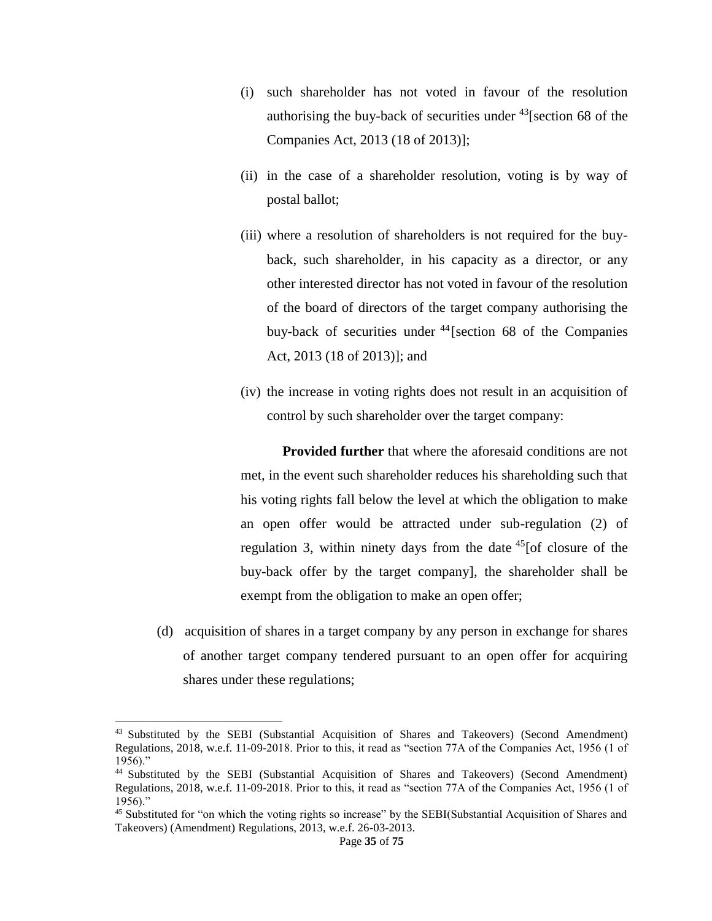(i) such shareholder has not voted in favour of the resolution authorising the buy-back of securities under [43][section 68 of the Companies Act, 2013 (18 of 2013)];

(ii) in the case of a shareholder resolution, voting is by way of postal ballot;

(iii) where a resolution of shareholders is not required for the buy-back, such shareholder, in his capacity as a director, or any other interested director has not voted in favour of the resolution of the board of directors of the target company authorising the buy-back of securities under [44][section 68 of the Companies Act, 2013 (18 of 2013)]; and

(iv) the increase in voting rights does not result in an acquisition of control by such shareholder over the target company:

**Provided further** that where the aforesaid conditions are not met, in the event such shareholder reduces his shareholding such that his voting rights fall below the level at which the obligation to make an open offer would be attracted under sub-regulation (2) of regulation 3, within ninety days from the date [45][of closure of the buy-back offer by the target company], the shareholder shall be exempt from the obligation to make an open offer;

(d) acquisition of shares in a target company by any person in exchange for shares of another target company tendered pursuant to an open offer for acquiring shares under these regulations;

---

[43] Substituted by the SEBI (Substantial Acquisition of Shares and Takeovers) (Second Amendment) Regulations, 2018, w.e.f. 11-09-2018. Prior to this, it read as "section 77A of the Companies Act, 1956 (1 of 1956)."

[44] Substituted by the SEBI (Substantial Acquisition of Shares and Takeovers) (Second Amendment) Regulations, 2018, w.e.f. 11-09-2018. Prior to this, it read as "section 77A of the Companies Act, 1956 (1 of 1956)."

[45] Substituted for "on which the voting rights so increase" by the SEBI(Substantial Acquisition of Shares and Takeovers) (Amendment) Regulations, 2013, w.e.f. 26-03-2013.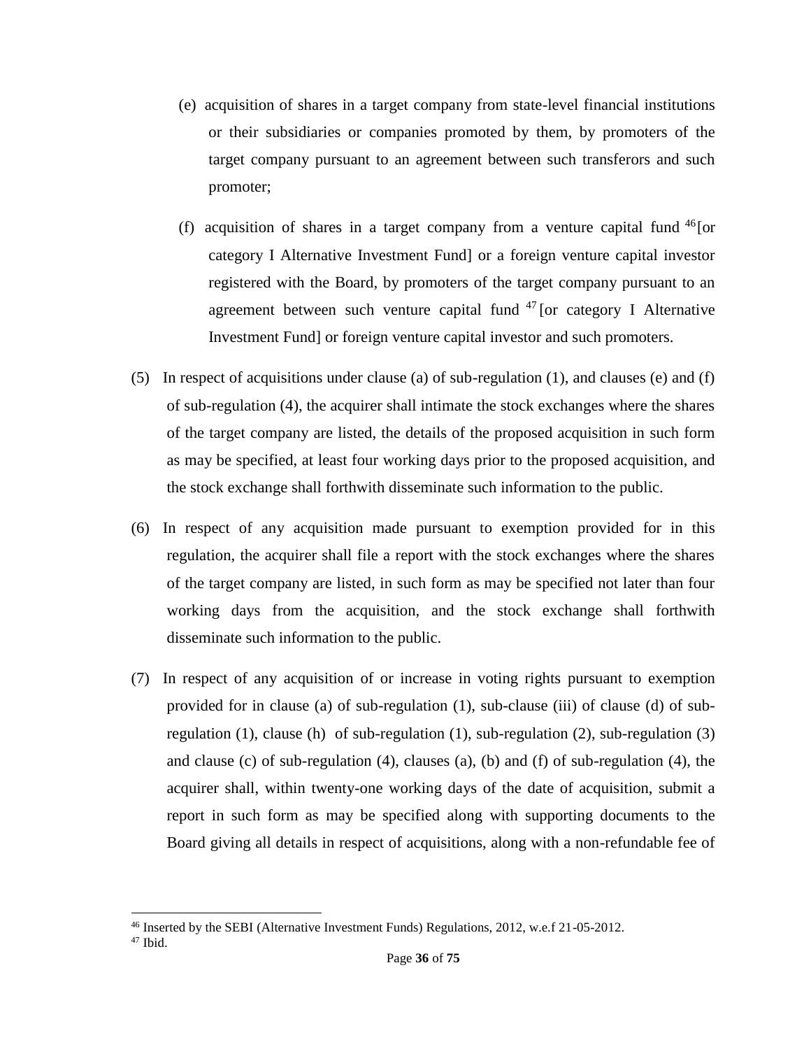(e) acquisition of shares in a target company from state-level financial institutions or their subsidiaries or companies promoted by them, by promoters of the target company pursuant to an agreement between such transferors and such promoter;

(f) acquisition of shares in a target company from a venture capital fund [46][or category I Alternative Investment Fund] or a foreign venture capital investor registered with the Board, by promoters of the target company pursuant to an agreement between such venture capital fund [47][or category I Alternative Investment Fund] or foreign venture capital investor and such promoters.

(5) In respect of acquisitions under clause (a) of sub-regulation (1), and clauses (e) and (f) of sub-regulation (4), the acquirer shall intimate the stock exchanges where the shares of the target company are listed, the details of the proposed acquisition in such form as may be specified, at least four working days prior to the proposed acquisition, and the stock exchange shall forthwith disseminate such information to the public.

(6) In respect of any acquisition made pursuant to exemption provided for in this regulation, the acquirer shall file a report with the stock exchanges where the shares of the target company are listed, in such form as may be specified not later than four working days from the acquisition, and the stock exchange shall forthwith disseminate such information to the public.

(7) In respect of any acquisition of or increase in voting rights pursuant to exemption provided for in clause (a) of sub-regulation (1), sub-clause (iii) of clause (d) of sub-regulation (1), clause (h) of sub-regulation (1), sub-regulation (2), sub-regulation (3) and clause (c) of sub-regulation (4), clauses (a), (b) and (f) of sub-regulation (4), the acquirer shall, within twenty-one working days of the date of acquisition, submit a report in such form as may be specified along with supporting documents to the Board giving all details in respect of acquisitions, along with a non-refundable fee of

---

[46] Inserted by the SEBI (Alternative Investment Funds) Regulations, 2012, w.e.f 21-05-2012.

[47] Ibid.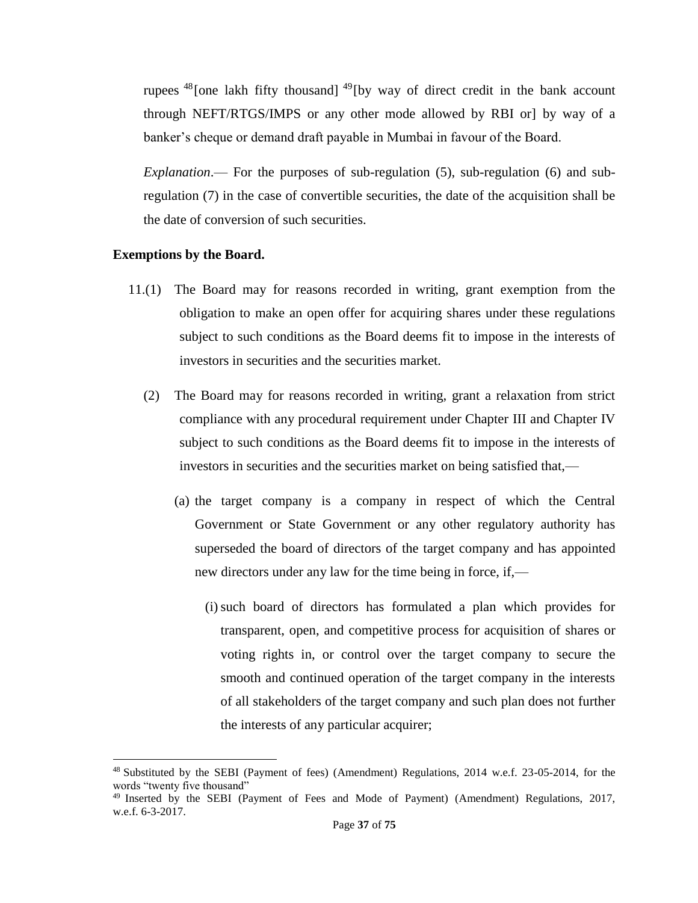rupees [48][one lakh fifty thousand] [49][by way of direct credit in the bank account through NEFT/RTGS/IMPS or any other mode allowed by RBI or] by way of a banker's cheque or demand draft payable in Mumbai in favour of the Board.

*Explanation*.— For the purposes of sub-regulation (5), sub-regulation (6) and sub-regulation (7) in the case of convertible securities, the date of the acquisition shall be the date of conversion of such securities.

**Exemptions by the Board.**

11.(1) The Board may for reasons recorded in writing, grant exemption from the obligation to make an open offer for acquiring shares under these regulations subject to such conditions as the Board deems fit to impose in the interests of investors in securities and the securities market.

(2) The Board may for reasons recorded in writing, grant a relaxation from strict compliance with any procedural requirement under Chapter III and Chapter IV subject to such conditions as the Board deems fit to impose in the interests of investors in securities and the securities market on being satisfied that,—

(a) the target company is a company in respect of which the Central Government or State Government or any other regulatory authority has superseded the board of directors of the target company and has appointed new directors under any law for the time being in force, if,—

(i) such board of directors has formulated a plan which provides for transparent, open, and competitive process for acquisition of shares or voting rights in, or control over the target company to secure the smooth and continued operation of the target company in the interests of all stakeholders of the target company and such plan does not further the interests of any particular acquirer;

---

[48] Substituted by the SEBI (Payment of fees) (Amendment) Regulations, 2014 w.e.f. 23-05-2014, for the words "twenty five thousand"

[49] Inserted by the SEBI (Payment of Fees and Mode of Payment) (Amendment) Regulations, 2017, w.e.f. 6-3-2017.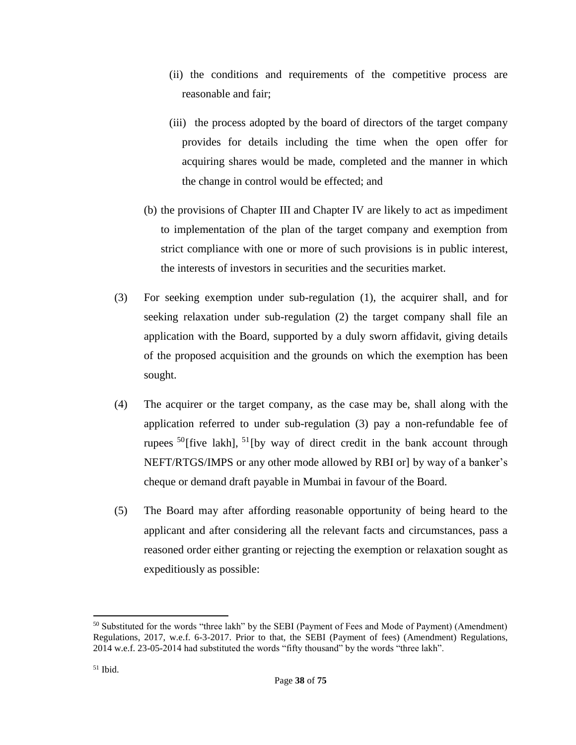(ii) the conditions and requirements of the competitive process are reasonable and fair;

(iii) the process adopted by the board of directors of the target company provides for details including the time when the open offer for acquiring shares would be made, completed and the manner in which the change in control would be effected; and

(b) the provisions of Chapter III and Chapter IV are likely to act as impediment to implementation of the plan of the target company and exemption from strict compliance with one or more of such provisions is in public interest, the interests of investors in securities and the securities market.

(3) For seeking exemption under sub-regulation (1), the acquirer shall, and for seeking relaxation under sub-regulation (2) the target company shall file an application with the Board, supported by a duly sworn affidavit, giving details of the proposed acquisition and the grounds on which the exemption has been sought.

(4) The acquirer or the target company, as the case may be, shall along with the application referred to under sub-regulation (3) pay a non-refundable fee of rupees [50][five lakh], [51][by way of direct credit in the bank account through NEFT/RTGS/IMPS or any other mode allowed by RBI or] by way of a banker's cheque or demand draft payable in Mumbai in favour of the Board.

(5) The Board may after affording reasonable opportunity of being heard to the applicant and after considering all the relevant facts and circumstances, pass a reasoned order either granting or rejecting the exemption or relaxation sought as expeditiously as possible:

---

[50] Substituted for the words "three lakh" by the SEBI (Payment of Fees and Mode of Payment) (Amendment) Regulations, 2017, w.e.f. 6-3-2017. Prior to that, the SEBI (Payment of fees) (Amendment) Regulations, 2014 w.e.f. 23-05-2014 had substituted the words "fifty thousand" by the words "three lakh".

[51] Ibid.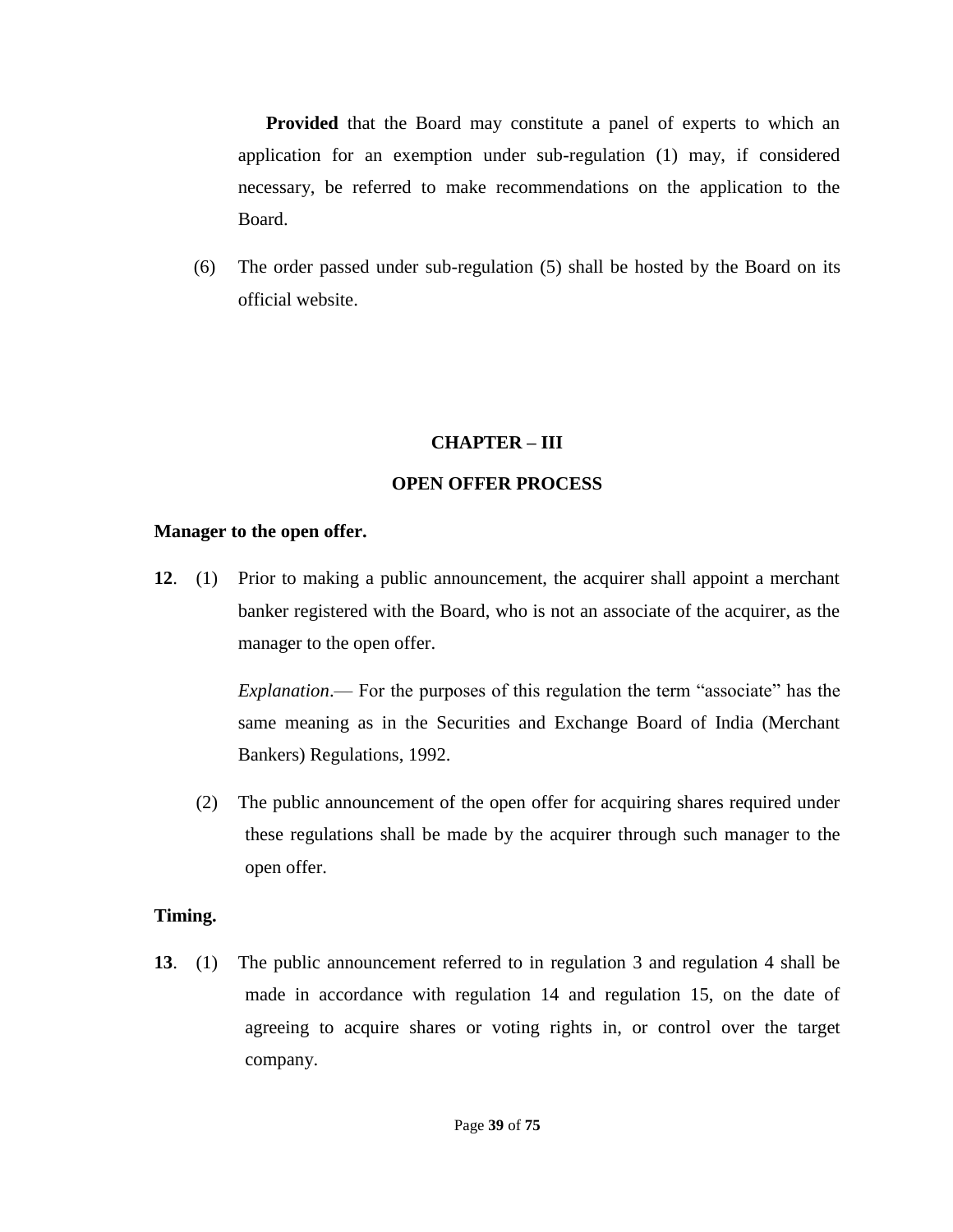**Provided** that the Board may constitute a panel of experts to which an application for an exemption under sub-regulation (1) may, if considered necessary, be referred to make recommendations on the application to the Board.

(6) The order passed under sub-regulation (5) shall be hosted by the Board on its official website.

## CHAPTER – III

## OPEN OFFER PROCESS

**Manager to the open offer.**

**12**. (1) Prior to making a public announcement, the acquirer shall appoint a merchant banker registered with the Board, who is not an associate of the acquirer, as the manager to the open offer.

*Explanation*.— For the purposes of this regulation the term "associate" has the same meaning as in the Securities and Exchange Board of India (Merchant Bankers) Regulations, 1992.

(2) The public announcement of the open offer for acquiring shares required under these regulations shall be made by the acquirer through such manager to the open offer.

**Timing.**

**13**. (1) The public announcement referred to in regulation 3 and regulation 4 shall be made in accordance with regulation 14 and regulation 15, on the date of agreeing to acquire shares or voting rights in, or control over the target company.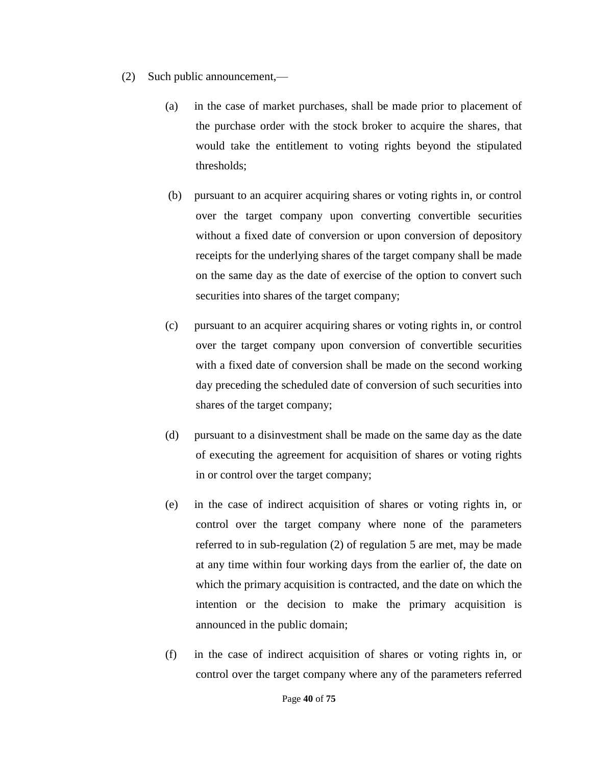(2) Such public announcement,—

(a) in the case of market purchases, shall be made prior to placement of the purchase order with the stock broker to acquire the shares, that would take the entitlement to voting rights beyond the stipulated thresholds;

(b) pursuant to an acquirer acquiring shares or voting rights in, or control over the target company upon converting convertible securities without a fixed date of conversion or upon conversion of depository receipts for the underlying shares of the target company shall be made on the same day as the date of exercise of the option to convert such securities into shares of the target company;

(c) pursuant to an acquirer acquiring shares or voting rights in, or control over the target company upon conversion of convertible securities with a fixed date of conversion shall be made on the second working day preceding the scheduled date of conversion of such securities into shares of the target company;

(d) pursuant to a disinvestment shall be made on the same day as the date of executing the agreement for acquisition of shares or voting rights in or control over the target company;

(e) in the case of indirect acquisition of shares or voting rights in, or control over the target company where none of the parameters referred to in sub-regulation (2) of regulation 5 are met, may be made at any time within four working days from the earlier of, the date on which the primary acquisition is contracted, and the date on which the intention or the decision to make the primary acquisition is announced in the public domain;

(f) in the case of indirect acquisition of shares or voting rights in, or control over the target company where any of the parameters referred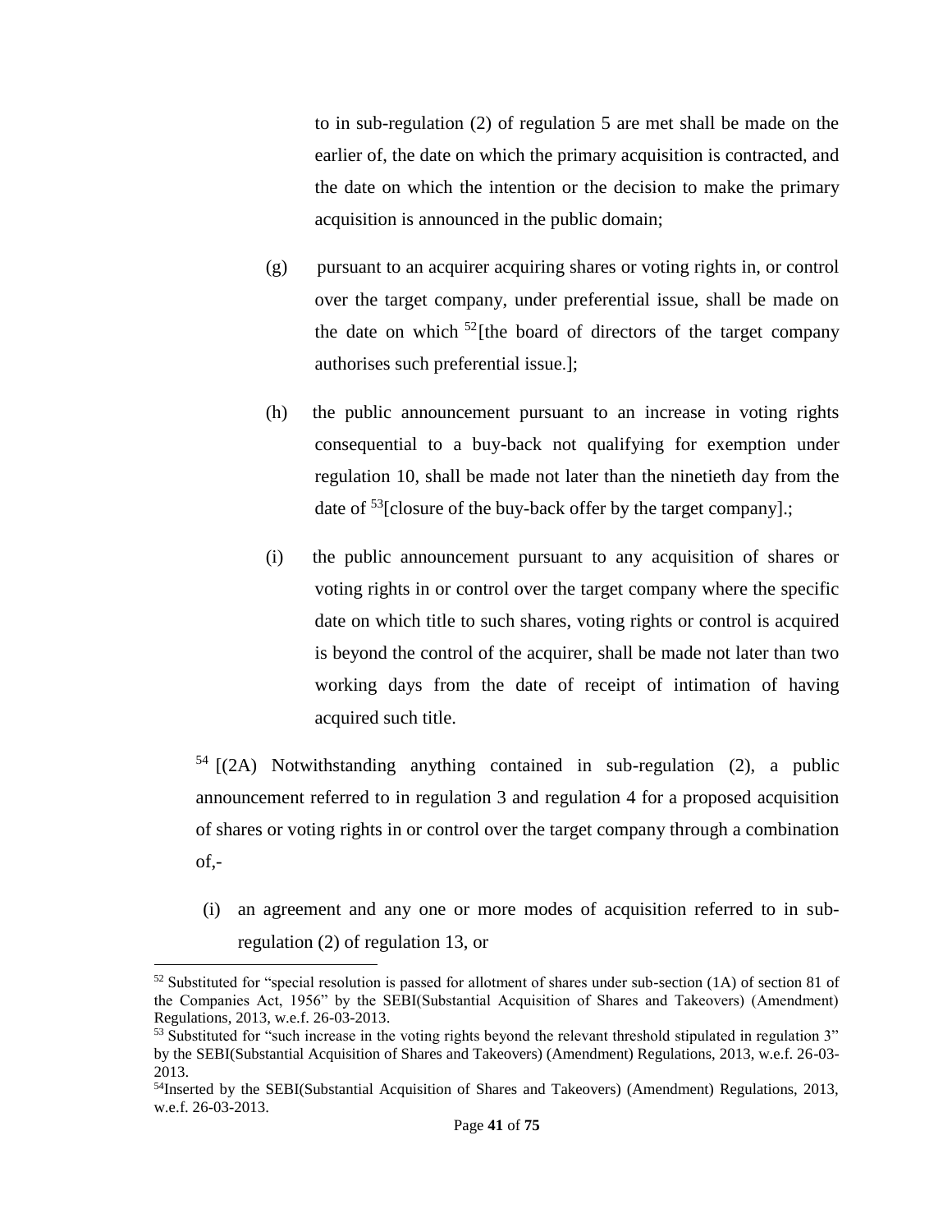to in sub-regulation (2) of regulation 5 are met shall be made on the earlier of, the date on which the primary acquisition is contracted, and the date on which the intention or the decision to make the primary acquisition is announced in the public domain;

(g) pursuant to an acquirer acquiring shares or voting rights in, or control over the target company, under preferential issue, shall be made on the date on which [52][the board of directors of the target company authorises such preferential issue.];

(h) the public announcement pursuant to an increase in voting rights consequential to a buy-back not qualifying for exemption under regulation 10, shall be made not later than the ninetieth day from the date of [53][closure of the buy-back offer by the target company].;

(i) the public announcement pursuant to any acquisition of shares or voting rights in or control over the target company where the specific date on which title to such shares, voting rights or control is acquired is beyond the control of the acquirer, shall be made not later than two working days from the date of receipt of intimation of having acquired such title.

[54] [(2A) Notwithstanding anything contained in sub-regulation (2), a public announcement referred to in regulation 3 and regulation 4 for a proposed acquisition of shares or voting rights in or control over the target company through a combination of,-

(i) an agreement and any one or more modes of acquisition referred to in sub-regulation (2) of regulation 13, or

---

[52] Substituted for "special resolution is passed for allotment of shares under sub-section (1A) of section 81 of the Companies Act, 1956" by the SEBI(Substantial Acquisition of Shares and Takeovers) (Amendment) Regulations, 2013, w.e.f. 26-03-2013.

[53] Substituted for "such increase in the voting rights beyond the relevant threshold stipulated in regulation 3" by the SEBI(Substantial Acquisition of Shares and Takeovers) (Amendment) Regulations, 2013, w.e.f. 26-03-2013.

[54] Inserted by the SEBI(Substantial Acquisition of Shares and Takeovers) (Amendment) Regulations, 2013, w.e.f. 26-03-2013.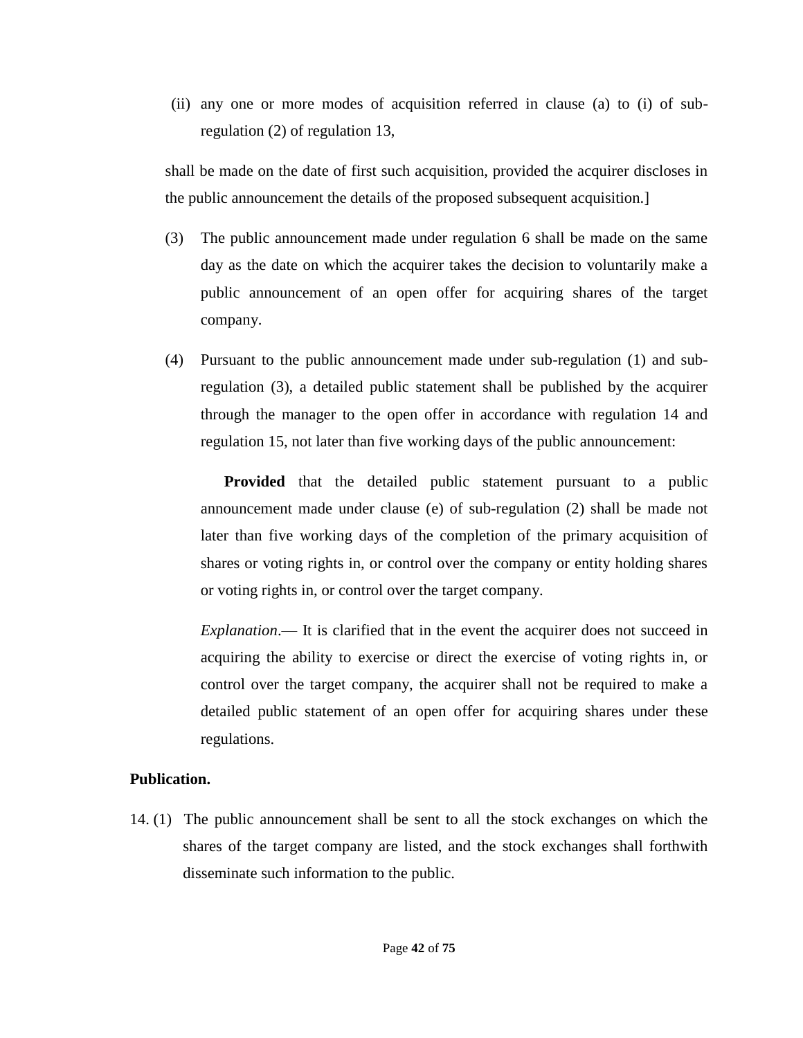(ii) any one or more modes of acquisition referred in clause (a) to (i) of sub-regulation (2) of regulation 13,

shall be made on the date of first such acquisition, provided the acquirer discloses in the public announcement the details of the proposed subsequent acquisition.]

(3) The public announcement made under regulation 6 shall be made on the same day as the date on which the acquirer takes the decision to voluntarily make a public announcement of an open offer for acquiring shares of the target company.

(4) Pursuant to the public announcement made under sub-regulation (1) and sub-regulation (3), a detailed public statement shall be published by the acquirer through the manager to the open offer in accordance with regulation 14 and regulation 15, not later than five working days of the public announcement:

**Provided** that the detailed public statement pursuant to a public announcement made under clause (e) of sub-regulation (2) shall be made not later than five working days of the completion of the primary acquisition of shares or voting rights in, or control over the company or entity holding shares or voting rights in, or control over the target company.

*Explanation*.— It is clarified that in the event the acquirer does not succeed in acquiring the ability to exercise or direct the exercise of voting rights in, or control over the target company, the acquirer shall not be required to make a detailed public statement of an open offer for acquiring shares under these regulations.

**Publication.**

14. (1) The public announcement shall be sent to all the stock exchanges on which the shares of the target company are listed, and the stock exchanges shall forthwith disseminate such information to the public.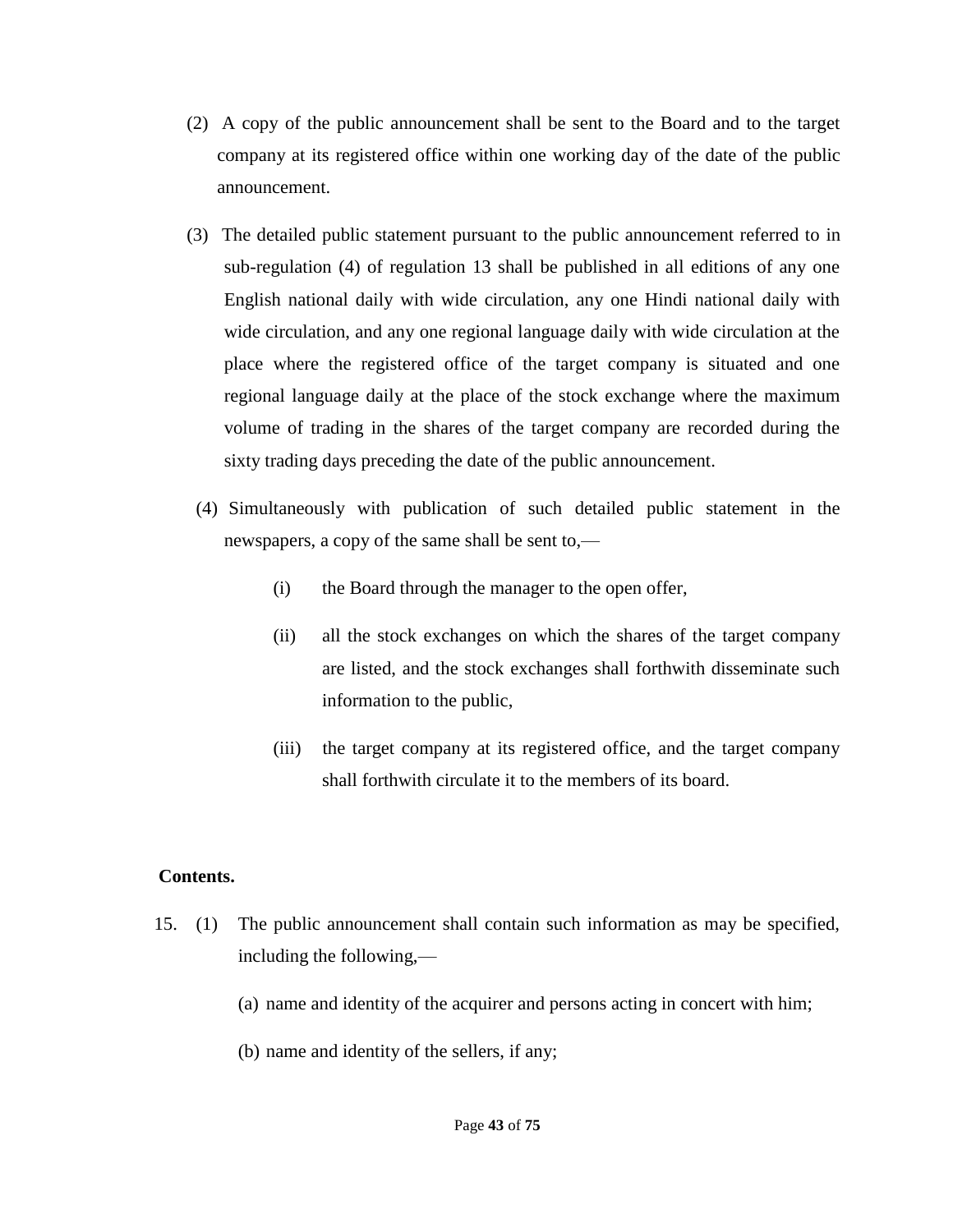(2) A copy of the public announcement shall be sent to the Board and to the target company at its registered office within one working day of the date of the public announcement.

(3) The detailed public statement pursuant to the public announcement referred to in sub-regulation (4) of regulation 13 shall be published in all editions of any one English national daily with wide circulation, any one Hindi national daily with wide circulation, and any one regional language daily with wide circulation at the place where the registered office of the target company is situated and one regional language daily at the place of the stock exchange where the maximum volume of trading in the shares of the target company are recorded during the sixty trading days preceding the date of the public announcement.

(4) Simultaneously with publication of such detailed public statement in the newspapers, a copy of the same shall be sent to,—

- (i) the Board through the manager to the open offer,
- (ii) all the stock exchanges on which the shares of the target company are listed, and the stock exchanges shall forthwith disseminate such information to the public,
- (iii) the target company at its registered office, and the target company shall forthwith circulate it to the members of its board.

**Contents.**

15. (1) The public announcement shall contain such information as may be specified, including the following,—

- (a) name and identity of the acquirer and persons acting in concert with him;
- (b) name and identity of the sellers, if any;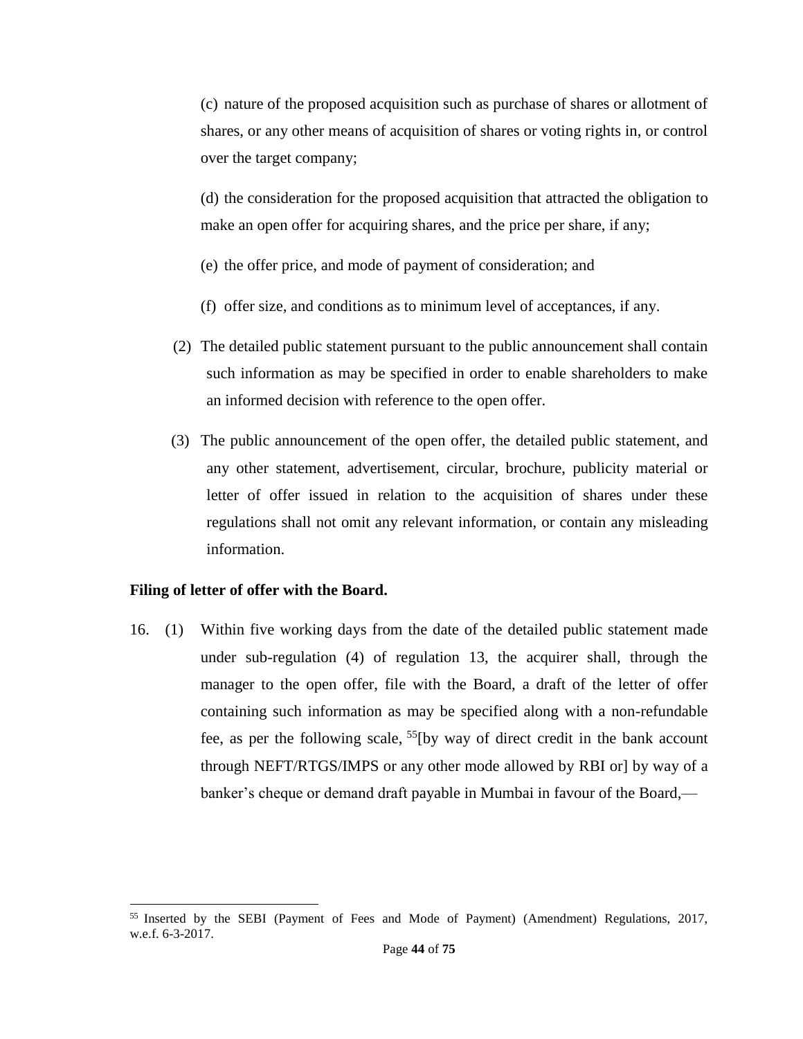(c) nature of the proposed acquisition such as purchase of shares or allotment of shares, or any other means of acquisition of shares or voting rights in, or control over the target company;

(d) the consideration for the proposed acquisition that attracted the obligation to make an open offer for acquiring shares, and the price per share, if any;

(e) the offer price, and mode of payment of consideration; and

(f) offer size, and conditions as to minimum level of acceptances, if any.

(2) The detailed public statement pursuant to the public announcement shall contain such information as may be specified in order to enable shareholders to make an informed decision with reference to the open offer.

(3) The public announcement of the open offer, the detailed public statement, and any other statement, advertisement, circular, brochure, publicity material or letter of offer issued in relation to the acquisition of shares under these regulations shall not omit any relevant information, or contain any misleading information.

**Filing of letter of offer with the Board.**

16. (1) Within five working days from the date of the detailed public statement made under sub-regulation (4) of regulation 13, the acquirer shall, through the manager to the open offer, file with the Board, a draft of the letter of offer containing such information as may be specified along with a non-refundable fee, as per the following scale, [55][by way of direct credit in the bank account through NEFT/RTGS/IMPS or any other mode allowed by RBI or] by way of a banker's cheque or demand draft payable in Mumbai in favour of the Board,—

[55] Inserted by the SEBI (Payment of Fees and Mode of Payment) (Amendment) Regulations, 2017, w.e.f. 6-3-2017.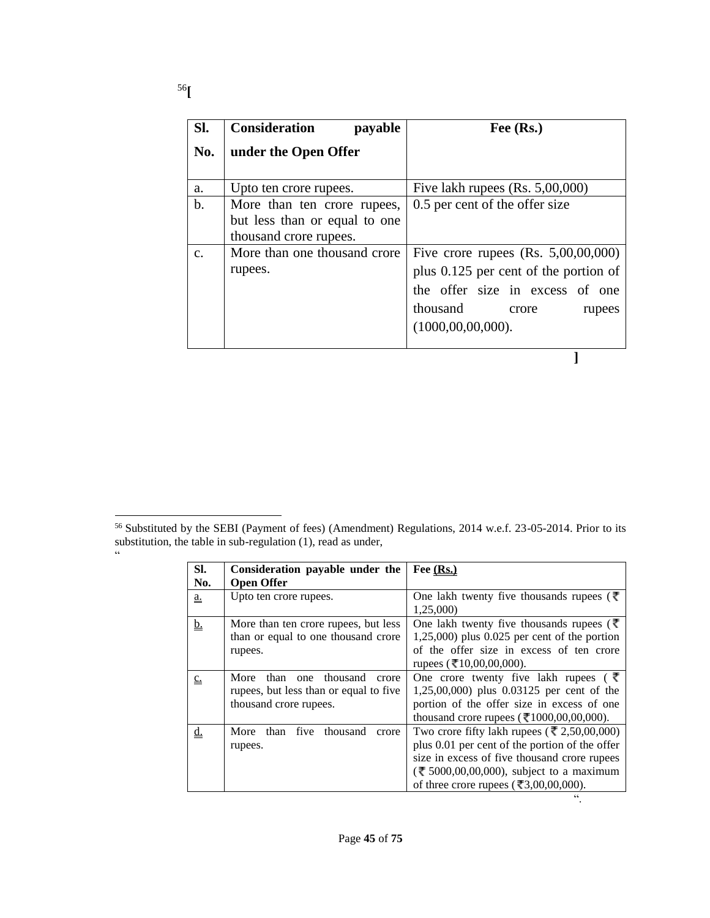[56][

| Sl. No. | Consideration payable under the Open Offer | Fee (Rs.) |
|---|---|---|
| a. | Upto ten crore rupees. | Five lakh rupees (Rs. 5,00,000) |
| b. | More than ten crore rupees, but less than or equal to one thousand crore rupees. | 0.5 per cent of the offer size |
| c. | More than one thousand crore rupees. | Five crore rupees (Rs. 5,00,00,000) plus 0.125 per cent of the portion of the offer size in excess of one thousand crore rupees (1000,00,00,000). |

]

---

[56] Substituted by the SEBI (Payment of fees) (Amendment) Regulations, 2014 w.e.f. 23-05-2014. Prior to its substitution, the table in sub-regulation (1), read as under,

"

| Sl. No. | Consideration payable under the Open Offer | Fee (Rs.) |
|---|---|---|
| a. | Upto ten crore rupees. | One lakh twenty five thousands rupees (₹ 1,25,000) |
| b. | More than ten crore rupees, but less than or equal to one thousand crore rupees. | One lakh twenty five thousands rupees (₹ 1,25,000) plus 0.025 per cent of the portion of the offer size in excess of ten crore rupees (₹10,00,00,000). |
| c. | More than one thousand crore rupees, but less than or equal to five thousand crore rupees. | One crore twenty five lakh rupees (₹ 1,25,00,000) plus 0.03125 per cent of the portion of the offer size in excess of one thousand crore rupees (₹1000,00,00,000). |
| d. | More than five thousand crore rupees. | Two crore fifty lakh rupees (₹ 2,50,00,000) plus 0.01 per cent of the portion of the offer size in excess of five thousand crore rupees (₹ 5000,00,00,000), subject to a maximum of three crore rupees (₹3,00,00,000). |

".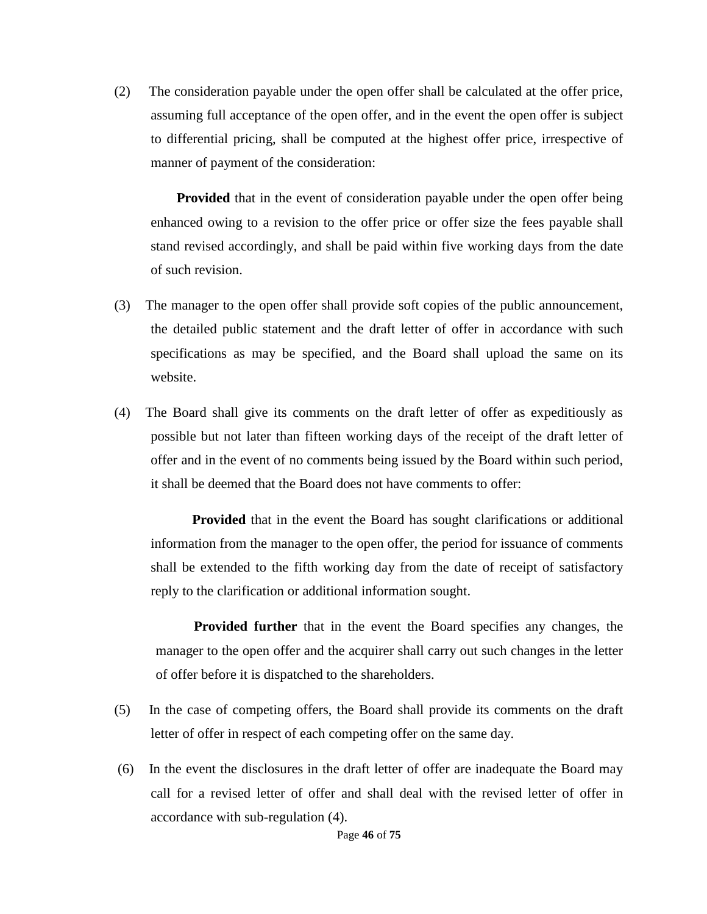(2) The consideration payable under the open offer shall be calculated at the offer price, assuming full acceptance of the open offer, and in the event the open offer is subject to differential pricing, shall be computed at the highest offer price, irrespective of manner of payment of the consideration:

**Provided** that in the event of consideration payable under the open offer being enhanced owing to a revision to the offer price or offer size the fees payable shall stand revised accordingly, and shall be paid within five working days from the date of such revision.

(3) The manager to the open offer shall provide soft copies of the public announcement, the detailed public statement and the draft letter of offer in accordance with such specifications as may be specified, and the Board shall upload the same on its website.

(4) The Board shall give its comments on the draft letter of offer as expeditiously as possible but not later than fifteen working days of the receipt of the draft letter of offer and in the event of no comments being issued by the Board within such period, it shall be deemed that the Board does not have comments to offer:

**Provided** that in the event the Board has sought clarifications or additional information from the manager to the open offer, the period for issuance of comments shall be extended to the fifth working day from the date of receipt of satisfactory reply to the clarification or additional information sought.

**Provided further** that in the event the Board specifies any changes, the manager to the open offer and the acquirer shall carry out such changes in the letter of offer before it is dispatched to the shareholders.

(5) In the case of competing offers, the Board shall provide its comments on the draft letter of offer in respect of each competing offer on the same day.

(6) In the event the disclosures in the draft letter of offer are inadequate the Board may call for a revised letter of offer and shall deal with the revised letter of offer in accordance with sub-regulation (4).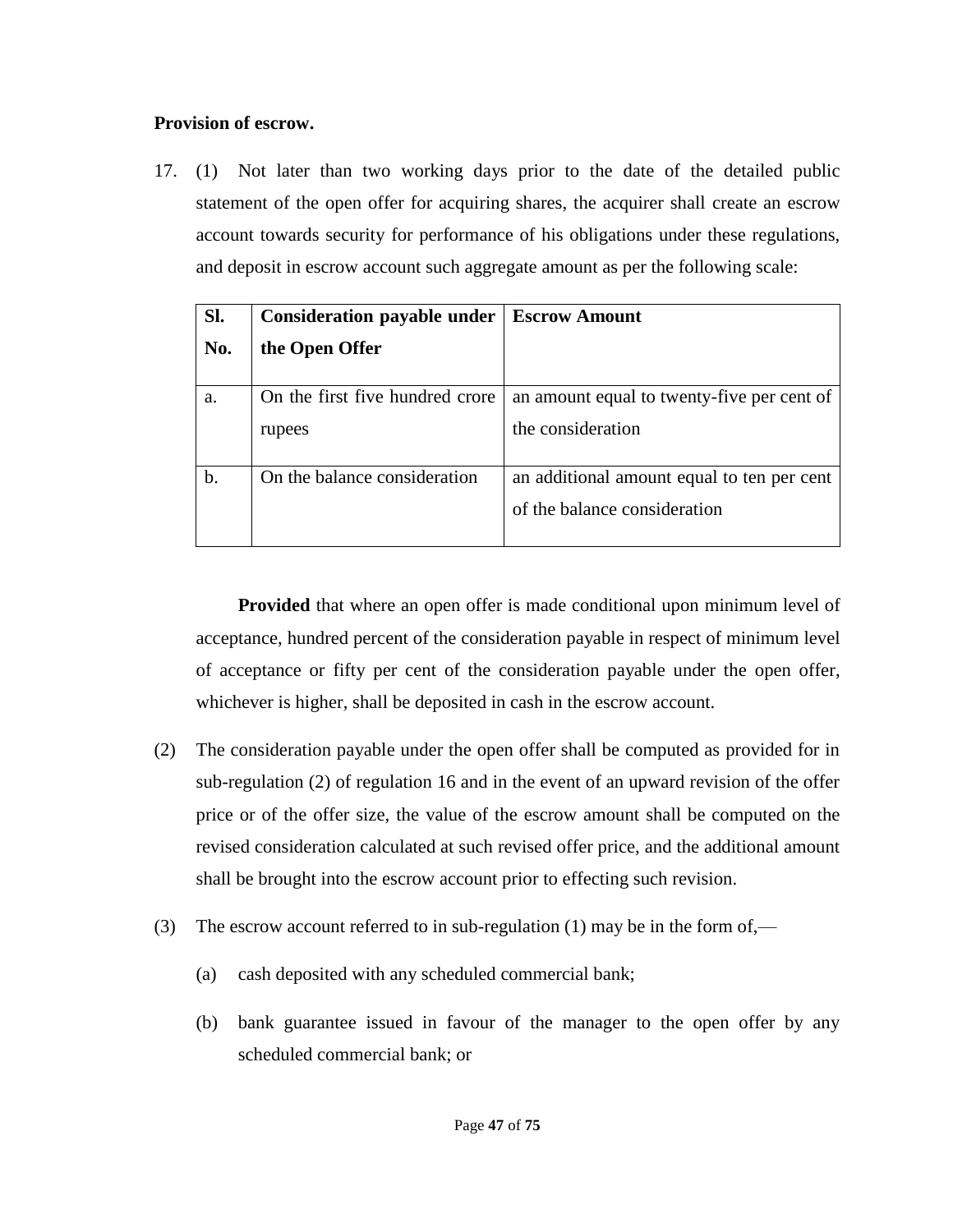**Provision of escrow.**

17. (1) Not later than two working days prior to the date of the detailed public statement of the open offer for acquiring shares, the acquirer shall create an escrow account towards security for performance of his obligations under these regulations, and deposit in escrow account such aggregate amount as per the following scale:

| Sl. No. | Consideration payable under the Open Offer | Escrow Amount |
|---|---|---|
| a. | On the first five hundred crore rupees | an amount equal to twenty-five per cent of the consideration |
| b. | On the balance consideration | an additional amount equal to ten per cent of the balance consideration |

**Provided** that where an open offer is made conditional upon minimum level of acceptance, hundred percent of the consideration payable in respect of minimum level of acceptance or fifty per cent of the consideration payable under the open offer, whichever is higher, shall be deposited in cash in the escrow account.

(2) The consideration payable under the open offer shall be computed as provided for in sub-regulation (2) of regulation 16 and in the event of an upward revision of the offer price or of the offer size, the value of the escrow amount shall be computed on the revised consideration calculated at such revised offer price, and the additional amount shall be brought into the escrow account prior to effecting such revision.

(3) The escrow account referred to in sub-regulation (1) may be in the form of,—

(a) cash deposited with any scheduled commercial bank;

(b) bank guarantee issued in favour of the manager to the open offer by any scheduled commercial bank; or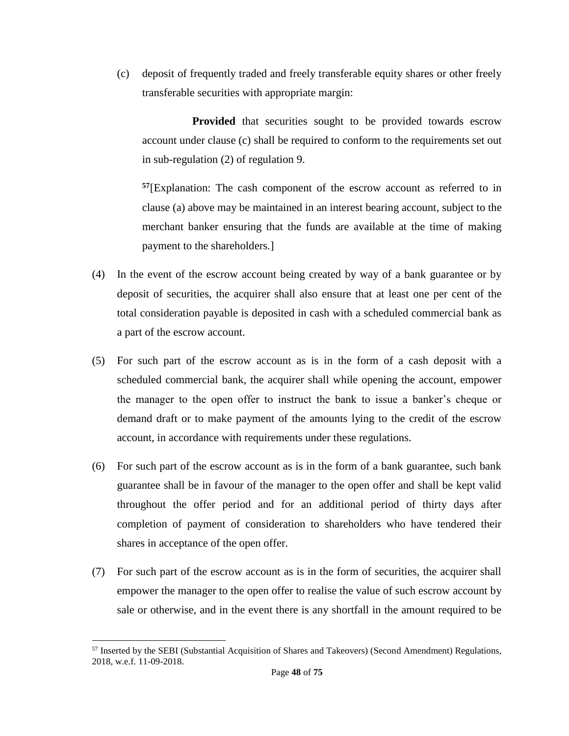(c) deposit of frequently traded and freely transferable equity shares or other freely transferable securities with appropriate margin:

**Provided** that securities sought to be provided towards escrow account under clause (c) shall be required to conform to the requirements set out in sub-regulation (2) of regulation 9.

[57][Explanation: The cash component of the escrow account as referred to in clause (a) above may be maintained in an interest bearing account, subject to the merchant banker ensuring that the funds are available at the time of making payment to the shareholders.]

(4) In the event of the escrow account being created by way of a bank guarantee or by deposit of securities, the acquirer shall also ensure that at least one per cent of the total consideration payable is deposited in cash with a scheduled commercial bank as a part of the escrow account.

(5) For such part of the escrow account as is in the form of a cash deposit with a scheduled commercial bank, the acquirer shall while opening the account, empower the manager to the open offer to instruct the bank to issue a banker's cheque or demand draft or to make payment of the amounts lying to the credit of the escrow account, in accordance with requirements under these regulations.

(6) For such part of the escrow account as is in the form of a bank guarantee, such bank guarantee shall be in favour of the manager to the open offer and shall be kept valid throughout the offer period and for an additional period of thirty days after completion of payment of consideration to shareholders who have tendered their shares in acceptance of the open offer.

(7) For such part of the escrow account as is in the form of securities, the acquirer shall empower the manager to the open offer to realise the value of such escrow account by sale or otherwise, and in the event there is any shortfall in the amount required to be

---

[57] Inserted by the SEBI (Substantial Acquisition of Shares and Takeovers) (Second Amendment) Regulations, 2018, w.e.f. 11-09-2018.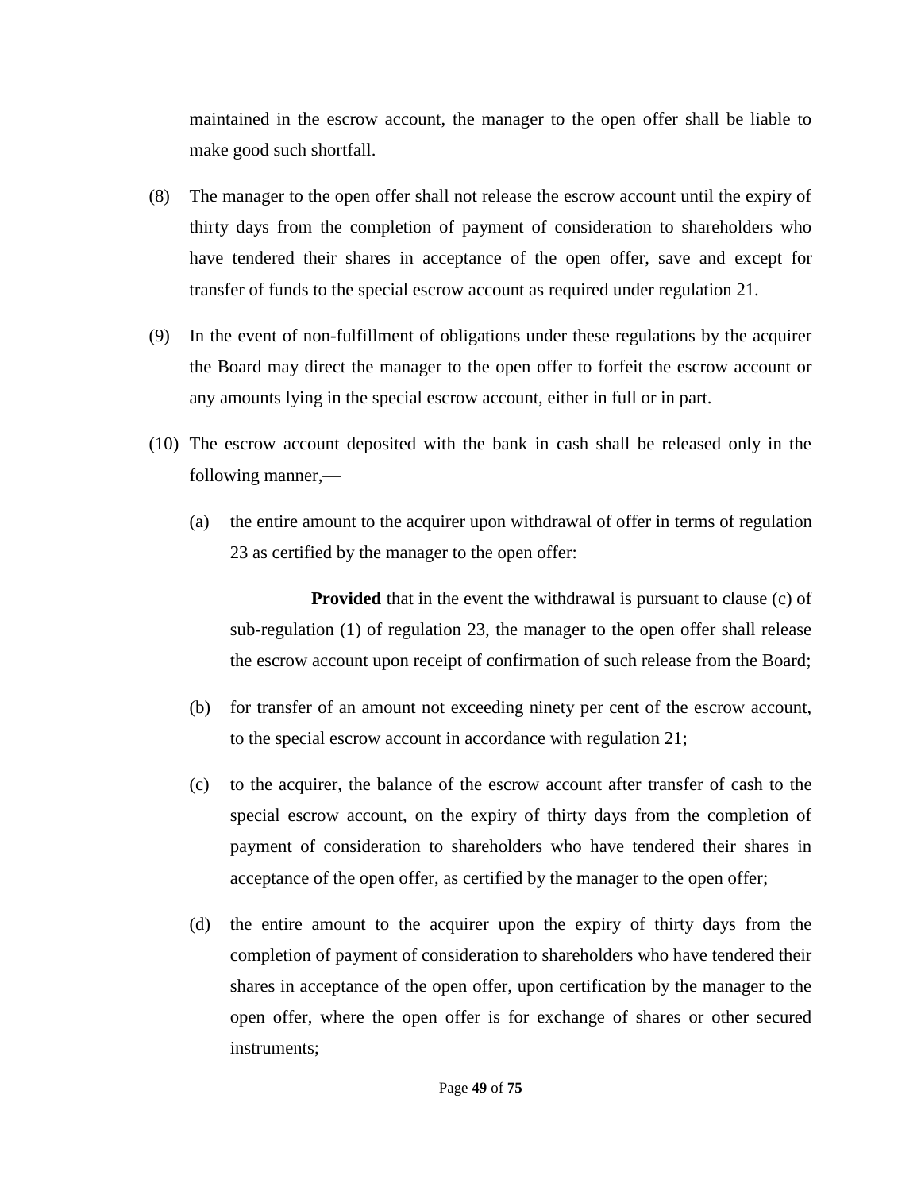maintained in the escrow account, the manager to the open offer shall be liable to make good such shortfall.

(8) The manager to the open offer shall not release the escrow account until the expiry of thirty days from the completion of payment of consideration to shareholders who have tendered their shares in acceptance of the open offer, save and except for transfer of funds to the special escrow account as required under regulation 21.

(9) In the event of non-fulfillment of obligations under these regulations by the acquirer the Board may direct the manager to the open offer to forfeit the escrow account or any amounts lying in the special escrow account, either in full or in part.

(10) The escrow account deposited with the bank in cash shall be released only in the following manner,—

(a) the entire amount to the acquirer upon withdrawal of offer in terms of regulation 23 as certified by the manager to the open offer:

**Provided** that in the event the withdrawal is pursuant to clause (c) of sub-regulation (1) of regulation 23, the manager to the open offer shall release the escrow account upon receipt of confirmation of such release from the Board;

(b) for transfer of an amount not exceeding ninety per cent of the escrow account, to the special escrow account in accordance with regulation 21;

(c) to the acquirer, the balance of the escrow account after transfer of cash to the special escrow account, on the expiry of thirty days from the completion of payment of consideration to shareholders who have tendered their shares in acceptance of the open offer, as certified by the manager to the open offer;

(d) the entire amount to the acquirer upon the expiry of thirty days from the completion of payment of consideration to shareholders who have tendered their shares in acceptance of the open offer, upon certification by the manager to the open offer, where the open offer is for exchange of shares or other secured instruments;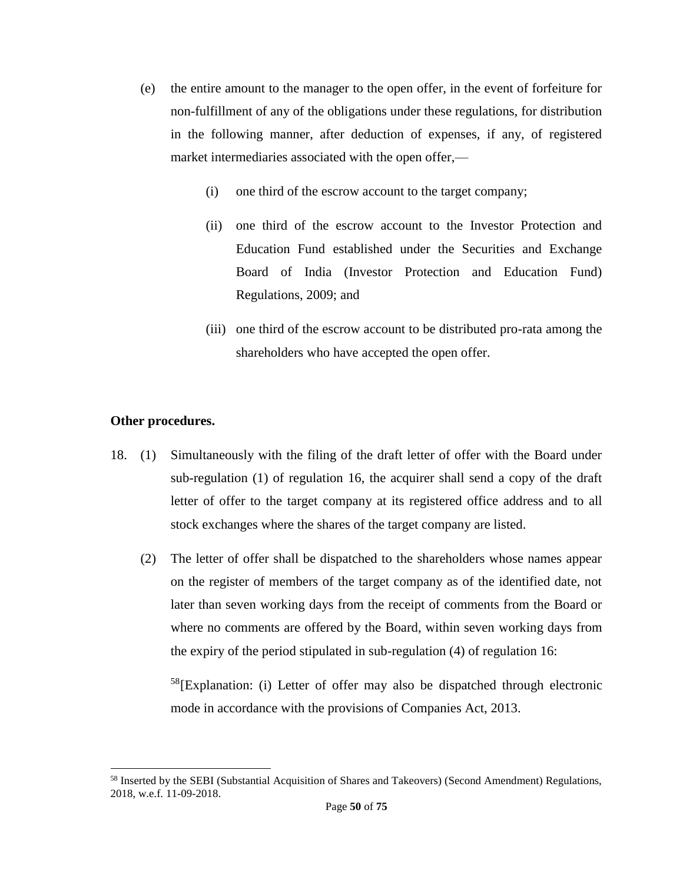(e) the entire amount to the manager to the open offer, in the event of forfeiture for non-fulfillment of any of the obligations under these regulations, for distribution in the following manner, after deduction of expenses, if any, of registered market intermediaries associated with the open offer,—

  (i) one third of the escrow account to the target company;

  (ii) one third of the escrow account to the Investor Protection and Education Fund established under the Securities and Exchange Board of India (Investor Protection and Education Fund) Regulations, 2009; and

  (iii) one third of the escrow account to be distributed pro-rata among the shareholders who have accepted the open offer.

**Other procedures.**

18. (1) Simultaneously with the filing of the draft letter of offer with the Board under sub-regulation (1) of regulation 16, the acquirer shall send a copy of the draft letter of offer to the target company at its registered office address and to all stock exchanges where the shares of the target company are listed.

(2) The letter of offer shall be dispatched to the shareholders whose names appear on the register of members of the target company as of the identified date, not later than seven working days from the receipt of comments from the Board or where no comments are offered by the Board, within seven working days from the expiry of the period stipulated in sub-regulation (4) of regulation 16:

[58][Explanation: (i) Letter of offer may also be dispatched through electronic mode in accordance with the provisions of Companies Act, 2013.

---

[58] Inserted by the SEBI (Substantial Acquisition of Shares and Takeovers) (Second Amendment) Regulations, 2018, w.e.f. 11-09-2018.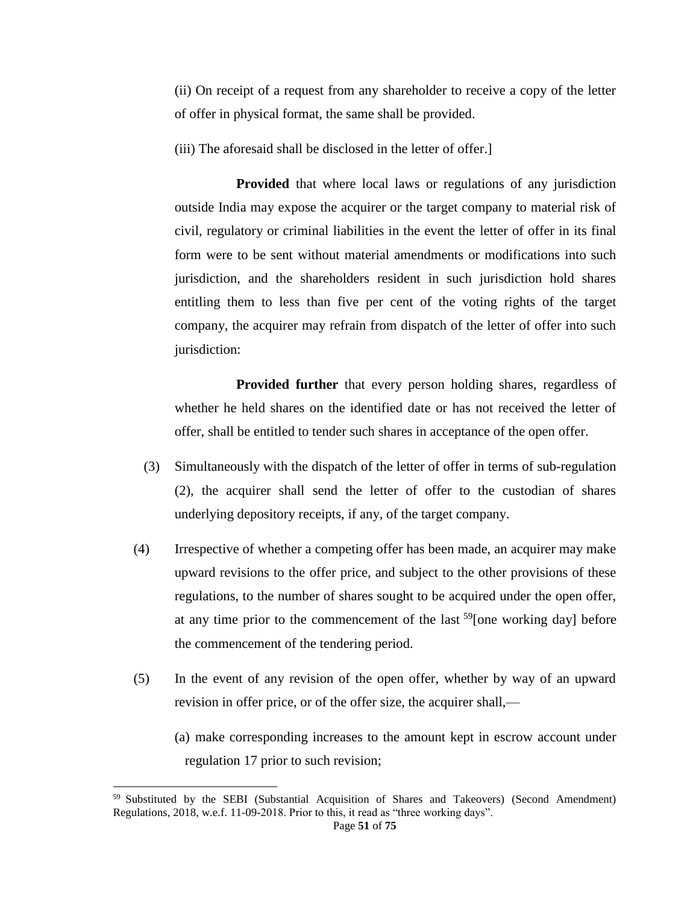(ii) On receipt of a request from any shareholder to receive a copy of the letter of offer in physical format, the same shall be provided.

(iii) The aforesaid shall be disclosed in the letter of offer.]

**Provided** that where local laws or regulations of any jurisdiction outside India may expose the acquirer or the target company to material risk of civil, regulatory or criminal liabilities in the event the letter of offer in its final form were to be sent without material amendments or modifications into such jurisdiction, and the shareholders resident in such jurisdiction hold shares entitling them to less than five per cent of the voting rights of the target company, the acquirer may refrain from dispatch of the letter of offer into such jurisdiction:

**Provided further** that every person holding shares, regardless of whether he held shares on the identified date or has not received the letter of offer, shall be entitled to tender such shares in acceptance of the open offer.

(3) Simultaneously with the dispatch of the letter of offer in terms of sub-regulation (2), the acquirer shall send the letter of offer to the custodian of shares underlying depository receipts, if any, of the target company.

(4) Irrespective of whether a competing offer has been made, an acquirer may make upward revisions to the offer price, and subject to the other provisions of these regulations, to the number of shares sought to be acquired under the open offer, at any time prior to the commencement of the last [59][one working day] before the commencement of the tendering period.

(5) In the event of any revision of the open offer, whether by way of an upward revision in offer price, or of the offer size, the acquirer shall,—

(a) make corresponding increases to the amount kept in escrow account under regulation 17 prior to such revision;

---

[59] Substituted by the SEBI (Substantial Acquisition of Shares and Takeovers) (Second Amendment) Regulations, 2018, w.e.f. 11-09-2018. Prior to this, it read as "three working days".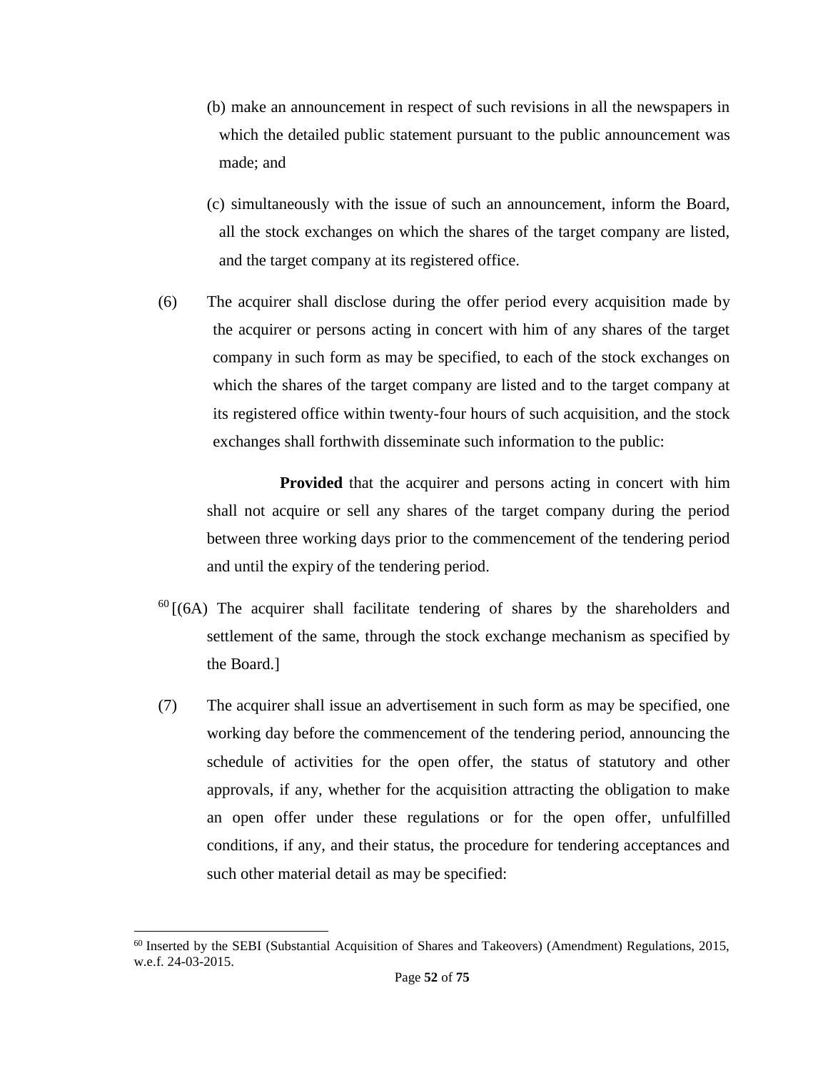(b) make an announcement in respect of such revisions in all the newspapers in which the detailed public statement pursuant to the public announcement was made; and

(c) simultaneously with the issue of such an announcement, inform the Board, all the stock exchanges on which the shares of the target company are listed, and the target company at its registered office.

(6) The acquirer shall disclose during the offer period every acquisition made by the acquirer or persons acting in concert with him of any shares of the target company in such form as may be specified, to each of the stock exchanges on which the shares of the target company are listed and to the target company at its registered office within twenty-four hours of such acquisition, and the stock exchanges shall forthwith disseminate such information to the public:

**Provided** that the acquirer and persons acting in concert with him shall not acquire or sell any shares of the target company during the period between three working days prior to the commencement of the tendering period and until the expiry of the tendering period.

[60][(6A) The acquirer shall facilitate tendering of shares by the shareholders and settlement of the same, through the stock exchange mechanism as specified by the Board.]

(7) The acquirer shall issue an advertisement in such form as may be specified, one working day before the commencement of the tendering period, announcing the schedule of activities for the open offer, the status of statutory and other approvals, if any, whether for the acquisition attracting the obligation to make an open offer under these regulations or for the open offer, unfulfilled conditions, if any, and their status, the procedure for tendering acceptances and such other material detail as may be specified:

---

[60] Inserted by the SEBI (Substantial Acquisition of Shares and Takeovers) (Amendment) Regulations, 2015, w.e.f. 24-03-2015.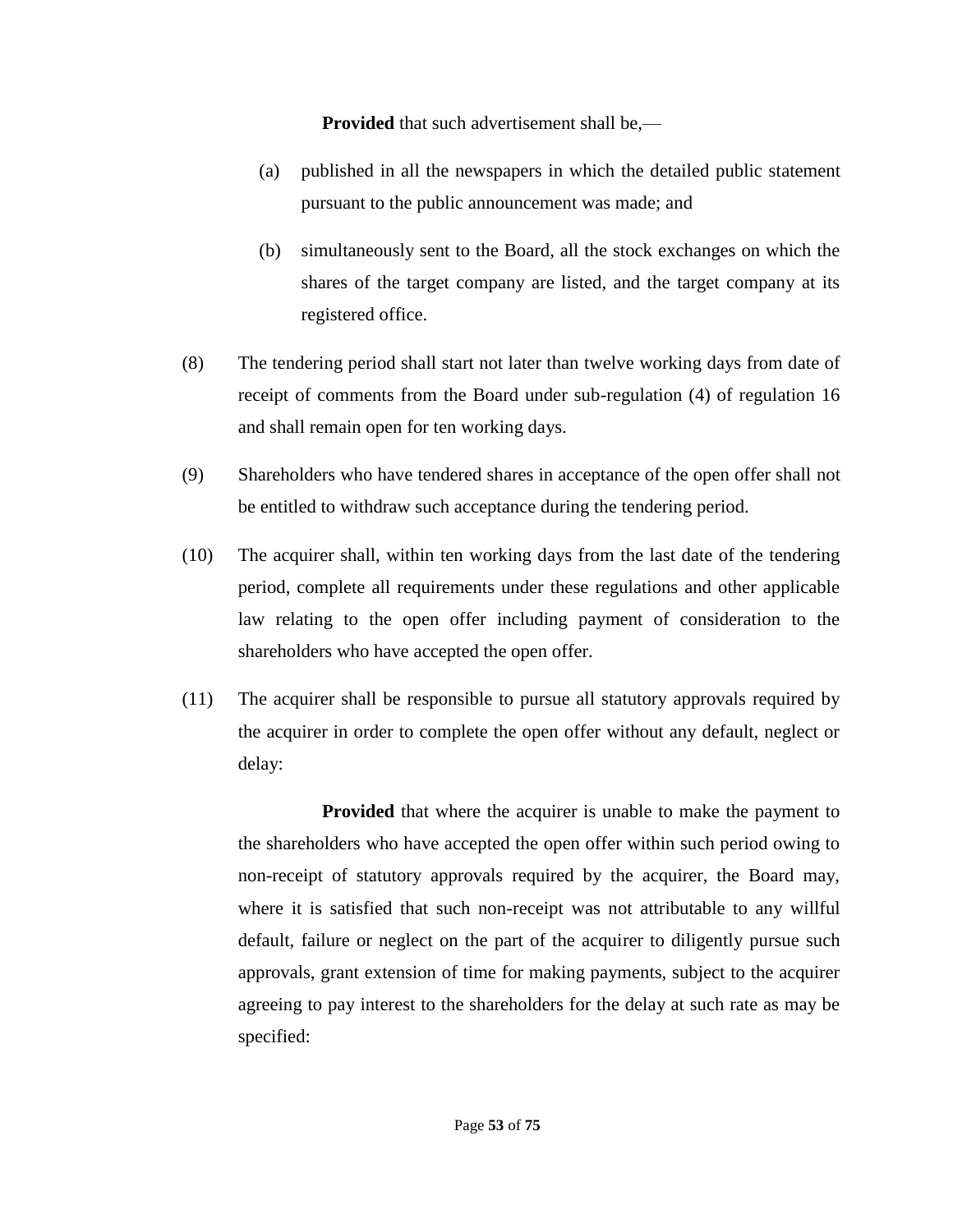**Provided** that such advertisement shall be,—

(a) published in all the newspapers in which the detailed public statement pursuant to the public announcement was made; and

(b) simultaneously sent to the Board, all the stock exchanges on which the shares of the target company are listed, and the target company at its registered office.

(8) The tendering period shall start not later than twelve working days from date of receipt of comments from the Board under sub-regulation (4) of regulation 16 and shall remain open for ten working days.

(9) Shareholders who have tendered shares in acceptance of the open offer shall not be entitled to withdraw such acceptance during the tendering period.

(10) The acquirer shall, within ten working days from the last date of the tendering period, complete all requirements under these regulations and other applicable law relating to the open offer including payment of consideration to the shareholders who have accepted the open offer.

(11) The acquirer shall be responsible to pursue all statutory approvals required by the acquirer in order to complete the open offer without any default, neglect or delay:

**Provided** that where the acquirer is unable to make the payment to the shareholders who have accepted the open offer within such period owing to non-receipt of statutory approvals required by the acquirer, the Board may, where it is satisfied that such non-receipt was not attributable to any willful default, failure or neglect on the part of the acquirer to diligently pursue such approvals, grant extension of time for making payments, subject to the acquirer agreeing to pay interest to the shareholders for the delay at such rate as may be specified: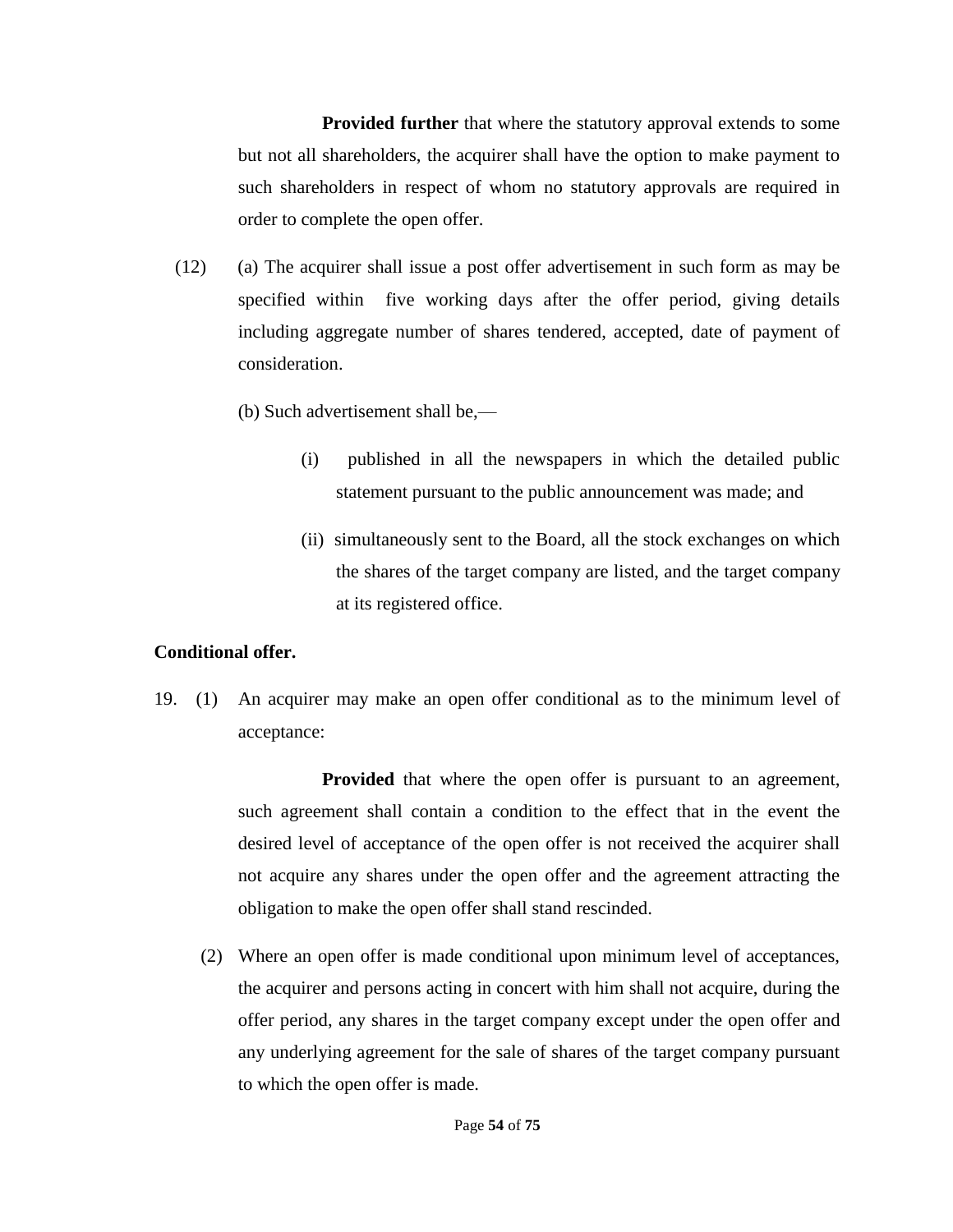**Provided further** that where the statutory approval extends to some but not all shareholders, the acquirer shall have the option to make payment to such shareholders in respect of whom no statutory approvals are required in order to complete the open offer.

(12) (a) The acquirer shall issue a post offer advertisement in such form as may be specified within five working days after the offer period, giving details including aggregate number of shares tendered, accepted, date of payment of consideration.

(b) Such advertisement shall be,—

(i) published in all the newspapers in which the detailed public statement pursuant to the public announcement was made; and

(ii) simultaneously sent to the Board, all the stock exchanges on which the shares of the target company are listed, and the target company at its registered office.

**Conditional offer.**

19. (1) An acquirer may make an open offer conditional as to the minimum level of acceptance:

**Provided** that where the open offer is pursuant to an agreement, such agreement shall contain a condition to the effect that in the event the desired level of acceptance of the open offer is not received the acquirer shall not acquire any shares under the open offer and the agreement attracting the obligation to make the open offer shall stand rescinded.

(2) Where an open offer is made conditional upon minimum level of acceptances, the acquirer and persons acting in concert with him shall not acquire, during the offer period, any shares in the target company except under the open offer and any underlying agreement for the sale of shares of the target company pursuant to which the open offer is made.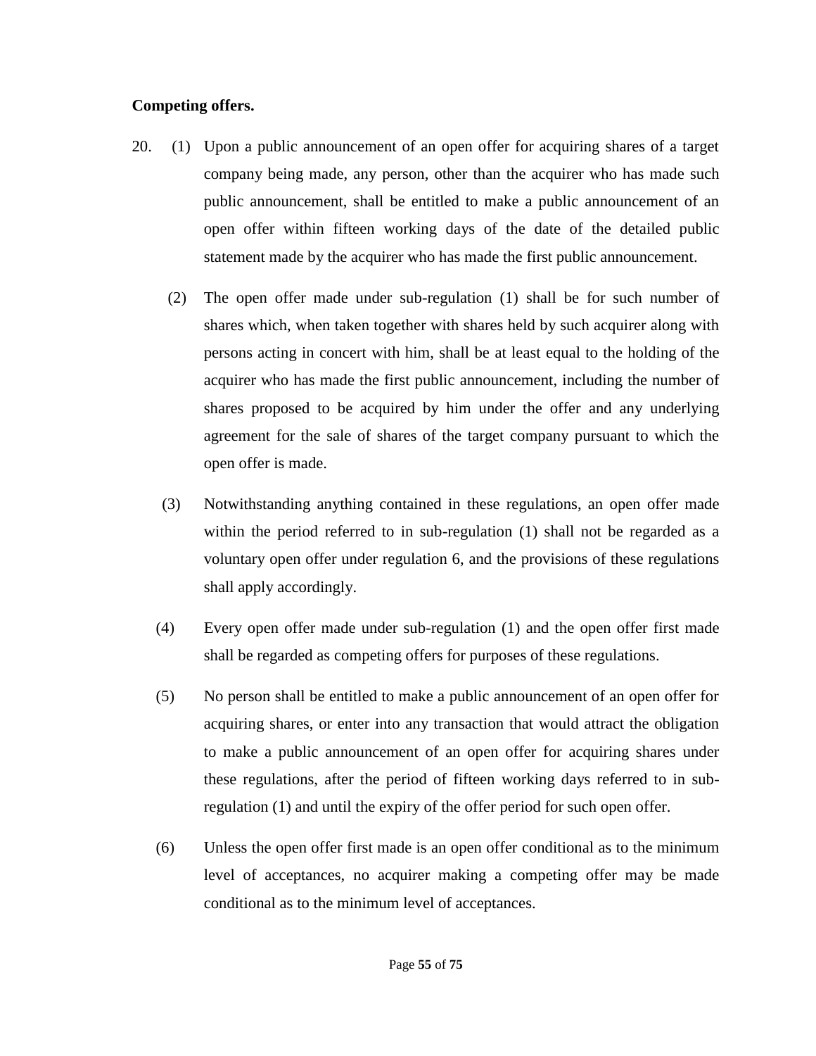**Competing offers.**

20. (1) Upon a public announcement of an open offer for acquiring shares of a target company being made, any person, other than the acquirer who has made such public announcement, shall be entitled to make a public announcement of an open offer within fifteen working days of the date of the detailed public statement made by the acquirer who has made the first public announcement.

(2) The open offer made under sub-regulation (1) shall be for such number of shares which, when taken together with shares held by such acquirer along with persons acting in concert with him, shall be at least equal to the holding of the acquirer who has made the first public announcement, including the number of shares proposed to be acquired by him under the offer and any underlying agreement for the sale of shares of the target company pursuant to which the open offer is made.

(3) Notwithstanding anything contained in these regulations, an open offer made within the period referred to in sub-regulation (1) shall not be regarded as a voluntary open offer under regulation 6, and the provisions of these regulations shall apply accordingly.

(4) Every open offer made under sub-regulation (1) and the open offer first made shall be regarded as competing offers for purposes of these regulations.

(5) No person shall be entitled to make a public announcement of an open offer for acquiring shares, or enter into any transaction that would attract the obligation to make a public announcement of an open offer for acquiring shares under these regulations, after the period of fifteen working days referred to in sub-regulation (1) and until the expiry of the offer period for such open offer.

(6) Unless the open offer first made is an open offer conditional as to the minimum level of acceptances, no acquirer making a competing offer may be made conditional as to the minimum level of acceptances.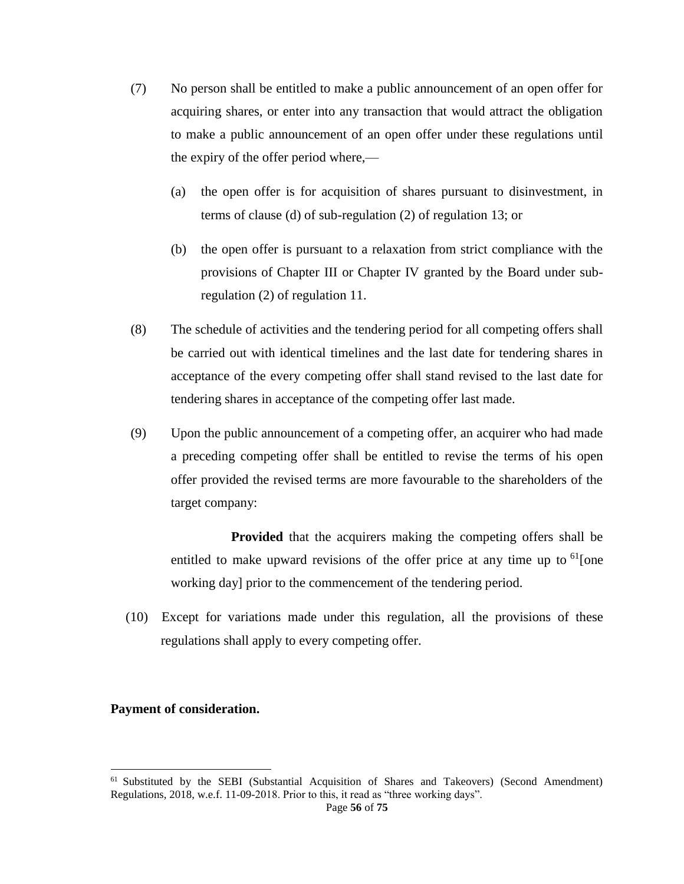(7) No person shall be entitled to make a public announcement of an open offer for acquiring shares, or enter into any transaction that would attract the obligation to make a public announcement of an open offer under these regulations until the expiry of the offer period where,—

 (a) the open offer is for acquisition of shares pursuant to disinvestment, in terms of clause (d) of sub-regulation (2) of regulation 13; or

 (b) the open offer is pursuant to a relaxation from strict compliance with the provisions of Chapter III or Chapter IV granted by the Board under sub-regulation (2) of regulation 11.

(8) The schedule of activities and the tendering period for all competing offers shall be carried out with identical timelines and the last date for tendering shares in acceptance of the every competing offer shall stand revised to the last date for tendering shares in acceptance of the competing offer last made.

(9) Upon the public announcement of a competing offer, an acquirer who had made a preceding competing offer shall be entitled to revise the terms of his open offer provided the revised terms are more favourable to the shareholders of the target company:

 **Provided** that the acquirers making the competing offers shall be entitled to make upward revisions of the offer price at any time up to [61][one working day] prior to the commencement of the tendering period.

(10) Except for variations made under this regulation, all the provisions of these regulations shall apply to every competing offer.

**Payment of consideration.**

---

[61] Substituted by the SEBI (Substantial Acquisition of Shares and Takeovers) (Second Amendment) Regulations, 2018, w.e.f. 11-09-2018. Prior to this, it read as "three working days".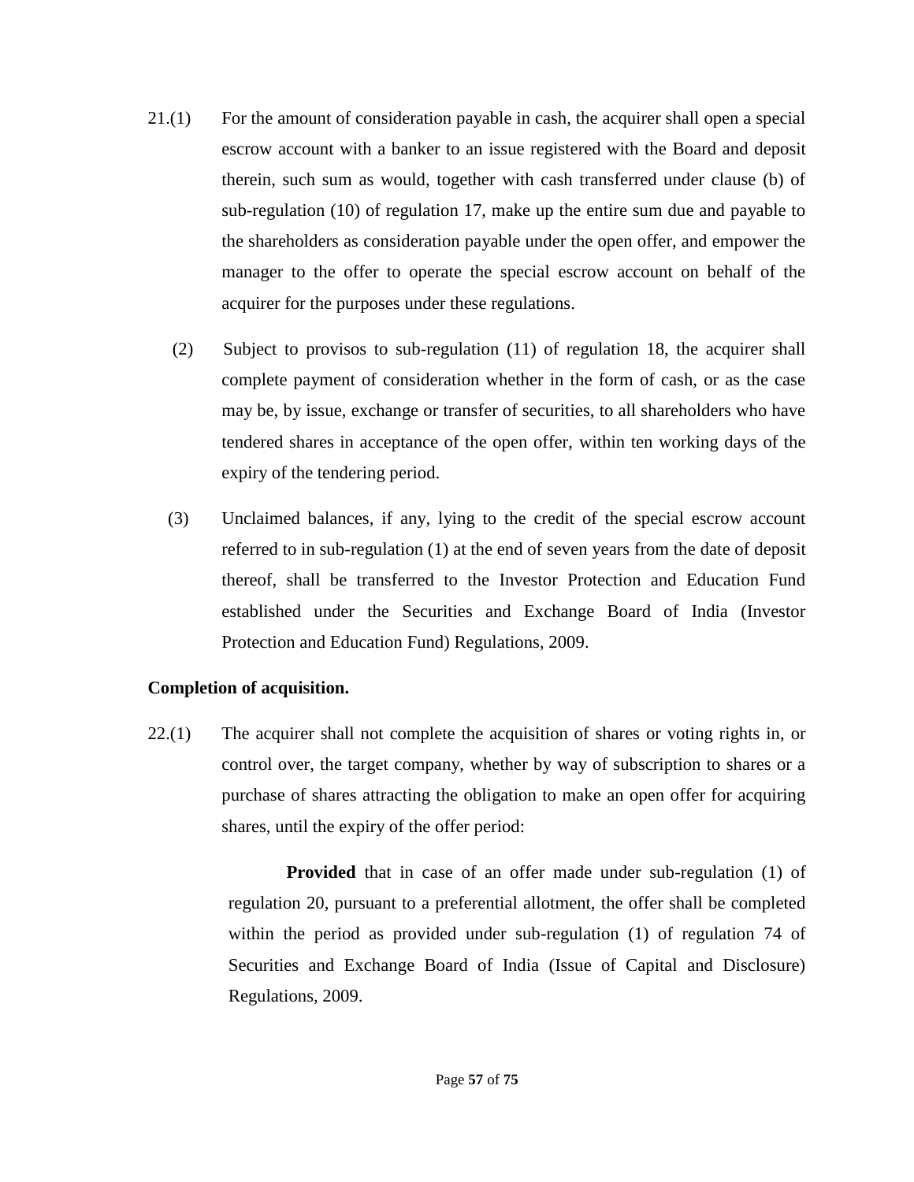21.(1) For the amount of consideration payable in cash, the acquirer shall open a special escrow account with a banker to an issue registered with the Board and deposit therein, such sum as would, together with cash transferred under clause (b) of sub-regulation (10) of regulation 17, make up the entire sum due and payable to the shareholders as consideration payable under the open offer, and empower the manager to the offer to operate the special escrow account on behalf of the acquirer for the purposes under these regulations.

(2) Subject to provisos to sub-regulation (11) of regulation 18, the acquirer shall complete payment of consideration whether in the form of cash, or as the case may be, by issue, exchange or transfer of securities, to all shareholders who have tendered shares in acceptance of the open offer, within ten working days of the expiry of the tendering period.

(3) Unclaimed balances, if any, lying to the credit of the special escrow account referred to in sub-regulation (1) at the end of seven years from the date of deposit thereof, shall be transferred to the Investor Protection and Education Fund established under the Securities and Exchange Board of India (Investor Protection and Education Fund) Regulations, 2009.

**Completion of acquisition.**

22.(1) The acquirer shall not complete the acquisition of shares or voting rights in, or control over, the target company, whether by way of subscription to shares or a purchase of shares attracting the obligation to make an open offer for acquiring shares, until the expiry of the offer period:

**Provided** that in case of an offer made under sub-regulation (1) of regulation 20, pursuant to a preferential allotment, the offer shall be completed within the period as provided under sub-regulation (1) of regulation 74 of Securities and Exchange Board of India (Issue of Capital and Disclosure) Regulations, 2009.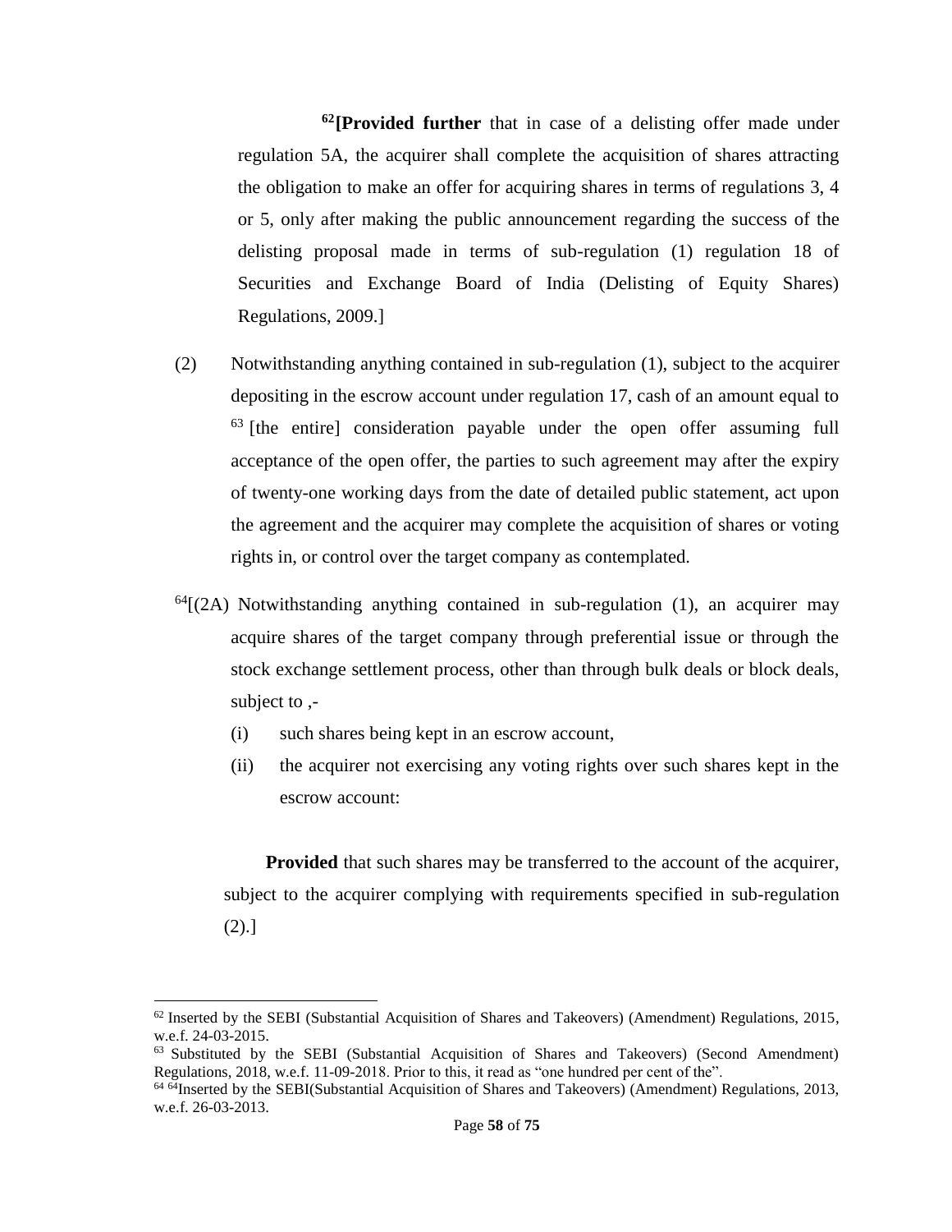[62]**[Provided further** that in case of a delisting offer made under regulation 5A, the acquirer shall complete the acquisition of shares attracting the obligation to make an offer for acquiring shares in terms of regulations 3, 4 or 5, only after making the public announcement regarding the success of the delisting proposal made in terms of sub-regulation (1) regulation 18 of Securities and Exchange Board of India (Delisting of Equity Shares) Regulations, 2009.]

(2) Notwithstanding anything contained in sub-regulation (1), subject to the acquirer depositing in the escrow account under regulation 17, cash of an amount equal to [63] [the entire] consideration payable under the open offer assuming full acceptance of the open offer, the parties to such agreement may after the expiry of twenty-one working days from the date of detailed public statement, act upon the agreement and the acquirer may complete the acquisition of shares or voting rights in, or control over the target company as contemplated.

[64][(2A) Notwithstanding anything contained in sub-regulation (1), an acquirer may acquire shares of the target company through preferential issue or through the stock exchange settlement process, other than through bulk deals or block deals, subject to ,-

(i) such shares being kept in an escrow account,

(ii) the acquirer not exercising any voting rights over such shares kept in the escrow account:

**Provided** that such shares may be transferred to the account of the acquirer, subject to the acquirer complying with requirements specified in sub-regulation (2).]

---

[62] Inserted by the SEBI (Substantial Acquisition of Shares and Takeovers) (Amendment) Regulations, 2015, w.e.f. 24-03-2015.

[63] Substituted by the SEBI (Substantial Acquisition of Shares and Takeovers) (Second Amendment) Regulations, 2018, w.e.f. 11-09-2018. Prior to this, it read as "one hundred per cent of the".

[64] [64]Inserted by the SEBI(Substantial Acquisition of Shares and Takeovers) (Amendment) Regulations, 2013, w.e.f. 26-03-2013.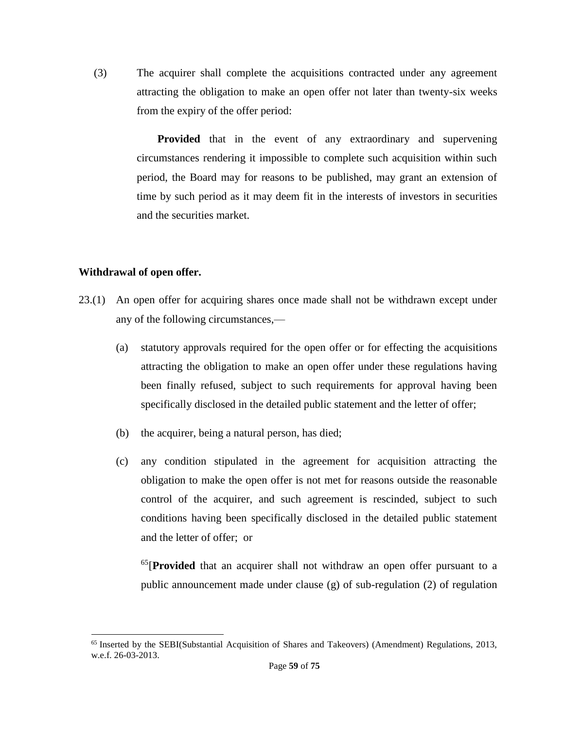(3) The acquirer shall complete the acquisitions contracted under any agreement attracting the obligation to make an open offer not later than twenty-six weeks from the expiry of the offer period:

**Provided** that in the event of any extraordinary and supervening circumstances rendering it impossible to complete such acquisition within such period, the Board may for reasons to be published, may grant an extension of time by such period as it may deem fit in the interests of investors in securities and the securities market.

**Withdrawal of open offer.**

23.(1) An open offer for acquiring shares once made shall not be withdrawn except under any of the following circumstances,—

(a) statutory approvals required for the open offer or for effecting the acquisitions attracting the obligation to make an open offer under these regulations having been finally refused, subject to such requirements for approval having been specifically disclosed in the detailed public statement and the letter of offer;

(b) the acquirer, being a natural person, has died;

(c) any condition stipulated in the agreement for acquisition attracting the obligation to make the open offer is not met for reasons outside the reasonable control of the acquirer, and such agreement is rescinded, subject to such conditions having been specifically disclosed in the detailed public statement and the letter of offer; or

[65][**Provided** that an acquirer shall not withdraw an open offer pursuant to a public announcement made under clause (g) of sub-regulation (2) of regulation

---

[65] Inserted by the SEBI(Substantial Acquisition of Shares and Takeovers) (Amendment) Regulations, 2013, w.e.f. 26-03-2013.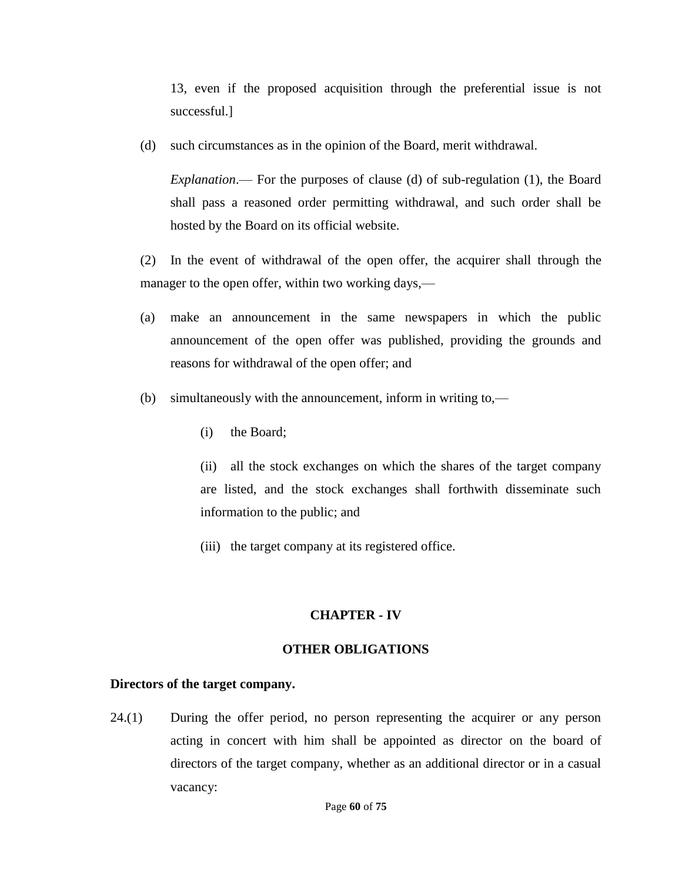13, even if the proposed acquisition through the preferential issue is not successful.]

(d) such circumstances as in the opinion of the Board, merit withdrawal.

*Explanation*.— For the purposes of clause (d) of sub-regulation (1), the Board shall pass a reasoned order permitting withdrawal, and such order shall be hosted by the Board on its official website.

(2) In the event of withdrawal of the open offer, the acquirer shall through the manager to the open offer, within two working days,—

(a) make an announcement in the same newspapers in which the public announcement of the open offer was published, providing the grounds and reasons for withdrawal of the open offer; and

(b) simultaneously with the announcement, inform in writing to,—

(i) the Board;

(ii) all the stock exchanges on which the shares of the target company are listed, and the stock exchanges shall forthwith disseminate such information to the public; and

(iii) the target company at its registered office.

## CHAPTER - IV

## OTHER OBLIGATIONS

**Directors of the target company.**

24.(1) During the offer period, no person representing the acquirer or any person acting in concert with him shall be appointed as director on the board of directors of the target company, whether as an additional director or in a casual vacancy: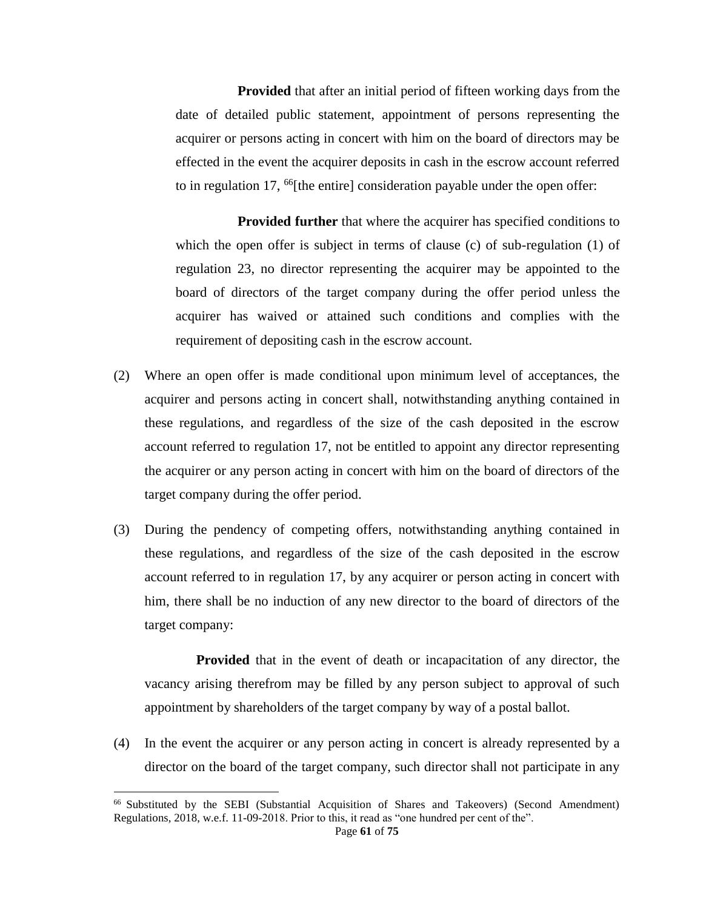**Provided** that after an initial period of fifteen working days from the date of detailed public statement, appointment of persons representing the acquirer or persons acting in concert with him on the board of directors may be effected in the event the acquirer deposits in cash in the escrow account referred to in regulation 17, [66][the entire] consideration payable under the open offer:

**Provided further** that where the acquirer has specified conditions to which the open offer is subject in terms of clause (c) of sub-regulation (1) of regulation 23, no director representing the acquirer may be appointed to the board of directors of the target company during the offer period unless the acquirer has waived or attained such conditions and complies with the requirement of depositing cash in the escrow account.

(2) Where an open offer is made conditional upon minimum level of acceptances, the acquirer and persons acting in concert shall, notwithstanding anything contained in these regulations, and regardless of the size of the cash deposited in the escrow account referred to regulation 17, not be entitled to appoint any director representing the acquirer or any person acting in concert with him on the board of directors of the target company during the offer period.

(3) During the pendency of competing offers, notwithstanding anything contained in these regulations, and regardless of the size of the cash deposited in the escrow account referred to in regulation 17, by any acquirer or person acting in concert with him, there shall be no induction of any new director to the board of directors of the target company:

**Provided** that in the event of death or incapacitation of any director, the vacancy arising therefrom may be filled by any person subject to approval of such appointment by shareholders of the target company by way of a postal ballot.

(4) In the event the acquirer or any person acting in concert is already represented by a director on the board of the target company, such director shall not participate in any

---

[66] Substituted by the SEBI (Substantial Acquisition of Shares and Takeovers) (Second Amendment) Regulations, 2018, w.e.f. 11-09-2018. Prior to this, it read as "one hundred per cent of the".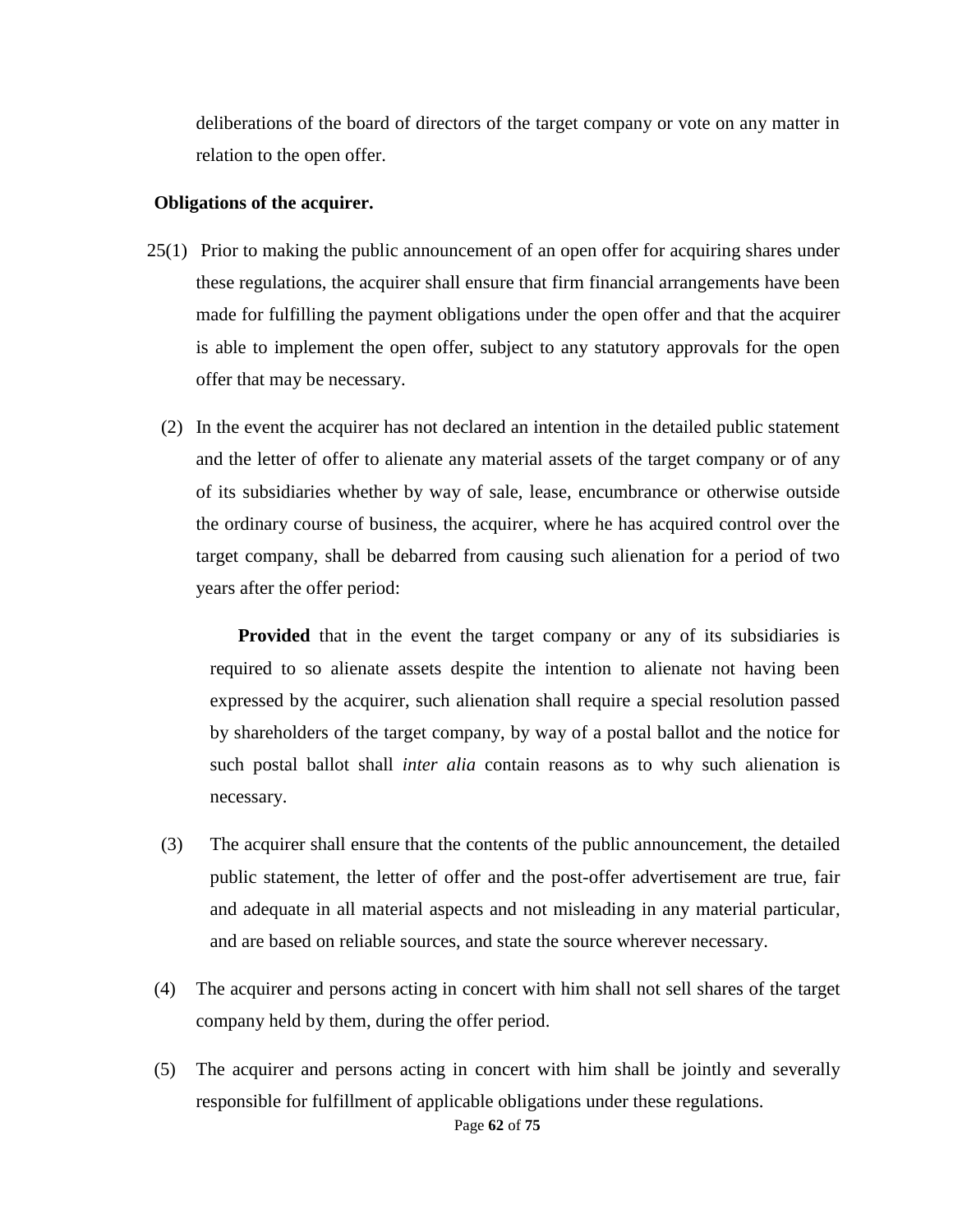deliberations of the board of directors of the target company or vote on any matter in relation to the open offer.

**Obligations of the acquirer.**

25(1) Prior to making the public announcement of an open offer for acquiring shares under these regulations, the acquirer shall ensure that firm financial arrangements have been made for fulfilling the payment obligations under the open offer and that the acquirer is able to implement the open offer, subject to any statutory approvals for the open offer that may be necessary.

(2) In the event the acquirer has not declared an intention in the detailed public statement and the letter of offer to alienate any material assets of the target company or of any of its subsidiaries whether by way of sale, lease, encumbrance or otherwise outside the ordinary course of business, the acquirer, where he has acquired control over the target company, shall be debarred from causing such alienation for a period of two years after the offer period:

**Provided** that in the event the target company or any of its subsidiaries is required to so alienate assets despite the intention to alienate not having been expressed by the acquirer, such alienation shall require a special resolution passed by shareholders of the target company, by way of a postal ballot and the notice for such postal ballot shall *inter alia* contain reasons as to why such alienation is necessary.

(3) The acquirer shall ensure that the contents of the public announcement, the detailed public statement, the letter of offer and the post-offer advertisement are true, fair and adequate in all material aspects and not misleading in any material particular, and are based on reliable sources, and state the source wherever necessary.

(4) The acquirer and persons acting in concert with him shall not sell shares of the target company held by them, during the offer period.

(5) The acquirer and persons acting in concert with him shall be jointly and severally responsible for fulfillment of applicable obligations under these regulations.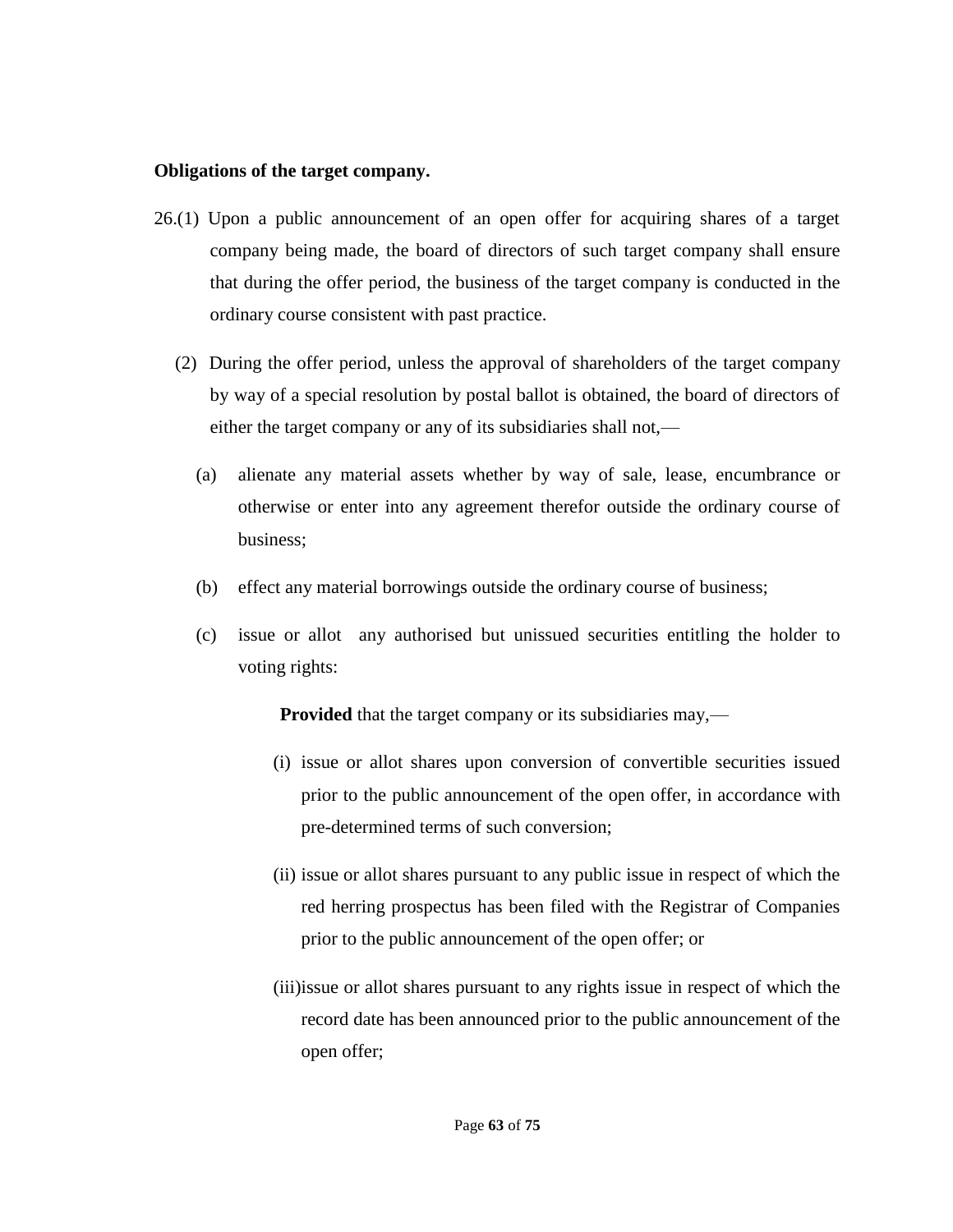**Obligations of the target company.**

26.(1) Upon a public announcement of an open offer for acquiring shares of a target company being made, the board of directors of such target company shall ensure that during the offer period, the business of the target company is conducted in the ordinary course consistent with past practice.

(2) During the offer period, unless the approval of shareholders of the target company by way of a special resolution by postal ballot is obtained, the board of directors of either the target company or any of its subsidiaries shall not,—

(a) alienate any material assets whether by way of sale, lease, encumbrance or otherwise or enter into any agreement therefor outside the ordinary course of business;

(b) effect any material borrowings outside the ordinary course of business;

(c) issue or allot any authorised but unissued securities entitling the holder to voting rights:

**Provided** that the target company or its subsidiaries may,—

(i) issue or allot shares upon conversion of convertible securities issued prior to the public announcement of the open offer, in accordance with pre-determined terms of such conversion;

(ii) issue or allot shares pursuant to any public issue in respect of which the red herring prospectus has been filed with the Registrar of Companies prior to the public announcement of the open offer; or

(iii) issue or allot shares pursuant to any rights issue in respect of which the record date has been announced prior to the public announcement of the open offer;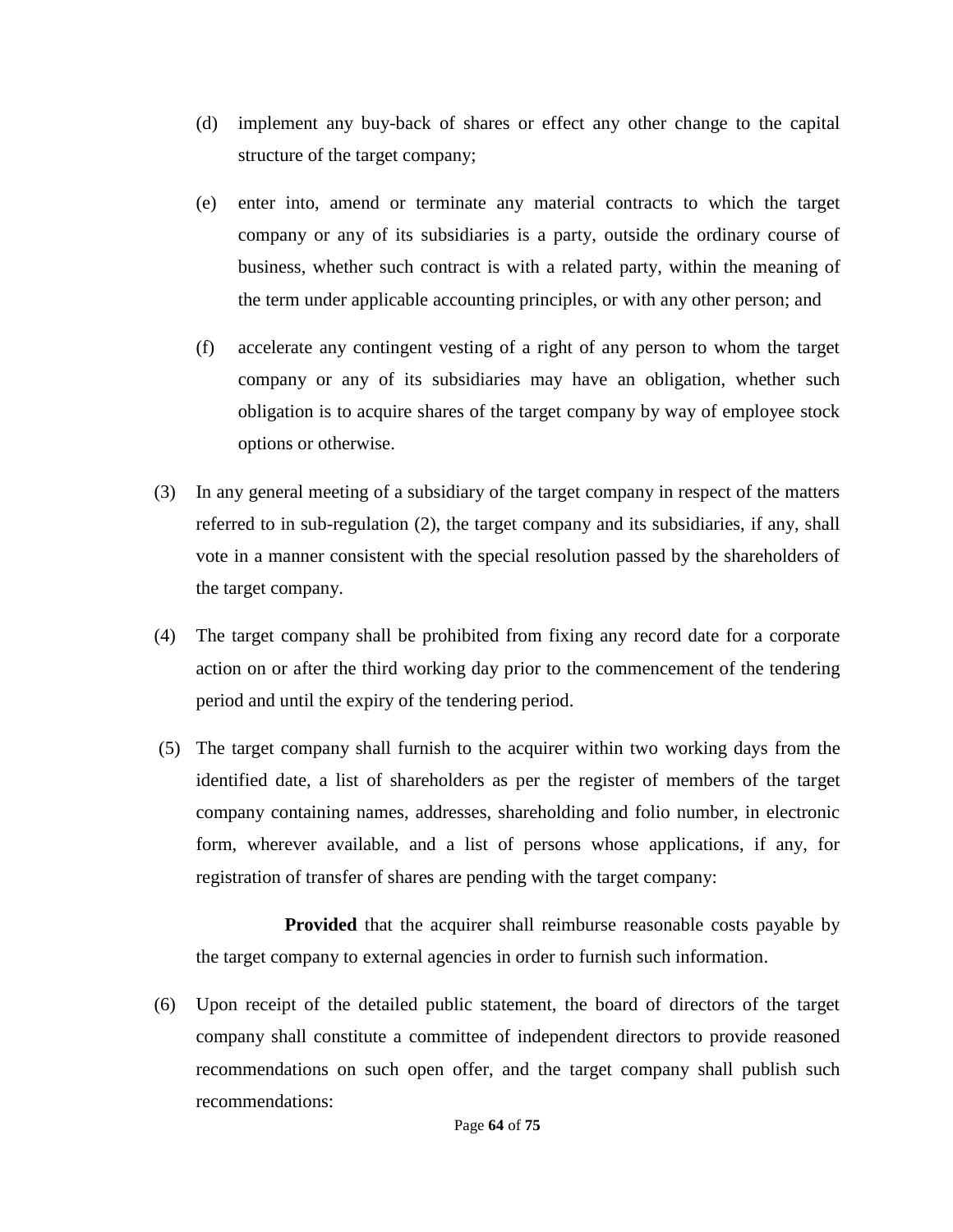(d) implement any buy-back of shares or effect any other change to the capital structure of the target company;

(e) enter into, amend or terminate any material contracts to which the target company or any of its subsidiaries is a party, outside the ordinary course of business, whether such contract is with a related party, within the meaning of the term under applicable accounting principles, or with any other person; and

(f) accelerate any contingent vesting of a right of any person to whom the target company or any of its subsidiaries may have an obligation, whether such obligation is to acquire shares of the target company by way of employee stock options or otherwise.

(3) In any general meeting of a subsidiary of the target company in respect of the matters referred to in sub-regulation (2), the target company and its subsidiaries, if any, shall vote in a manner consistent with the special resolution passed by the shareholders of the target company.

(4) The target company shall be prohibited from fixing any record date for a corporate action on or after the third working day prior to the commencement of the tendering period and until the expiry of the tendering period.

(5) The target company shall furnish to the acquirer within two working days from the identified date, a list of shareholders as per the register of members of the target company containing names, addresses, shareholding and folio number, in electronic form, wherever available, and a list of persons whose applications, if any, for registration of transfer of shares are pending with the target company:

**Provided** that the acquirer shall reimburse reasonable costs payable by the target company to external agencies in order to furnish such information.

(6) Upon receipt of the detailed public statement, the board of directors of the target company shall constitute a committee of independent directors to provide reasoned recommendations on such open offer, and the target company shall publish such recommendations: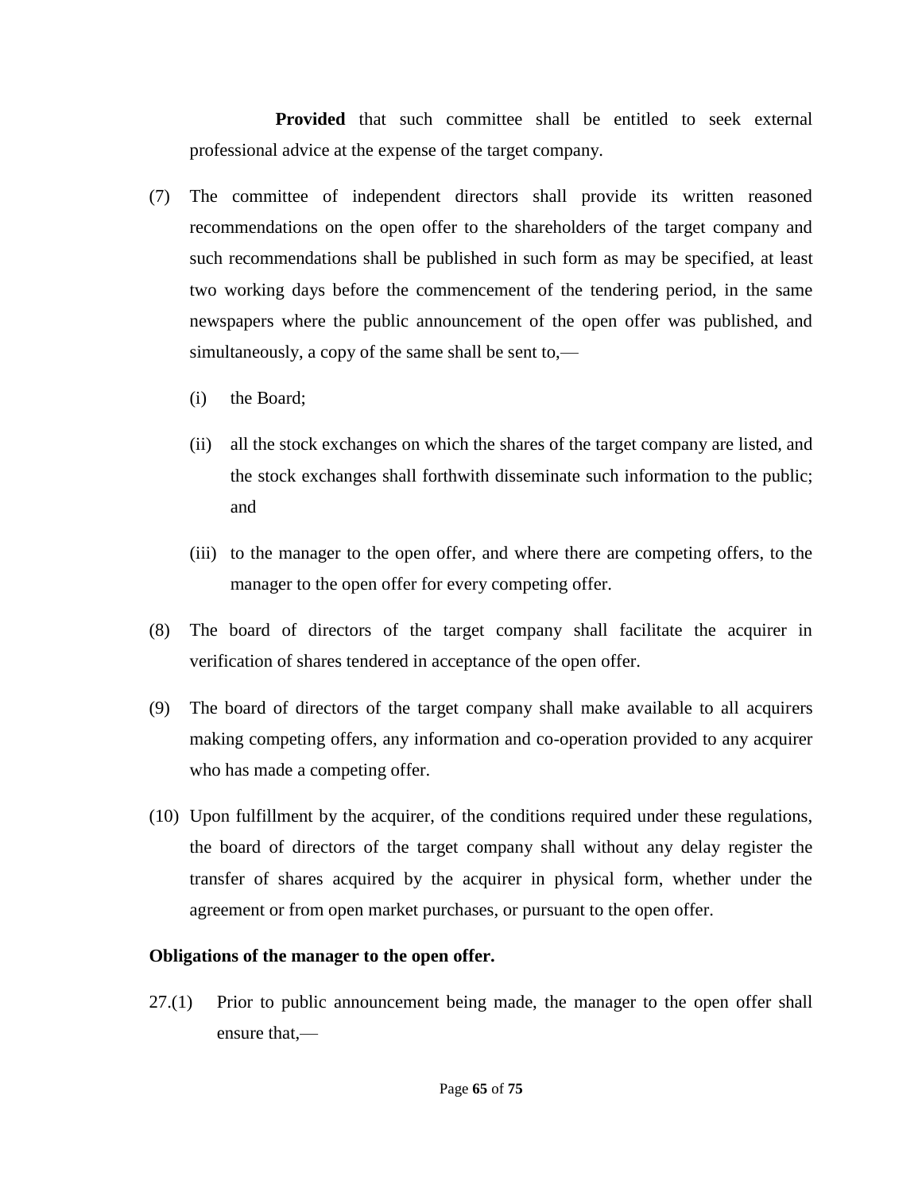**Provided** that such committee shall be entitled to seek external professional advice at the expense of the target company.

(7) The committee of independent directors shall provide its written reasoned recommendations on the open offer to the shareholders of the target company and such recommendations shall be published in such form as may be specified, at least two working days before the commencement of the tendering period, in the same newspapers where the public announcement of the open offer was published, and simultaneously, a copy of the same shall be sent to,—

  (i) the Board;

  (ii) all the stock exchanges on which the shares of the target company are listed, and the stock exchanges shall forthwith disseminate such information to the public; and

  (iii) to the manager to the open offer, and where there are competing offers, to the manager to the open offer for every competing offer.

(8) The board of directors of the target company shall facilitate the acquirer in verification of shares tendered in acceptance of the open offer.

(9) The board of directors of the target company shall make available to all acquirers making competing offers, any information and co-operation provided to any acquirer who has made a competing offer.

(10) Upon fulfillment by the acquirer, of the conditions required under these regulations, the board of directors of the target company shall without any delay register the transfer of shares acquired by the acquirer in physical form, whether under the agreement or from open market purchases, or pursuant to the open offer.

**Obligations of the manager to the open offer.**

27.(1) Prior to public announcement being made, the manager to the open offer shall ensure that,—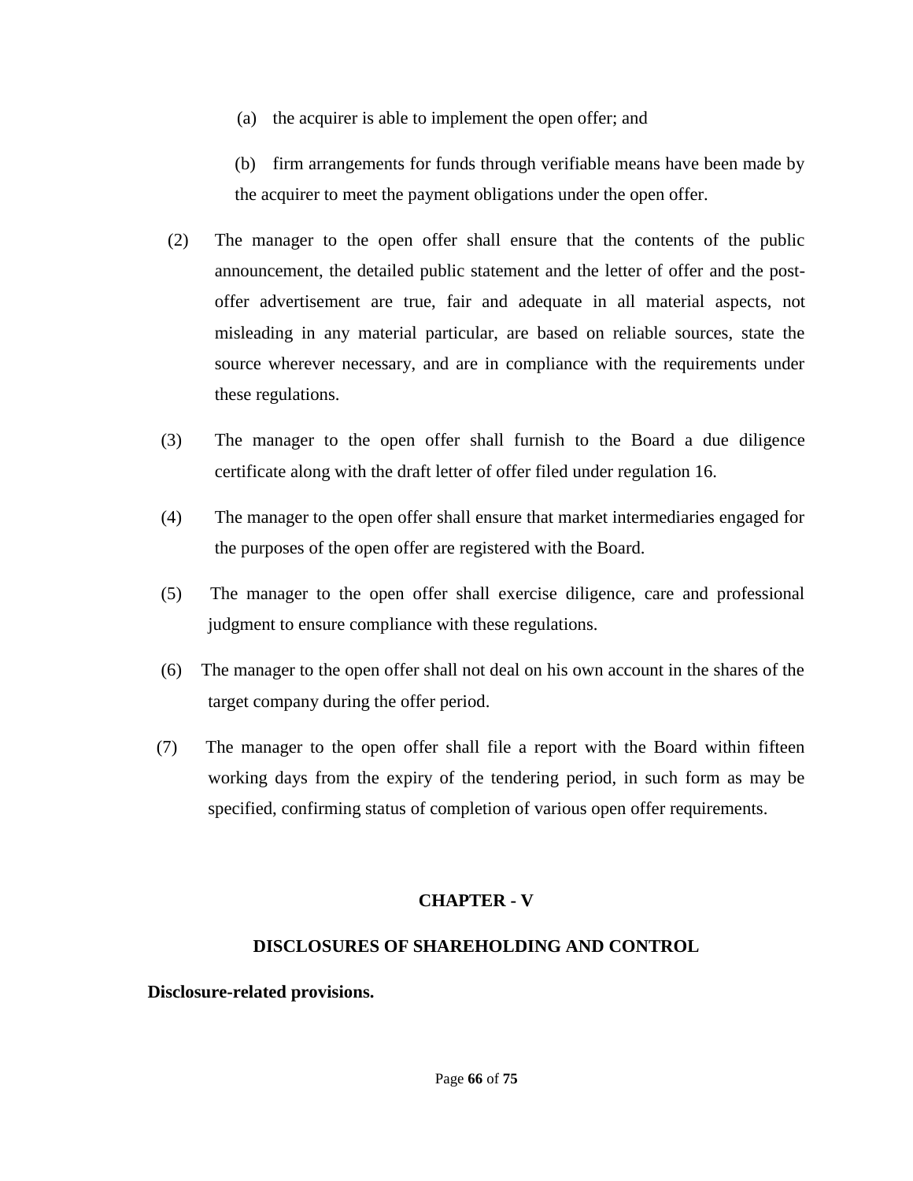(a) the acquirer is able to implement the open offer; and

(b) firm arrangements for funds through verifiable means have been made by the acquirer to meet the payment obligations under the open offer.

(2) The manager to the open offer shall ensure that the contents of the public announcement, the detailed public statement and the letter of offer and the post-offer advertisement are true, fair and adequate in all material aspects, not misleading in any material particular, are based on reliable sources, state the source wherever necessary, and are in compliance with the requirements under these regulations.

(3) The manager to the open offer shall furnish to the Board a due diligence certificate along with the draft letter of offer filed under regulation 16.

(4) The manager to the open offer shall ensure that market intermediaries engaged for the purposes of the open offer are registered with the Board.

(5) The manager to the open offer shall exercise diligence, care and professional judgment to ensure compliance with these regulations.

(6) The manager to the open offer shall not deal on his own account in the shares of the target company during the offer period.

(7) The manager to the open offer shall file a report with the Board within fifteen working days from the expiry of the tendering period, in such form as may be specified, confirming status of completion of various open offer requirements.

## CHAPTER - V

## DISCLOSURES OF SHAREHOLDING AND CONTROL

**Disclosure-related provisions.**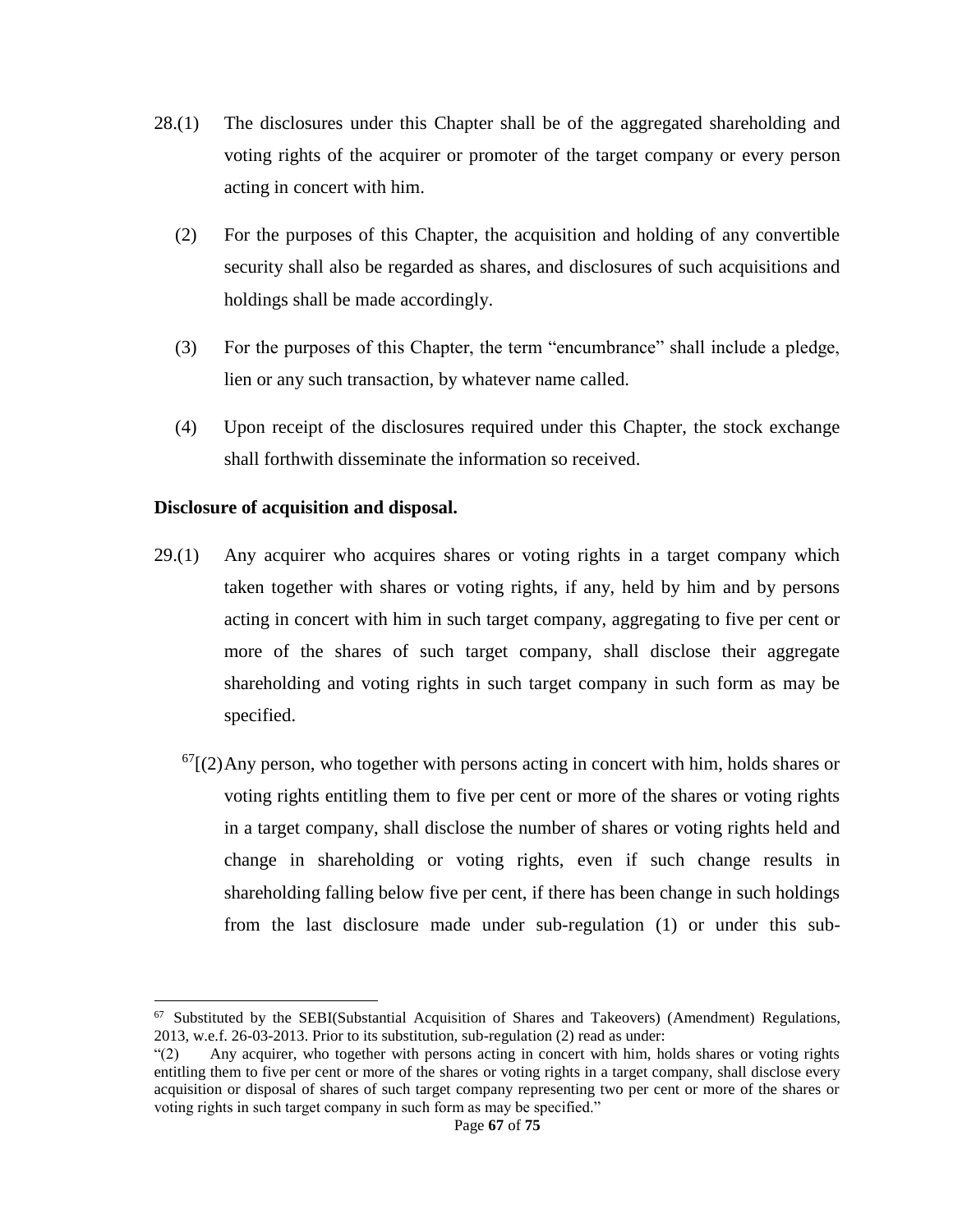28.(1) The disclosures under this Chapter shall be of the aggregated shareholding and voting rights of the acquirer or promoter of the target company or every person acting in concert with him.

(2) For the purposes of this Chapter, the acquisition and holding of any convertible security shall also be regarded as shares, and disclosures of such acquisitions and holdings shall be made accordingly.

(3) For the purposes of this Chapter, the term "encumbrance" shall include a pledge, lien or any such transaction, by whatever name called.

(4) Upon receipt of the disclosures required under this Chapter, the stock exchange shall forthwith disseminate the information so received.

**Disclosure of acquisition and disposal.**

29.(1) Any acquirer who acquires shares or voting rights in a target company which taken together with shares or voting rights, if any, held by him and by persons acting in concert with him in such target company, aggregating to five per cent or more of the shares of such target company, shall disclose their aggregate shareholding and voting rights in such target company in such form as may be specified.

[67][(2) Any person, who together with persons acting in concert with him, holds shares or voting rights entitling them to five per cent or more of the shares or voting rights in a target company, shall disclose the number of shares or voting rights held and change in shareholding or voting rights, even if such change results in shareholding falling below five per cent, if there has been change in such holdings from the last disclosure made under sub-regulation (1) or under this sub-

---

[67] Substituted by the SEBI(Substantial Acquisition of Shares and Takeovers) (Amendment) Regulations, 2013, w.e.f. 26-03-2013. Prior to its substitution, sub-regulation (2) read as under:
"(2) Any acquirer, who together with persons acting in concert with him, holds shares or voting rights entitling them to five per cent or more of the shares or voting rights in a target company, shall disclose every acquisition or disposal of shares of such target company representing two per cent or more of the shares or voting rights in such target company in such form as may be specified."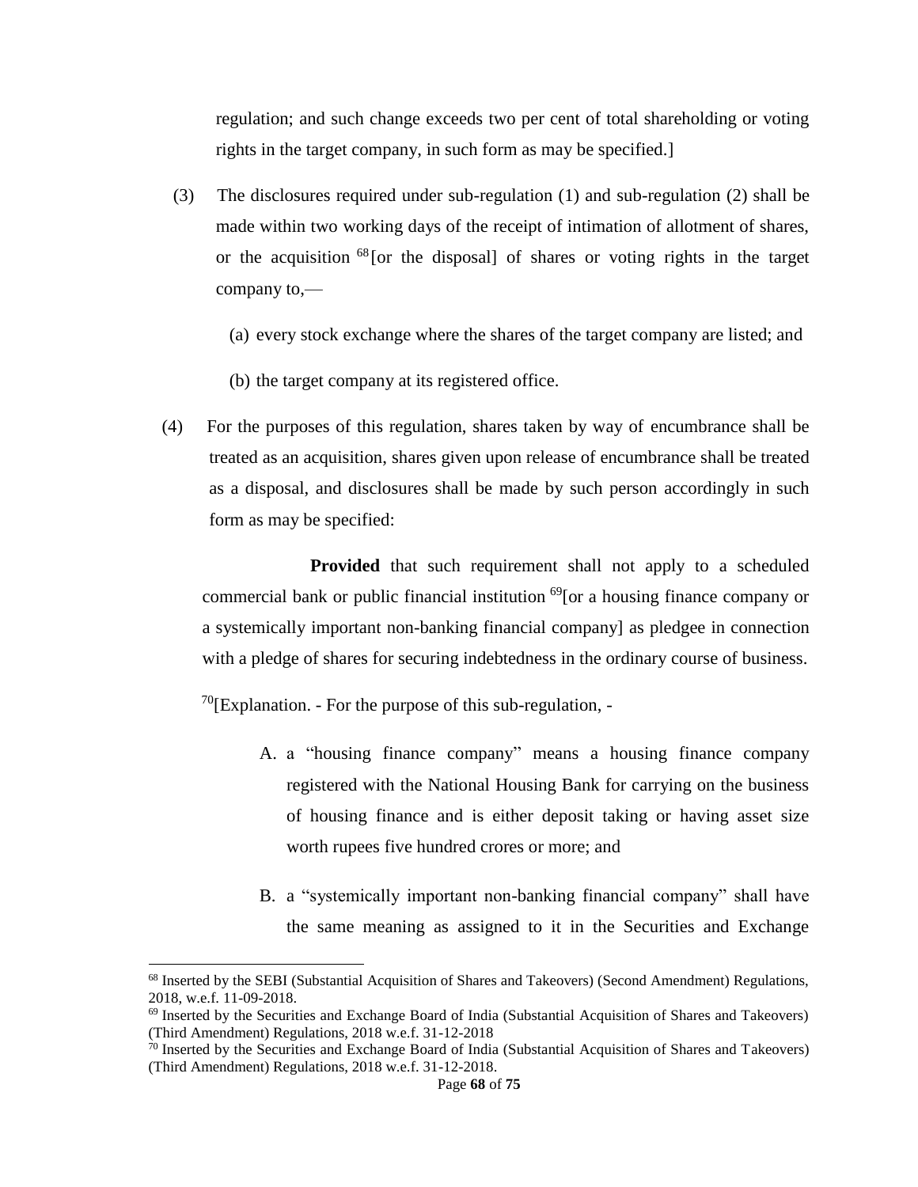regulation; and such change exceeds two per cent of total shareholding or voting rights in the target company, in such form as may be specified.]

(3) The disclosures required under sub-regulation (1) and sub-regulation (2) shall be made within two working days of the receipt of intimation of allotment of shares, or the acquisition [68][or the disposal] of shares or voting rights in the target company to,—

(a) every stock exchange where the shares of the target company are listed; and

(b) the target company at its registered office.

(4) For the purposes of this regulation, shares taken by way of encumbrance shall be treated as an acquisition, shares given upon release of encumbrance shall be treated as a disposal, and disclosures shall be made by such person accordingly in such form as may be specified:

**Provided** that such requirement shall not apply to a scheduled commercial bank or public financial institution [69][or a housing finance company or a systemically important non-banking financial company] as pledgee in connection with a pledge of shares for securing indebtedness in the ordinary course of business.

[70][Explanation. - For the purpose of this sub-regulation, -

A. a "housing finance company" means a housing finance company registered with the National Housing Bank for carrying on the business of housing finance and is either deposit taking or having asset size worth rupees five hundred crores or more; and

B. a "systemically important non-banking financial company" shall have the same meaning as assigned to it in the Securities and Exchange

---

[68] Inserted by the SEBI (Substantial Acquisition of Shares and Takeovers) (Second Amendment) Regulations, 2018, w.e.f. 11-09-2018.

[69] Inserted by the Securities and Exchange Board of India (Substantial Acquisition of Shares and Takeovers) (Third Amendment) Regulations, 2018 w.e.f. 31-12-2018

[70] Inserted by the Securities and Exchange Board of India (Substantial Acquisition of Shares and Takeovers) (Third Amendment) Regulations, 2018 w.e.f. 31-12-2018.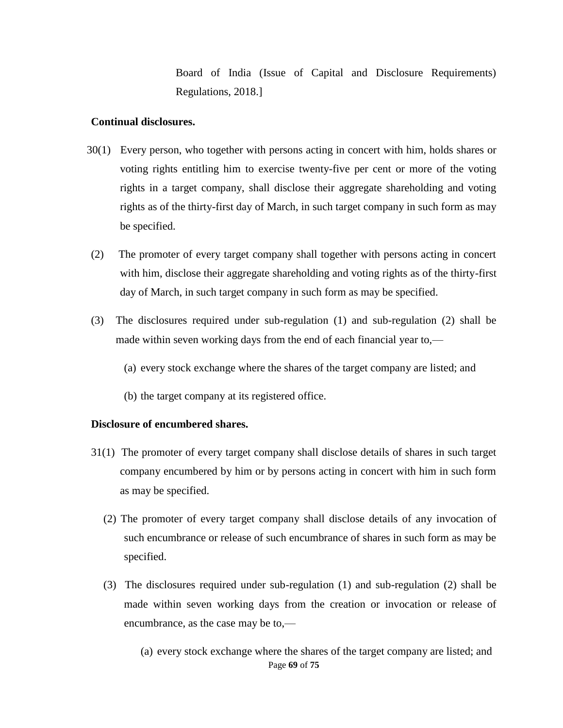Board of India (Issue of Capital and Disclosure Requirements) Regulations, 2018.]

**Continual disclosures.**

30(1) Every person, who together with persons acting in concert with him, holds shares or voting rights entitling him to exercise twenty-five per cent or more of the voting rights in a target company, shall disclose their aggregate shareholding and voting rights as of the thirty-first day of March, in such target company in such form as may be specified.

(2) The promoter of every target company shall together with persons acting in concert with him, disclose their aggregate shareholding and voting rights as of the thirty-first day of March, in such target company in such form as may be specified.

(3) The disclosures required under sub-regulation (1) and sub-regulation (2) shall be made within seven working days from the end of each financial year to,—

(a) every stock exchange where the shares of the target company are listed; and

(b) the target company at its registered office.

**Disclosure of encumbered shares.**

31(1) The promoter of every target company shall disclose details of shares in such target company encumbered by him or by persons acting in concert with him in such form as may be specified.

(2) The promoter of every target company shall disclose details of any invocation of such encumbrance or release of such encumbrance of shares in such form as may be specified.

(3) The disclosures required under sub-regulation (1) and sub-regulation (2) shall be made within seven working days from the creation or invocation or release of encumbrance, as the case may be to,—

(a) every stock exchange where the shares of the target company are listed; and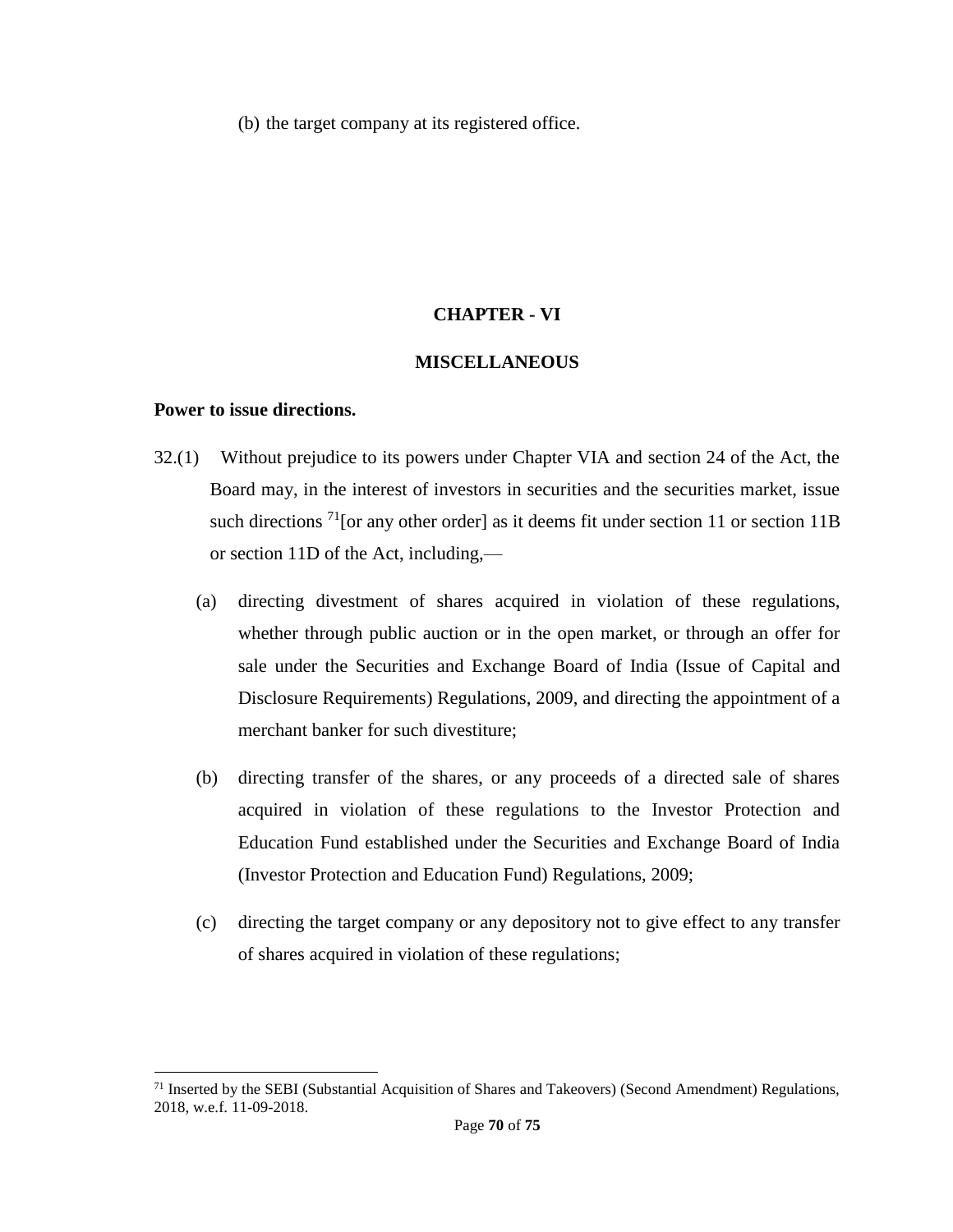(b) the target company at its registered office.

## CHAPTER - VI

## MISCELLANEOUS

**Power to issue directions.**

32.(1) Without prejudice to its powers under Chapter VIA and section 24 of the Act, the Board may, in the interest of investors in securities and the securities market, issue such directions [71][or any other order] as it deems fit under section 11 or section 11B or section 11D of the Act, including,—

(a) directing divestment of shares acquired in violation of these regulations, whether through public auction or in the open market, or through an offer for sale under the Securities and Exchange Board of India (Issue of Capital and Disclosure Requirements) Regulations, 2009, and directing the appointment of a merchant banker for such divestiture;

(b) directing transfer of the shares, or any proceeds of a directed sale of shares acquired in violation of these regulations to the Investor Protection and Education Fund established under the Securities and Exchange Board of India (Investor Protection and Education Fund) Regulations, 2009;

(c) directing the target company or any depository not to give effect to any transfer of shares acquired in violation of these regulations;

---

[71] Inserted by the SEBI (Substantial Acquisition of Shares and Takeovers) (Second Amendment) Regulations, 2018, w.e.f. 11-09-2018.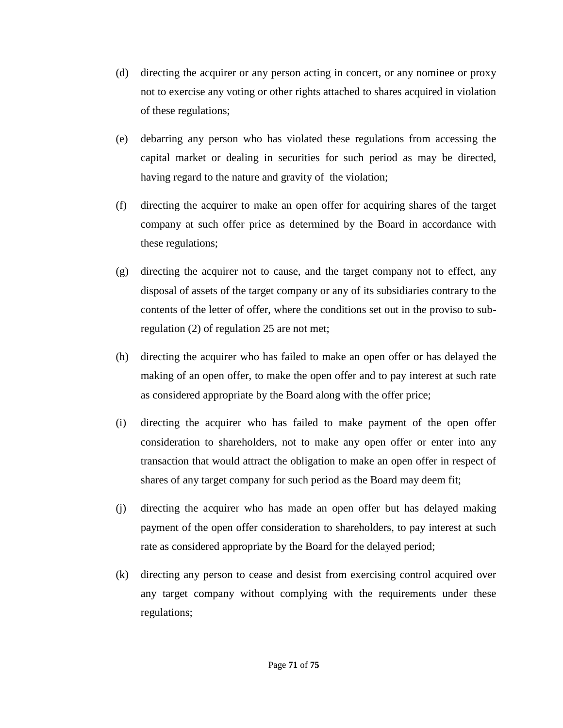(d) directing the acquirer or any person acting in concert, or any nominee or proxy not to exercise any voting or other rights attached to shares acquired in violation of these regulations;

(e) debarring any person who has violated these regulations from accessing the capital market or dealing in securities for such period as may be directed, having regard to the nature and gravity of the violation;

(f) directing the acquirer to make an open offer for acquiring shares of the target company at such offer price as determined by the Board in accordance with these regulations;

(g) directing the acquirer not to cause, and the target company not to effect, any disposal of assets of the target company or any of its subsidiaries contrary to the contents of the letter of offer, where the conditions set out in the proviso to sub-regulation (2) of regulation 25 are not met;

(h) directing the acquirer who has failed to make an open offer or has delayed the making of an open offer, to make the open offer and to pay interest at such rate as considered appropriate by the Board along with the offer price;

(i) directing the acquirer who has failed to make payment of the open offer consideration to shareholders, not to make any open offer or enter into any transaction that would attract the obligation to make an open offer in respect of shares of any target company for such period as the Board may deem fit;

(j) directing the acquirer who has made an open offer but has delayed making payment of the open offer consideration to shareholders, to pay interest at such rate as considered appropriate by the Board for the delayed period;

(k) directing any person to cease and desist from exercising control acquired over any target company without complying with the requirements under these regulations;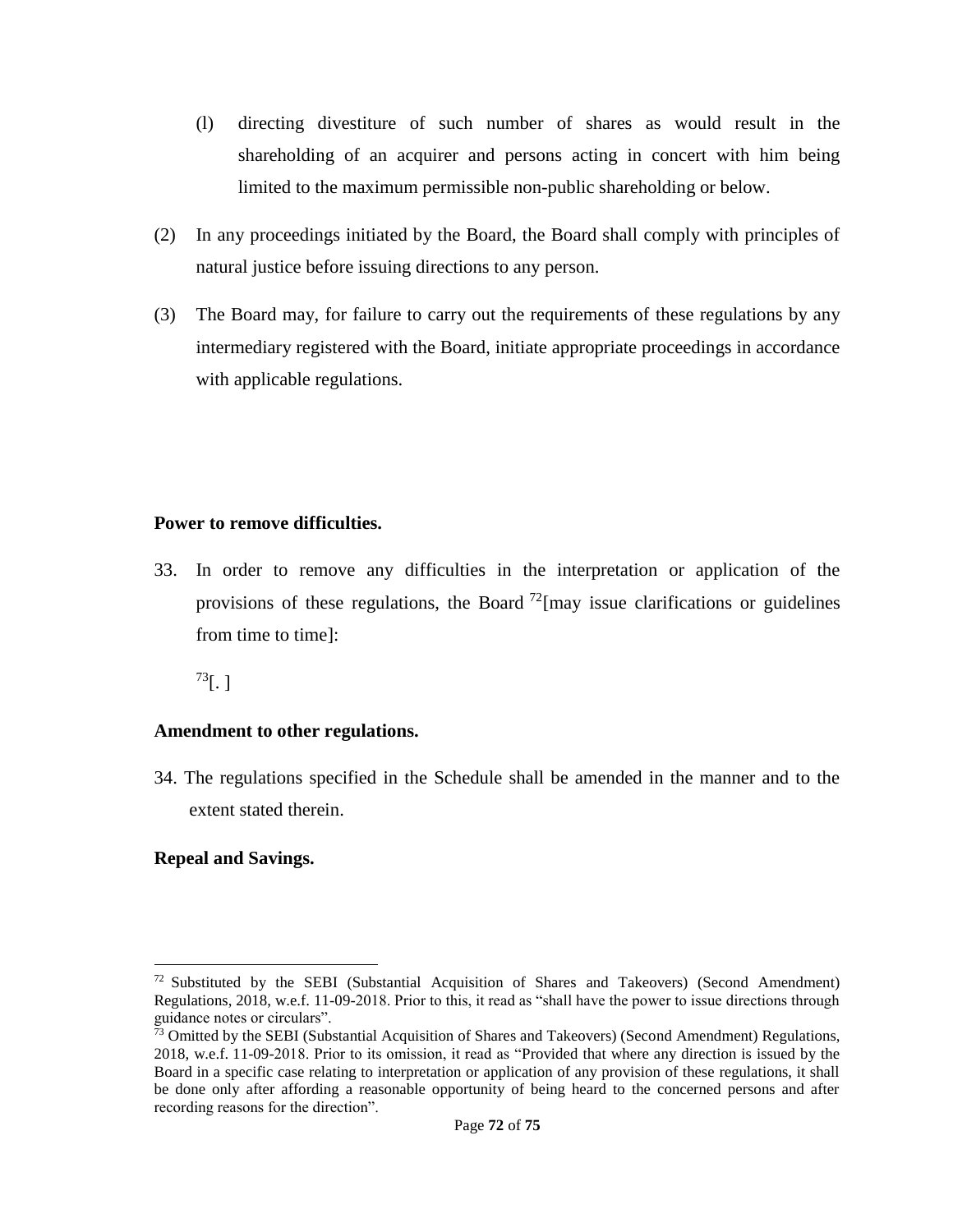(l) directing divestiture of such number of shares as would result in the shareholding of an acquirer and persons acting in concert with him being limited to the maximum permissible non-public shareholding or below.

(2) In any proceedings initiated by the Board, the Board shall comply with principles of natural justice before issuing directions to any person.

(3) The Board may, for failure to carry out the requirements of these regulations by any intermediary registered with the Board, initiate appropriate proceedings in accordance with applicable regulations.

**Power to remove difficulties.**

33. In order to remove any difficulties in the interpretation or application of the provisions of these regulations, the Board [72][may issue clarifications or guidelines from time to time]:

[73][. ]

**Amendment to other regulations.**

34. The regulations specified in the Schedule shall be amended in the manner and to the extent stated therein.

**Repeal and Savings.**

---

[72] Substituted by the SEBI (Substantial Acquisition of Shares and Takeovers) (Second Amendment) Regulations, 2018, w.e.f. 11-09-2018. Prior to this, it read as "shall have the power to issue directions through guidance notes or circulars".

[73] Omitted by the SEBI (Substantial Acquisition of Shares and Takeovers) (Second Amendment) Regulations, 2018, w.e.f. 11-09-2018. Prior to its omission, it read as "Provided that where any direction is issued by the Board in a specific case relating to interpretation or application of any provision of these regulations, it shall be done only after affording a reasonable opportunity of being heard to the concerned persons and after recording reasons for the direction".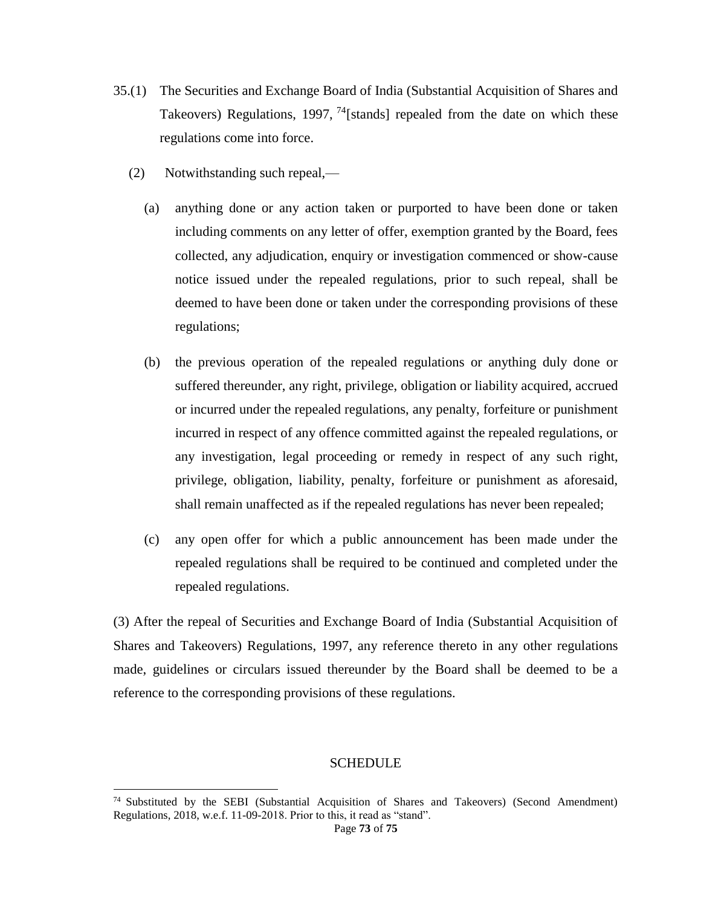35.(1) The Securities and Exchange Board of India (Substantial Acquisition of Shares and Takeovers) Regulations, 1997, [74][stands] repealed from the date on which these regulations come into force.

(2) Notwithstanding such repeal,—

(a) anything done or any action taken or purported to have been done or taken including comments on any letter of offer, exemption granted by the Board, fees collected, any adjudication, enquiry or investigation commenced or show-cause notice issued under the repealed regulations, prior to such repeal, shall be deemed to have been done or taken under the corresponding provisions of these regulations;

(b) the previous operation of the repealed regulations or anything duly done or suffered thereunder, any right, privilege, obligation or liability acquired, accrued or incurred under the repealed regulations, any penalty, forfeiture or punishment incurred in respect of any offence committed against the repealed regulations, or any investigation, legal proceeding or remedy in respect of any such right, privilege, obligation, liability, penalty, forfeiture or punishment as aforesaid, shall remain unaffected as if the repealed regulations has never been repealed;

(c) any open offer for which a public announcement has been made under the repealed regulations shall be required to be continued and completed under the repealed regulations.

(3) After the repeal of Securities and Exchange Board of India (Substantial Acquisition of Shares and Takeovers) Regulations, 1997, any reference thereto in any other regulations made, guidelines or circulars issued thereunder by the Board shall be deemed to be a reference to the corresponding provisions of these regulations.

## SCHEDULE

---

[74] Substituted by the SEBI (Substantial Acquisition of Shares and Takeovers) (Second Amendment) Regulations, 2018, w.e.f. 11-09-2018. Prior to this, it read as "stand".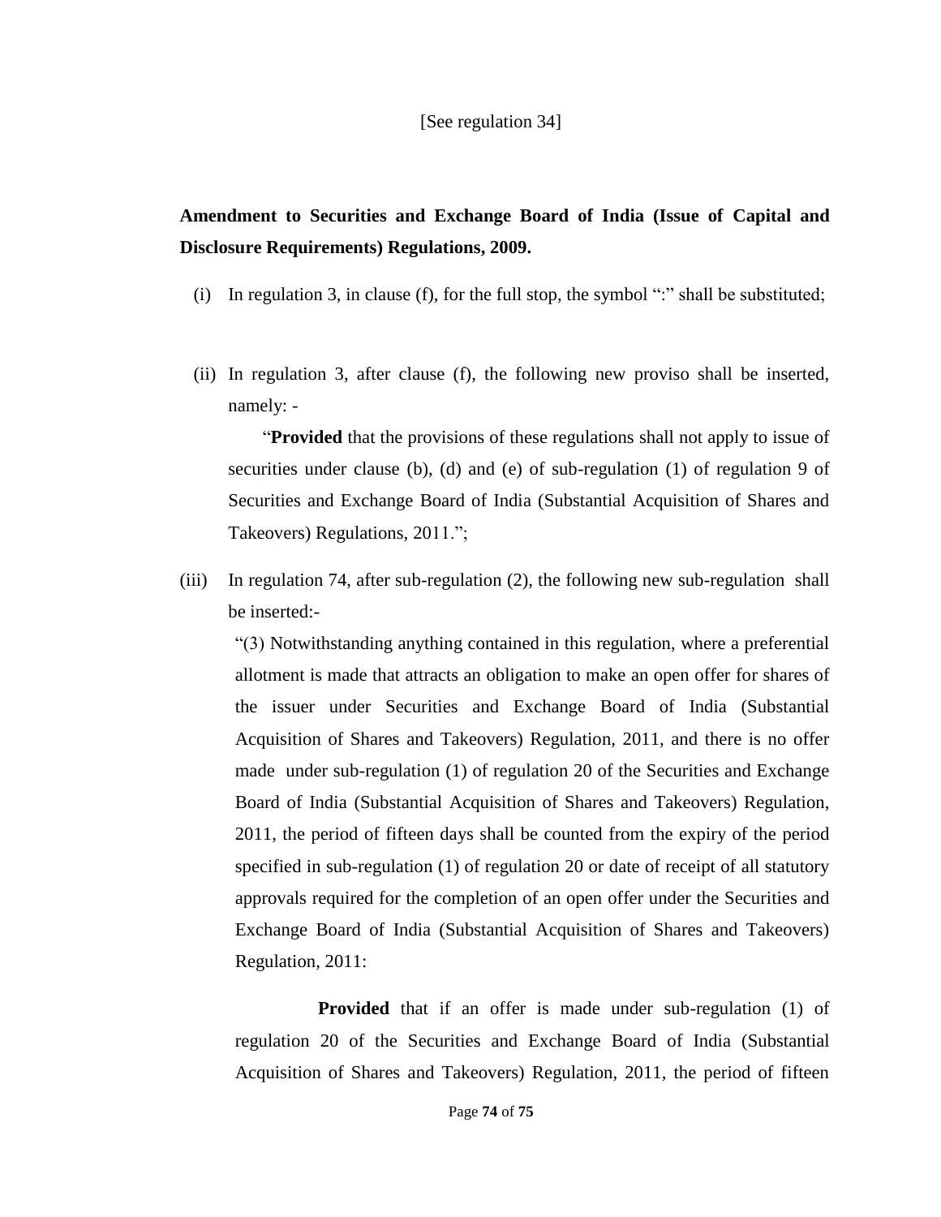[See regulation 34]

**Amendment to Securities and Exchange Board of India (Issue of Capital and Disclosure Requirements) Regulations, 2009.**

(i) In regulation 3, in clause (f), for the full stop, the symbol ":" shall be substituted;

(ii) In regulation 3, after clause (f), the following new proviso shall be inserted, namely: -

"**Provided** that the provisions of these regulations shall not apply to issue of securities under clause (b), (d) and (e) of sub-regulation (1) of regulation 9 of Securities and Exchange Board of India (Substantial Acquisition of Shares and Takeovers) Regulations, 2011.";

(iii) In regulation 74, after sub-regulation (2), the following new sub-regulation shall be inserted:-

"(3) Notwithstanding anything contained in this regulation, where a preferential allotment is made that attracts an obligation to make an open offer for shares of the issuer under Securities and Exchange Board of India (Substantial Acquisition of Shares and Takeovers) Regulation, 2011, and there is no offer made under sub-regulation (1) of regulation 20 of the Securities and Exchange Board of India (Substantial Acquisition of Shares and Takeovers) Regulation, 2011, the period of fifteen days shall be counted from the expiry of the period specified in sub-regulation (1) of regulation 20 or date of receipt of all statutory approvals required for the completion of an open offer under the Securities and Exchange Board of India (Substantial Acquisition of Shares and Takeovers) Regulation, 2011:

**Provided** that if an offer is made under sub-regulation (1) of regulation 20 of the Securities and Exchange Board of India (Substantial Acquisition of Shares and Takeovers) Regulation, 2011, the period of fifteen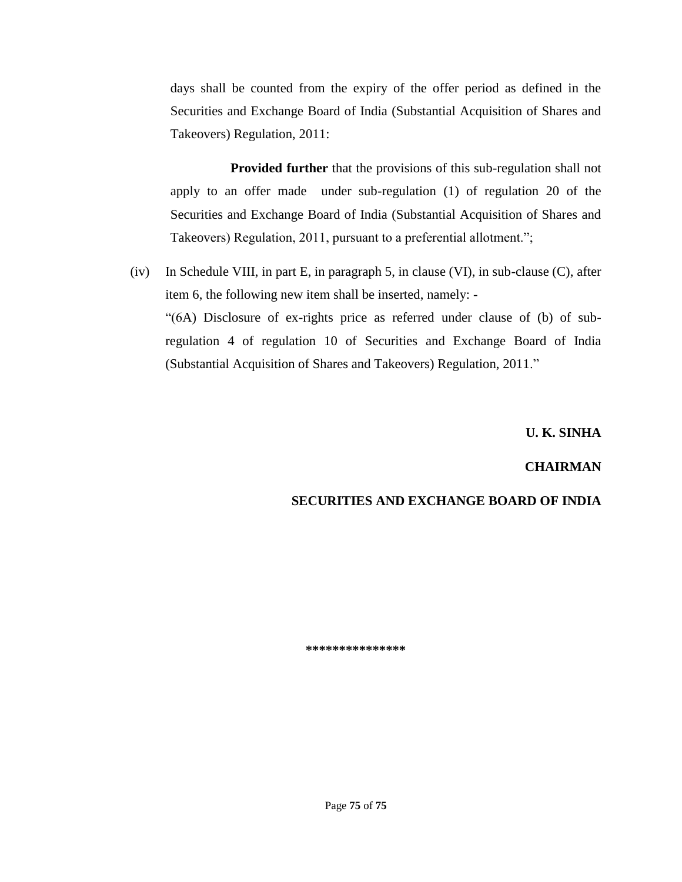days shall be counted from the expiry of the offer period as defined in the Securities and Exchange Board of India (Substantial Acquisition of Shares and Takeovers) Regulation, 2011:

**Provided further** that the provisions of this sub-regulation shall not apply to an offer made under sub-regulation (1) of regulation 20 of the Securities and Exchange Board of India (Substantial Acquisition of Shares and Takeovers) Regulation, 2011, pursuant to a preferential allotment.";

(iv) In Schedule VIII, in part E, in paragraph 5, in clause (VI), in sub-clause (C), after item 6, the following new item shall be inserted, namely: -

"(6A) Disclosure of ex-rights price as referred under clause of (b) of sub-regulation 4 of regulation 10 of Securities and Exchange Board of India (Substantial Acquisition of Shares and Takeovers) Regulation, 2011."

**U. K. SINHA**

**CHAIRMAN**

**SECURITIES AND EXCHANGE BOARD OF INDIA**

**\*\*\*\*\*\*\*\*\*\*\*\*\*\*\***